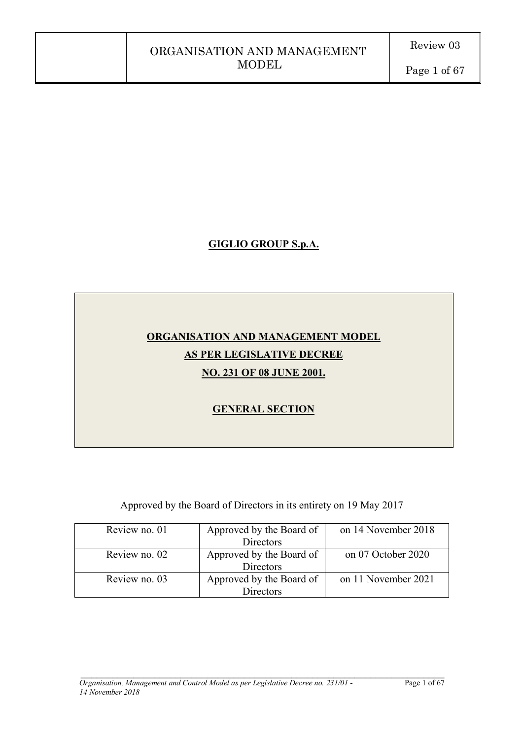# GIGLIO GROUP S.p.A.

## ORGANISATION AND MANAGEMENT MODEL AS PER LEGISLATIVE DECREE NO. 231 OF 08 JUNE 2001.

## GENERAL SECTION

Approved by the Board of Directors in its entirety on 19 May 2017

| | | |
|---|---|---|
| Review no. 01 | Approved by the Board of Directors | on 14 November 2018 |
| Review no. 02 | Approved by the Board of Directors | on 07 October 2020 |
| Review no. 03 | Approved by the Board of Directors | on 11 November 2021 |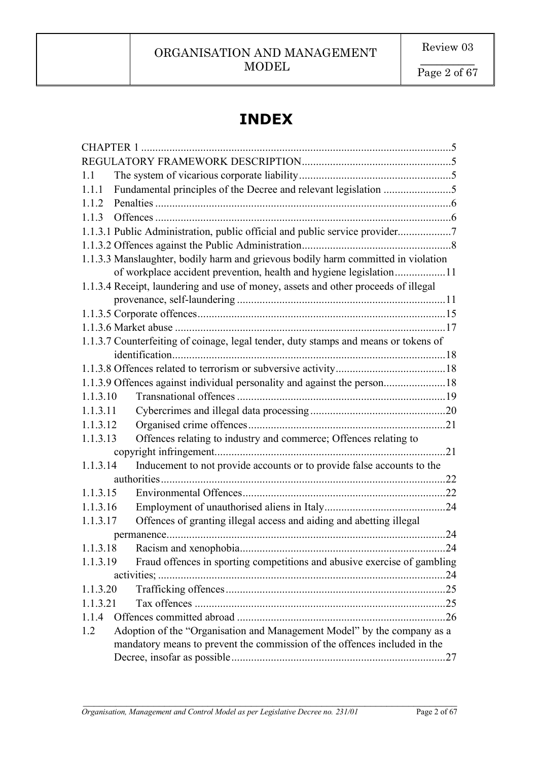# INDEX

CHAPTER 1 ....................................................................................................5
REGULATORY FRAMEWORK DESCRIPTION....................................................5
1.1 The system of vicarious corporate liability......................................................5
1.1.1 Fundamental principles of the Decree and relevant legislation ........................5
1.1.2 Penalties .........................................................................................................6
1.1.3 Offences .........................................................................................................6
1.1.3.1 Public Administration, public official and public service provider...................7
1.1.3.2 Offences against the Public Administration.....................................................8
1.1.3.3 Manslaughter, bodily harm and grievous bodily harm committed in violation of workplace accident prevention, health and hygiene legislation..................11
1.1.3.4 Receipt, laundering and use of money, assets and other proceeds of illegal provenance, self-laundering ..........................................................................11
1.1.3.5 Corporate offences........................................................................................15
1.1.3.6 Market abuse ................................................................................................17
1.1.3.7 Counterfeiting of coinage, legal tender, duty stamps and means or tokens of identification.................................................................................................18
1.1.3.8 Offences related to terrorism or subversive activity.......................................18
1.1.3.9 Offences against individual personality and against the person......................18
1.1.3.10 Transnational offences ..........................................................................19
1.1.3.11 Cybercrimes and illegal data processing................................................20
1.1.3.12 Organised crime offences......................................................................21
1.1.3.13 Offences relating to industry and commerce; Offences relating to copyright infringement..................................................................................21
1.1.3.14 Inducement to not provide accounts or to provide false accounts to the authorities.....................................................................................................22
1.1.3.15 Environmental Offences........................................................................22
1.1.3.16 Employment of unauthorised aliens in Italy...........................................24
1.1.3.17 Offences of granting illegal access and aiding and abetting illegal permanence...................................................................................................24
1.1.3.18 Racism and xenophobia.........................................................................24
1.1.3.19 Fraud offences in sporting competitions and abusive exercise of gambling activities; ......................................................................................................24
1.1.3.20 Trafficking offences..............................................................................25
1.1.3.21 Tax offences .........................................................................................25
1.1.4 Offences committed abroad ..........................................................................26
1.2 Adoption of the "Organisation and Management Model" by the company as a mandatory means to prevent the commission of the offences included in the Decree, insofar as possible............................................................................27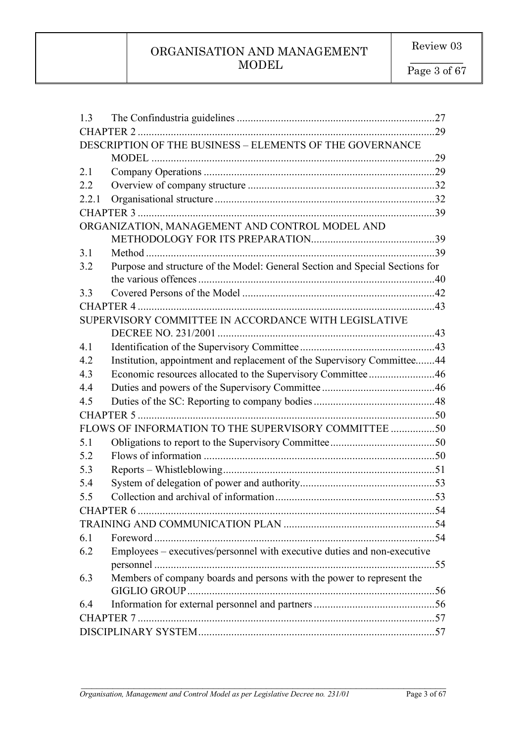1.3 The Confindustria guidelines ....................................................................27

CHAPTER 2 ....................................................................................................29

DESCRIPTION OF THE BUSINESS – ELEMENTS OF THE GOVERNANCE MODEL ....................................................................................................29

2.1 Company Operations ................................................................................29

2.2 Overview of company structure ...............................................................32

2.2.1 Organisational structure ........................................................................32

CHAPTER 3 ....................................................................................................39

ORGANIZATION, MANAGEMENT AND CONTROL MODEL AND METHODOLOGY FOR ITS PREPARATION ..............................................39

3.1 Method ....................................................................................................39

3.2 Purpose and structure of the Model: General Section and Special Sections for the various offences ......................................................................................40

3.3 Covered Persons of the Model .................................................................42

CHAPTER 4 ....................................................................................................43

SUPERVISORY COMMITTEE IN ACCORDANCE WITH LEGISLATIVE DECREE NO. 231/2001 ..................................................................................43

4.1 Identification of the Supervisory Committee ..........................................43

4.2 Institution, appointment and replacement of the Supervisory Committee.......44

4.3 Economic resources allocated to the Supervisory Committee ...................46

4.4 Duties and powers of the Supervisory Committee ...................................46

4.5 Duties of the SC: Reporting to company bodies ......................................48

CHAPTER 5 ....................................................................................................50

FLOWS OF INFORMATION TO THE SUPERVISORY COMMITTEE ................50

5.1 Obligations to report to the Supervisory Committee ................................50

5.2 Flows of information ...............................................................................50

5.3 Reports – Whistleblowing ........................................................................51

5.4 System of delegation of power and authority ...........................................53

5.5 Collection and archival of information ....................................................53

CHAPTER 6 ....................................................................................................54

TRAINING AND COMMUNICATION PLAN ...................................................54

6.1 Foreword .................................................................................................54

6.2 Employees – executives/personnel with executive duties and non-executive personnel .....................................................................................................55

6.3 Members of company boards and persons with the power to represent the GIGLIO GROUP .............................................................................................56

6.4 Information for external personnel and partners ......................................56

CHAPTER 7 ....................................................................................................57

DISCIPLINARY SYSTEM ..............................................................................57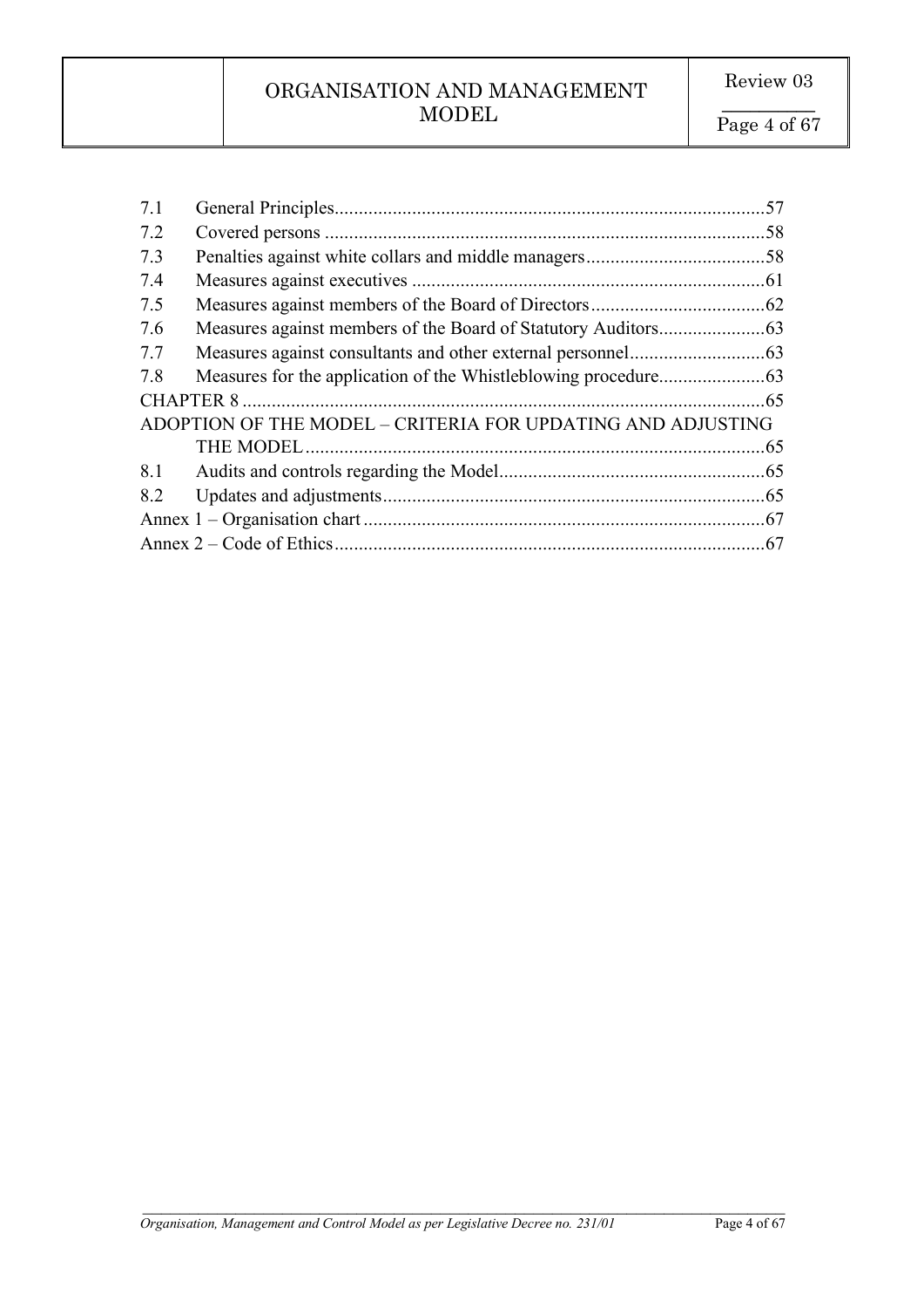| | | |
|---|---|---|
| 7.1 | General Principles | 57 |
| 7.2 | Covered persons | 58 |
| 7.3 | Penalties against white collars and middle managers | 58 |
| 7.4 | Measures against executives | 61 |
| 7.5 | Measures against members of the Board of Directors | 62 |
| 7.6 | Measures against members of the Board of Statutory Auditors | 63 |
| 7.7 | Measures against consultants and other external personnel | 63 |
| 7.8 | Measures for the application of the Whistleblowing procedure | 63 |
| CHAPTER 8 | | 65 |
| ADOPTION OF THE MODEL – CRITERIA FOR UPDATING AND ADJUSTING THE MODEL | | 65 |
| 8.1 | Audits and controls regarding the Model | 65 |
| 8.2 | Updates and adjustments | 65 |
| Annex 1 – Organisation chart | | 67 |
| Annex 2 – Code of Ethics | | 67 |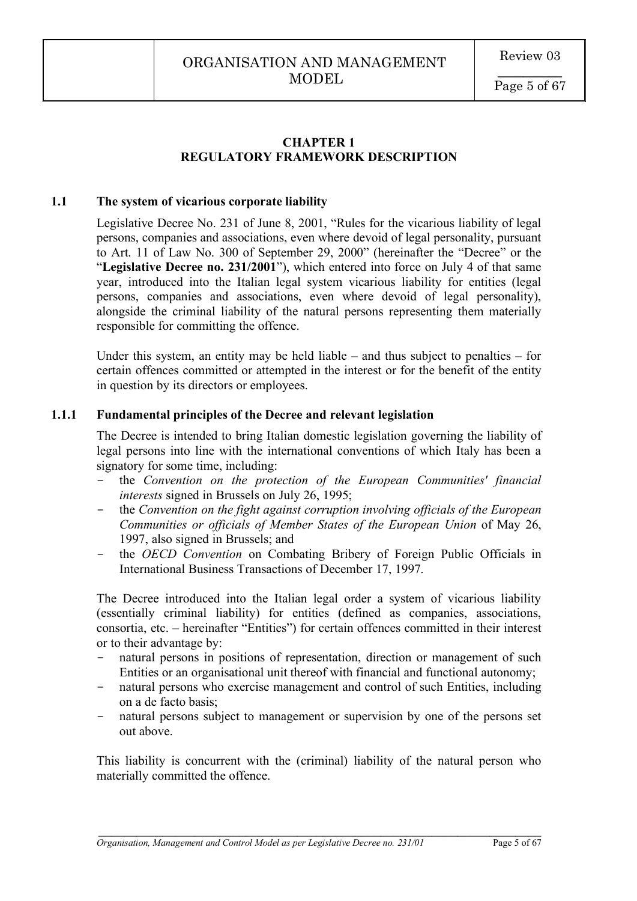# CHAPTER 1
# REGULATORY FRAMEWORK DESCRIPTION

## 1.1 The system of vicarious corporate liability

Legislative Decree No. 231 of June 8, 2001, "Rules for the vicarious liability of legal persons, companies and associations, even where devoid of legal personality, pursuant to Art. 11 of Law No. 300 of September 29, 2000" (hereinafter the "Decree" or the "**Legislative Decree no. 231/2001**"), which entered into force on July 4 of that same year, introduced into the Italian legal system vicarious liability for entities (legal persons, companies and associations, even where devoid of legal personality), alongside the criminal liability of the natural persons representing them materially responsible for committing the offence.

Under this system, an entity may be held liable – and thus subject to penalties – for certain offences committed or attempted in the interest or for the benefit of the entity in question by its directors or employees.

### 1.1.1 Fundamental principles of the Decree and relevant legislation

The Decree is intended to bring Italian domestic legislation governing the liability of legal persons into line with the international conventions of which Italy has been a signatory for some time, including:

- the *Convention on the protection of the European Communities' financial interests* signed in Brussels on July 26, 1995;
- the *Convention on the fight against corruption involving officials of the European Communities or officials of Member States of the European Union* of May 26, 1997, also signed in Brussels; and
- the *OECD Convention* on Combating Bribery of Foreign Public Officials in International Business Transactions of December 17, 1997.

The Decree introduced into the Italian legal order a system of vicarious liability (essentially criminal liability) for entities (defined as companies, associations, consortia, etc. – hereinafter "Entities") for certain offences committed in their interest or to their advantage by:

- natural persons in positions of representation, direction or management of such Entities or an organisational unit thereof with financial and functional autonomy;
- natural persons who exercise management and control of such Entities, including on a de facto basis;
- natural persons subject to management or supervision by one of the persons set out above.

This liability is concurrent with the (criminal) liability of the natural person who materially committed the offence.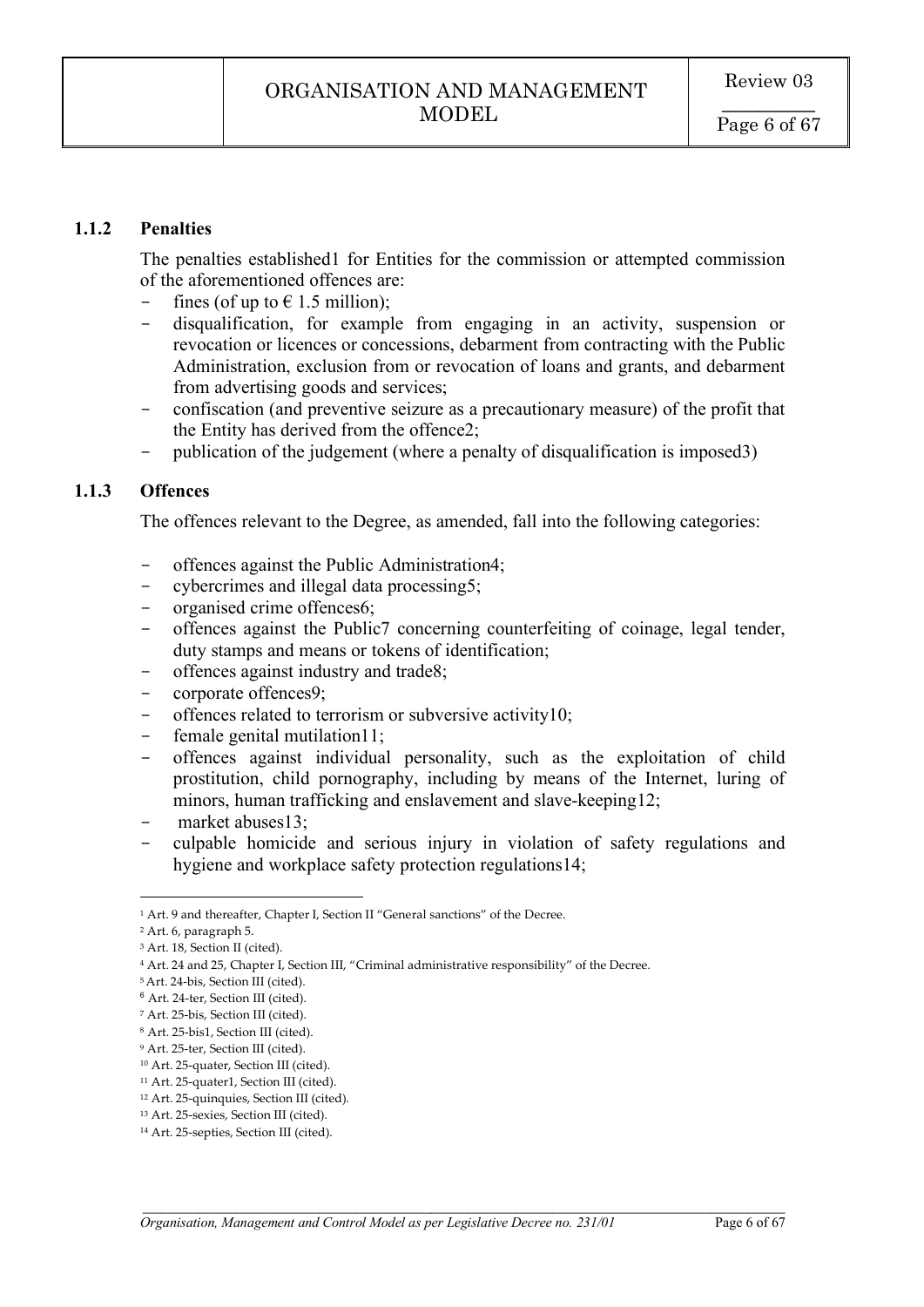### 1.1.2 Penalties

The penalties established[1] for Entities for the commission or attempted commission of the aforementioned offences are:

- fines (of up to € 1.5 million);
- disqualification, for example from engaging in an activity, suspension or revocation or licences or concessions, debarment from contracting with the Public Administration, exclusion from or revocation of loans and grants, and debarment from advertising goods and services;
- confiscation (and preventive seizure as a precautionary measure) of the profit that the Entity has derived from the offence[2];
- publication of the judgement (where a penalty of disqualification is imposed[3])

### 1.1.3 Offences

The offences relevant to the Degree, as amended, fall into the following categories:

- offences against the Public Administration[4];
- cybercrimes and illegal data processing[5];
- organised crime offences[6];
- offences against the Public[7] concerning counterfeiting of coinage, legal tender, duty stamps and means or tokens of identification;
- offences against industry and trade[8];
- corporate offences[9];
- offences related to terrorism or subversive activity[10];
- female genital mutilation[11];
- offences against individual personality, such as the exploitation of child prostitution, child pornography, including by means of the Internet, luring of minors, human trafficking and enslavement and slave-keeping[12];
- market abuses[13];
- culpable homicide and serious injury in violation of safety regulations and hygiene and workplace safety protection regulations[14];

---

[1] Art. 9 and thereafter, Chapter I, Section II "General sanctions" of the Decree.

[2] Art. 6, paragraph 5.

[3] Art. 18, Section II (cited).

[4] Art. 24 and 25, Chapter I, Section III, "Criminal administrative responsibility" of the Decree.

[5] Art. 24-bis, Section III (cited).

[6] Art. 24-ter, Section III (cited).

[7] Art. 25-bis, Section III (cited).

[8] Art. 25-bis1, Section III (cited).

[9] Art. 25-ter, Section III (cited).

[10] Art. 25-quater, Section III (cited).

[11] Art. 25-quater1, Section III (cited).

[12] Art. 25-quinquies, Section III (cited).

[13] Art. 25-sexies, Section III (cited).

[14] Art. 25-septies, Section III (cited).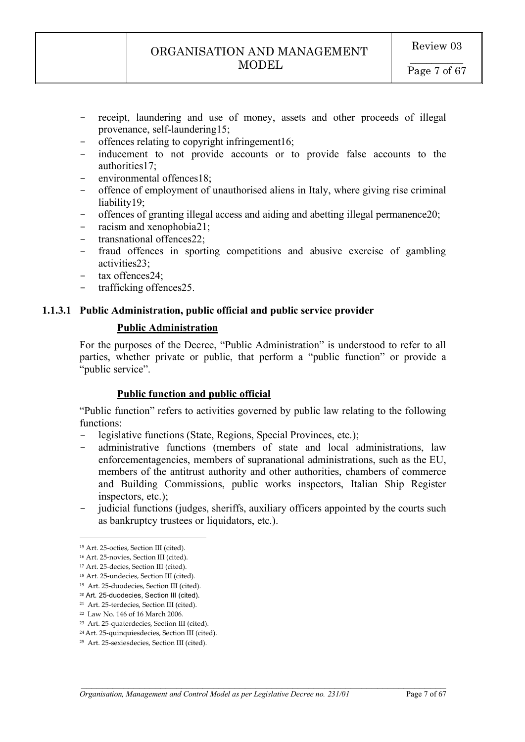- receipt, laundering and use of money, assets and other proceeds of illegal provenance, self-laundering[15];
- offences relating to copyright infringement[16];
- inducement to not provide accounts or to provide false accounts to the authorities[17];
- environmental offences[18];
- offence of employment of unauthorised aliens in Italy, where giving rise criminal liability[19];
- offences of granting illegal access and aiding and abetting illegal permanence[20];
- racism and xenophobia[21];
- transnational offences[22];
- fraud offences in sporting competitions and abusive exercise of gambling activities[23];
- tax offences[24];
- trafficking offences[25].

#### 1.1.3.1 Public Administration, public official and public service provider

**Public Administration**

For the purposes of the Decree, "Public Administration" is understood to refer to all parties, whether private or public, that perform a "public function" or provide a "public service".

**Public function and public official**

"Public function" refers to activities governed by public law relating to the following functions:

- legislative functions (State, Regions, Special Provinces, etc.);
- administrative functions (members of state and local administrations, law enforcementagencies, members of supranational administrations, such as the EU, members of the antitrust authority and other authorities, chambers of commerce and Building Commissions, public works inspectors, Italian Ship Register inspectors, etc.);
- judicial functions (judges, sheriffs, auxiliary officers appointed by the courts such as bankruptcy trustees or liquidators, etc.).

---

[15] Art. 25-octies, Section III (cited).
[16] Art. 25-novies, Section III (cited).
[17] Art. 25-decies, Section III (cited).
[18] Art. 25-undecies, Section III (cited).
[19] Art. 25-duodecies, Section III (cited).
[20] Art. 25-duodecies, Section III (cited).
[21] Art. 25-terdecies, Section III (cited).
[22] Law No. 146 of 16 March 2006.
[23] Art. 25-quaterdecies, Section III (cited).
[24] Art. 25-quinquiesdecies, Section III (cited).
[25] Art. 25-sexiesdecies, Section III (cited).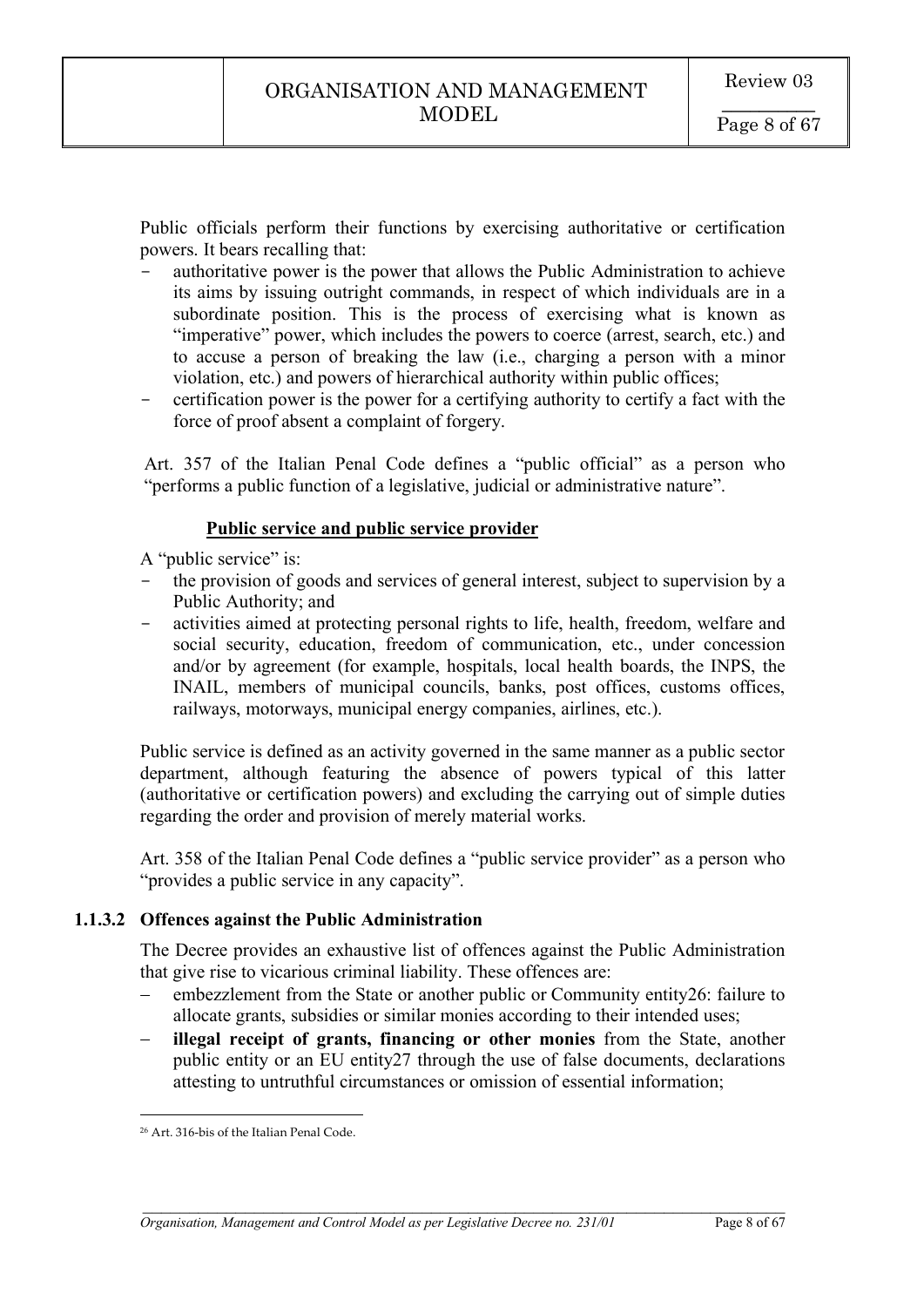Public officials perform their functions by exercising authoritative or certification powers. It bears recalling that:

- authoritative power is the power that allows the Public Administration to achieve its aims by issuing outright commands, in respect of which individuals are in a subordinate position. This is the process of exercising what is known as "imperative" power, which includes the powers to coerce (arrest, search, etc.) and to accuse a person of breaking the law (i.e., charging a person with a minor violation, etc.) and powers of hierarchical authority within public offices;
- certification power is the power for a certifying authority to certify a fact with the force of proof absent a complaint of forgery.

Art. 357 of the Italian Penal Code defines a "public official" as a person who "performs a public function of a legislative, judicial or administrative nature".

**<u>Public service and public service provider</u>**

A "public service" is:

- the provision of goods and services of general interest, subject to supervision by a Public Authority; and
- activities aimed at protecting personal rights to life, health, freedom, welfare and social security, education, freedom of communication, etc., under concession and/or by agreement (for example, hospitals, local health boards, the INPS, the INAIL, members of municipal councils, banks, post offices, customs offices, railways, motorways, municipal energy companies, airlines, etc.).

Public service is defined as an activity governed in the same manner as a public sector department, although featuring the absence of powers typical of this latter (authoritative or certification powers) and excluding the carrying out of simple duties regarding the order and provision of merely material works.

Art. 358 of the Italian Penal Code defines a "public service provider" as a person who "provides a public service in any capacity".

#### 1.1.3.2 Offences against the Public Administration

The Decree provides an exhaustive list of offences against the Public Administration that give rise to vicarious criminal liability. These offences are:

- embezzlement from the State or another public or Community entity[26]: failure to allocate grants, subsidies or similar monies according to their intended uses;
- **illegal receipt of grants, financing or other monies** from the State, another public entity or an EU entity[27] through the use of false documents, declarations attesting to untruthful circumstances or omission of essential information;

[26] Art. 316-bis of the Italian Penal Code.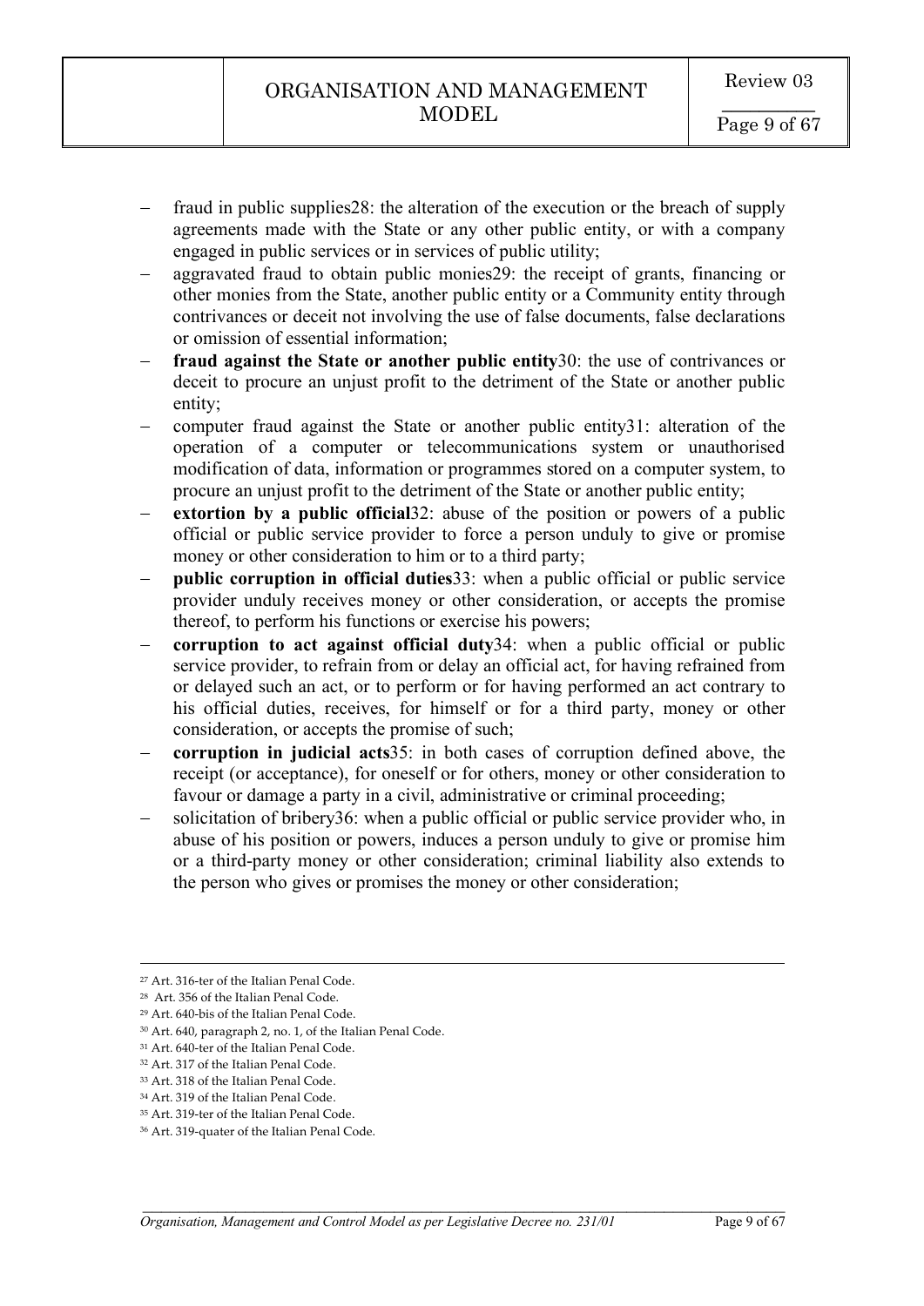- fraud in public supplies[28]: the alteration of the execution or the breach of supply agreements made with the State or any other public entity, or with a company engaged in public services or in services of public utility;
- aggravated fraud to obtain public monies[29]: the receipt of grants, financing or other monies from the State, another public entity or a Community entity through contrivances or deceit not involving the use of false documents, false declarations or omission of essential information;
- **fraud against the State or another public entity**[30]: the use of contrivances or deceit to procure an unjust profit to the detriment of the State or another public entity;
- computer fraud against the State or another public entity[31]: alteration of the operation of a computer or telecommunications system or unauthorised modification of data, information or programmes stored on a computer system, to procure an unjust profit to the detriment of the State or another public entity;
- **extortion by a public official**[32]: abuse of the position or powers of a public official or public service provider to force a person unduly to give or promise money or other consideration to him or to a third party;
- **public corruption in official duties**[33]: when a public official or public service provider unduly receives money or other consideration, or accepts the promise thereof, to perform his functions or exercise his powers;
- **corruption to act against official duty**[34]: when a public official or public service provider, to refrain from or delay an official act, for having refrained from or delayed such an act, or to perform or for having performed an act contrary to his official duties, receives, for himself or for a third party, money or other consideration, or accepts the promise of such;
- **corruption in judicial acts**[35]: in both cases of corruption defined above, the receipt (or acceptance), for oneself or for others, money or other consideration to favour or damage a party in a civil, administrative or criminal proceeding;
- solicitation of bribery[36]: when a public official or public service provider who, in abuse of his position or powers, induces a person unduly to give or promise him or a third-party money or other consideration; criminal liability also extends to the person who gives or promises the money or other consideration;

---

[27] Art. 316-ter of the Italian Penal Code.
[28] Art. 356 of the Italian Penal Code.
[29] Art. 640-bis of the Italian Penal Code.
[30] Art. 640, paragraph 2, no. 1, of the Italian Penal Code.
[31] Art. 640-ter of the Italian Penal Code.
[32] Art. 317 of the Italian Penal Code.
[33] Art. 318 of the Italian Penal Code.
[34] Art. 319 of the Italian Penal Code.
[35] Art. 319-ter of the Italian Penal Code.
[36] Art. 319-quater of the Italian Penal Code.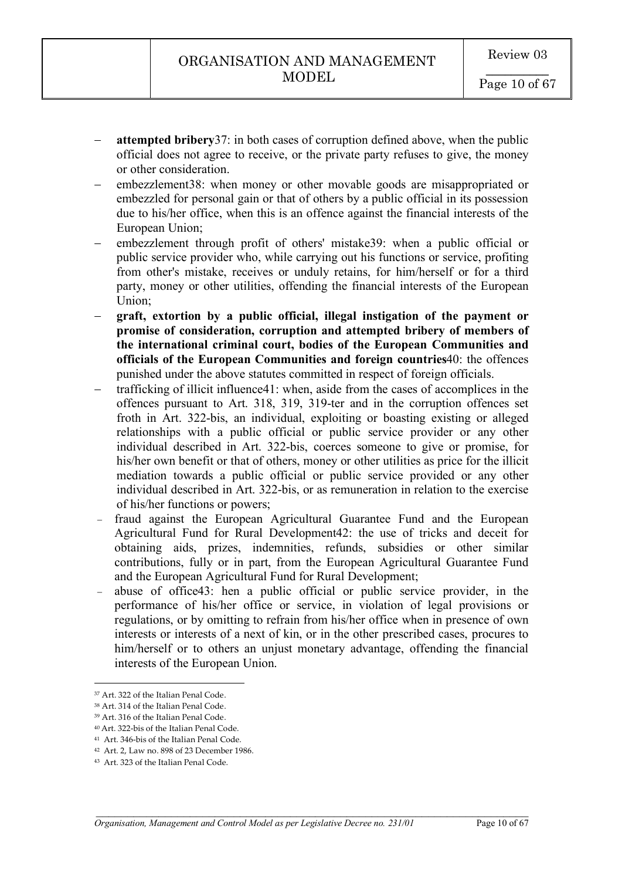- **attempted bribery**[37]: in both cases of corruption defined above, when the public official does not agree to receive, or the private party refuses to give, the money or other consideration.
- embezzlement[38]: when money or other movable goods are misappropriated or embezzled for personal gain or that of others by a public official in its possession due to his/her office, when this is an offence against the financial interests of the European Union;
- embezzlement through profit of others' mistake[39]: when a public official or public service provider who, while carrying out his functions or service, profiting from other's mistake, receives or unduly retains, for him/herself or for a third party, money or other utilities, offending the financial interests of the European Union;
- **graft, extortion by a public official, illegal instigation of the payment or promise of consideration, corruption and attempted bribery of members of the international criminal court, bodies of the European Communities and officials of the European Communities and foreign countries**[40]: the offences punished under the above statutes committed in respect of foreign officials.
- trafficking of illicit influence[41]: when, aside from the cases of accomplices in the offences pursuant to Art. 318, 319, 319-ter and in the corruption offences set froth in Art. 322-bis, an individual, exploiting or boasting existing or alleged relationships with a public official or public service provider or any other individual described in Art. 322-bis, coerces someone to give or promise, for his/her own benefit or that of others, money or other utilities as price for the illicit mediation towards a public official or public service provided or any other individual described in Art. 322-bis, or as remuneration in relation to the exercise of his/her functions or powers;
- fraud against the European Agricultural Guarantee Fund and the European Agricultural Fund for Rural Development[42]: the use of tricks and deceit for obtaining aids, prizes, indemnities, refunds, subsidies or other similar contributions, fully or in part, from the European Agricultural Guarantee Fund and the European Agricultural Fund for Rural Development;
- abuse of office[43]: hen a public official or public service provider, in the performance of his/her office or service, in violation of legal provisions or regulations, or by omitting to refrain from his/her office when in presence of own interests or interests of a next of kin, or in the other prescribed cases, procures to him/herself or to others an unjust monetary advantage, offending the financial interests of the European Union.

---

[37] Art. 322 of the Italian Penal Code.

[38] Art. 314 of the Italian Penal Code.

[39] Art. 316 of the Italian Penal Code.

[40] Art. 322-bis of the Italian Penal Code.

[41] Art. 346-bis of the Italian Penal Code.

[42] Art. 2, Law no. 898 of 23 December 1986.

[43] Art. 323 of the Italian Penal Code.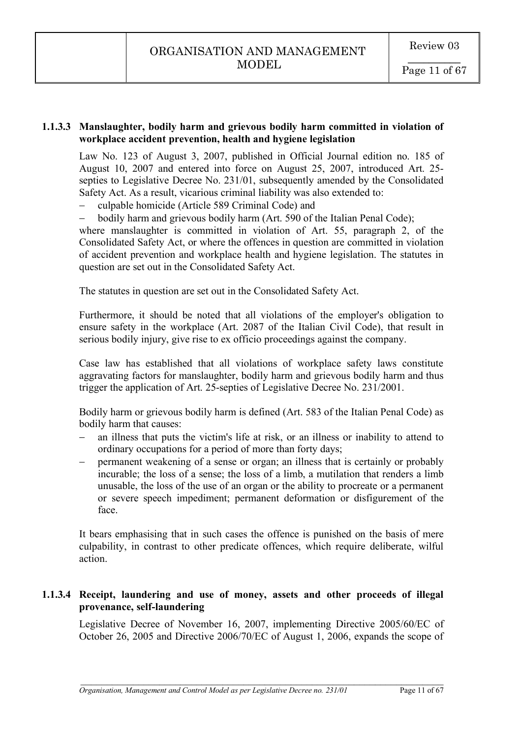#### 1.1.3.3 Manslaughter, bodily harm and grievous bodily harm committed in violation of workplace accident prevention, health and hygiene legislation

Law No. 123 of August 3, 2007, published in Official Journal edition no. 185 of August 10, 2007 and entered into force on August 25, 2007, introduced Art. 25-septies to Legislative Decree No. 231/01, subsequently amended by the Consolidated Safety Act. As a result, vicarious criminal liability was also extended to:

- culpable homicide (Article 589 Criminal Code) and
- bodily harm and grievous bodily harm (Art. 590 of the Italian Penal Code);

where manslaughter is committed in violation of Art. 55, paragraph 2, of the Consolidated Safety Act, or where the offences in question are committed in violation of accident prevention and workplace health and hygiene legislation. The statutes in question are set out in the Consolidated Safety Act.

The statutes in question are set out in the Consolidated Safety Act.

Furthermore, it should be noted that all violations of the employer's obligation to ensure safety in the workplace (Art. 2087 of the Italian Civil Code), that result in serious bodily injury, give rise to ex officio proceedings against the company.

Case law has established that all violations of workplace safety laws constitute aggravating factors for manslaughter, bodily harm and grievous bodily harm and thus trigger the application of Art. 25-septies of Legislative Decree No. 231/2001.

Bodily harm or grievous bodily harm is defined (Art. 583 of the Italian Penal Code) as bodily harm that causes:

- an illness that puts the victim's life at risk, or an illness or inability to attend to ordinary occupations for a period of more than forty days;
- permanent weakening of a sense or organ; an illness that is certainly or probably incurable; the loss of a sense; the loss of a limb, a mutilation that renders a limb unusable, the loss of the use of an organ or the ability to procreate or a permanent or severe speech impediment; permanent deformation or disfigurement of the face.

It bears emphasising that in such cases the offence is punished on the basis of mere culpability, in contrast to other predicate offences, which require deliberate, wilful action.

#### 1.1.3.4 Receipt, laundering and use of money, assets and other proceeds of illegal provenance, self-laundering

Legislative Decree of November 16, 2007, implementing Directive 2005/60/EC of October 26, 2005 and Directive 2006/70/EC of August 1, 2006, expands the scope of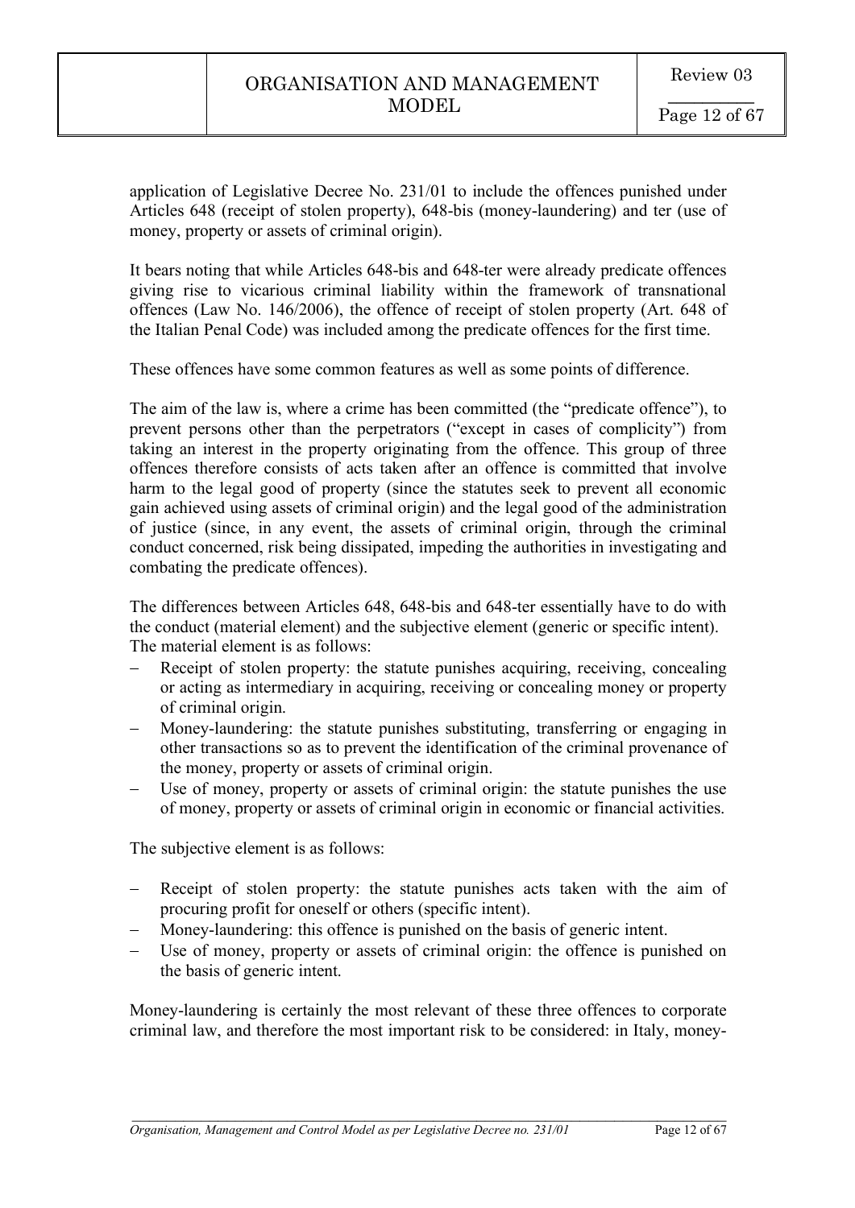application of Legislative Decree No. 231/01 to include the offences punished under Articles 648 (receipt of stolen property), 648-bis (money-laundering) and ter (use of money, property or assets of criminal origin).

It bears noting that while Articles 648-bis and 648-ter were already predicate offences giving rise to vicarious criminal liability within the framework of transnational offences (Law No. 146/2006), the offence of receipt of stolen property (Art. 648 of the Italian Penal Code) was included among the predicate offences for the first time.

These offences have some common features as well as some points of difference.

The aim of the law is, where a crime has been committed (the "predicate offence"), to prevent persons other than the perpetrators ("except in cases of complicity") from taking an interest in the property originating from the offence. This group of three offences therefore consists of acts taken after an offence is committed that involve harm to the legal good of property (since the statutes seek to prevent all economic gain achieved using assets of criminal origin) and the legal good of the administration of justice (since, in any event, the assets of criminal origin, through the criminal conduct concerned, risk being dissipated, impeding the authorities in investigating and combating the predicate offences).

The differences between Articles 648, 648-bis and 648-ter essentially have to do with the conduct (material element) and the subjective element (generic or specific intent). The material element is as follows:

- Receipt of stolen property: the statute punishes acquiring, receiving, concealing or acting as intermediary in acquiring, receiving or concealing money or property of criminal origin.
- Money-laundering: the statute punishes substituting, transferring or engaging in other transactions so as to prevent the identification of the criminal provenance of the money, property or assets of criminal origin.
- Use of money, property or assets of criminal origin: the statute punishes the use of money, property or assets of criminal origin in economic or financial activities.

The subjective element is as follows:

- Receipt of stolen property: the statute punishes acts taken with the aim of procuring profit for oneself or others (specific intent).
- Money-laundering: this offence is punished on the basis of generic intent.
- Use of money, property or assets of criminal origin: the offence is punished on the basis of generic intent.

Money-laundering is certainly the most relevant of these three offences to corporate criminal law, and therefore the most important risk to be considered: in Italy, money-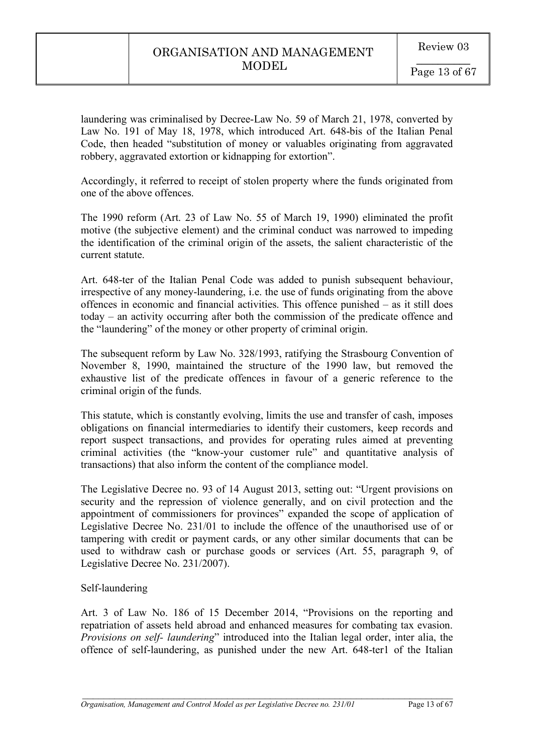laundering was criminalised by Decree-Law No. 59 of March 21, 1978, converted by Law No. 191 of May 18, 1978, which introduced Art. 648-bis of the Italian Penal Code, then headed "substitution of money or valuables originating from aggravated robbery, aggravated extortion or kidnapping for extortion".

Accordingly, it referred to receipt of stolen property where the funds originated from one of the above offences.

The 1990 reform (Art. 23 of Law No. 55 of March 19, 1990) eliminated the profit motive (the subjective element) and the criminal conduct was narrowed to impeding the identification of the criminal origin of the assets, the salient characteristic of the current statute.

Art. 648-ter of the Italian Penal Code was added to punish subsequent behaviour, irrespective of any money-laundering, i.e. the use of funds originating from the above offences in economic and financial activities. This offence punished – as it still does today – an activity occurring after both the commission of the predicate offence and the "laundering" of the money or other property of criminal origin.

The subsequent reform by Law No. 328/1993, ratifying the Strasbourg Convention of November 8, 1990, maintained the structure of the 1990 law, but removed the exhaustive list of the predicate offences in favour of a generic reference to the criminal origin of the funds.

This statute, which is constantly evolving, limits the use and transfer of cash, imposes obligations on financial intermediaries to identify their customers, keep records and report suspect transactions, and provides for operating rules aimed at preventing criminal activities (the "know-your customer rule" and quantitative analysis of transactions) that also inform the content of the compliance model.

The Legislative Decree no. 93 of 14 August 2013, setting out: "Urgent provisions on security and the repression of violence generally, and on civil protection and the appointment of commissioners for provinces" expanded the scope of application of Legislative Decree No. 231/01 to include the offence of the unauthorised use of or tampering with credit or payment cards, or any other similar documents that can be used to withdraw cash or purchase goods or services (Art. 55, paragraph 9, of Legislative Decree No. 231/2007).

Self-laundering

Art. 3 of Law No. 186 of 15 December 2014, "Provisions on the reporting and repatriation of assets held abroad and enhanced measures for combating tax evasion. *Provisions on self- laundering*" introduced into the Italian legal order, inter alia, the offence of self-laundering, as punished under the new Art. 648-ter1 of the Italian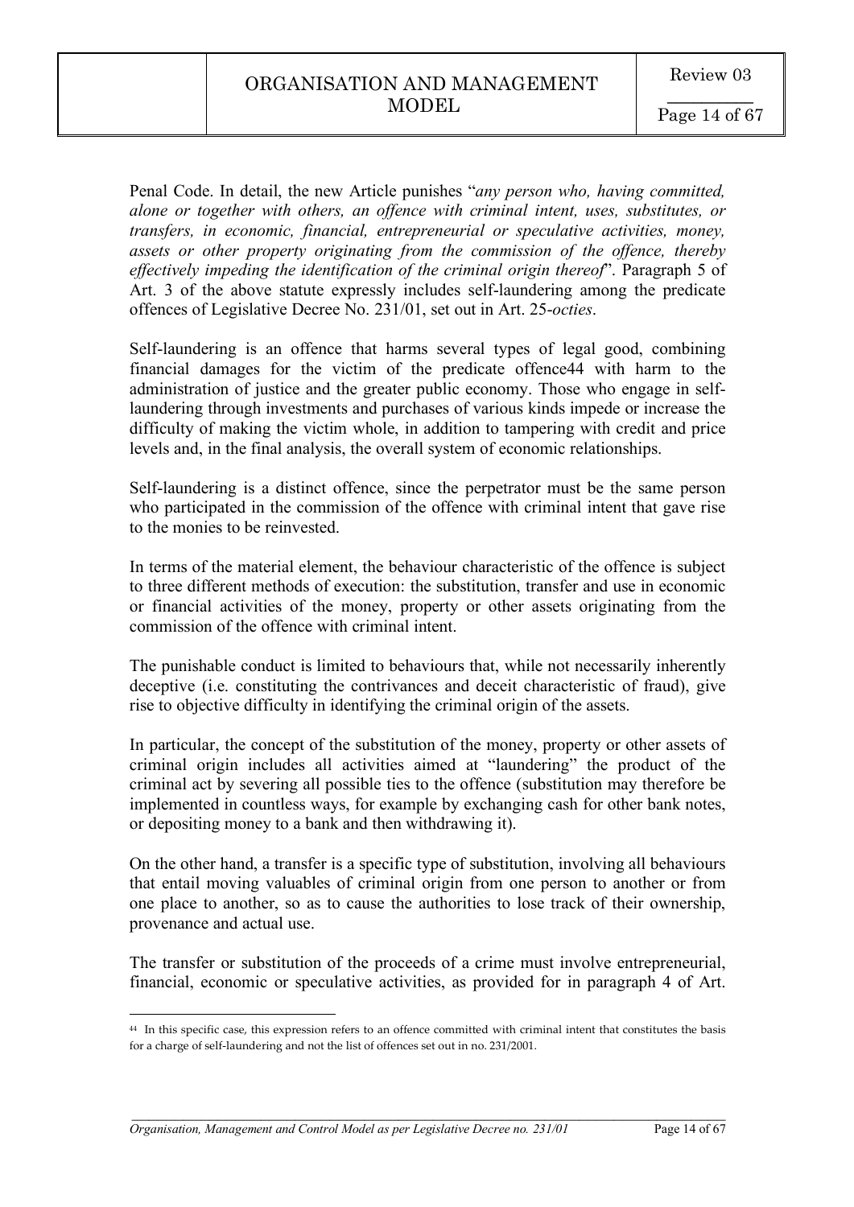Penal Code. In detail, the new Article punishes "*any person who, having committed, alone or together with others, an offence with criminal intent, uses, substitutes, or transfers, in economic, financial, entrepreneurial or speculative activities, money, assets or other property originating from the commission of the offence, thereby effectively impeding the identification of the criminal origin thereof*". Paragraph 5 of Art. 3 of the above statute expressly includes self-laundering among the predicate offences of Legislative Decree No. 231/01, set out in Art. 25-*octies*.

Self-laundering is an offence that harms several types of legal good, combining financial damages for the victim of the predicate offence[44] with harm to the administration of justice and the greater public economy. Those who engage in self-laundering through investments and purchases of various kinds impede or increase the difficulty of making the victim whole, in addition to tampering with credit and price levels and, in the final analysis, the overall system of economic relationships.

Self-laundering is a distinct offence, since the perpetrator must be the same person who participated in the commission of the offence with criminal intent that gave rise to the monies to be reinvested.

In terms of the material element, the behaviour characteristic of the offence is subject to three different methods of execution: the substitution, transfer and use in economic or financial activities of the money, property or other assets originating from the commission of the offence with criminal intent.

The punishable conduct is limited to behaviours that, while not necessarily inherently deceptive (i.e. constituting the contrivances and deceit characteristic of fraud), give rise to objective difficulty in identifying the criminal origin of the assets.

In particular, the concept of the substitution of the money, property or other assets of criminal origin includes all activities aimed at "laundering" the product of the criminal act by severing all possible ties to the offence (substitution may therefore be implemented in countless ways, for example by exchanging cash for other bank notes, or depositing money to a bank and then withdrawing it).

On the other hand, a transfer is a specific type of substitution, involving all behaviours that entail moving valuables of criminal origin from one person to another or from one place to another, so as to cause the authorities to lose track of their ownership, provenance and actual use.

The transfer or substitution of the proceeds of a crime must involve entrepreneurial, financial, economic or speculative activities, as provided for in paragraph 4 of Art.

---

[44] In this specific case, this expression refers to an offence committed with criminal intent that constitutes the basis for a charge of self-laundering and not the list of offences set out in no. 231/2001.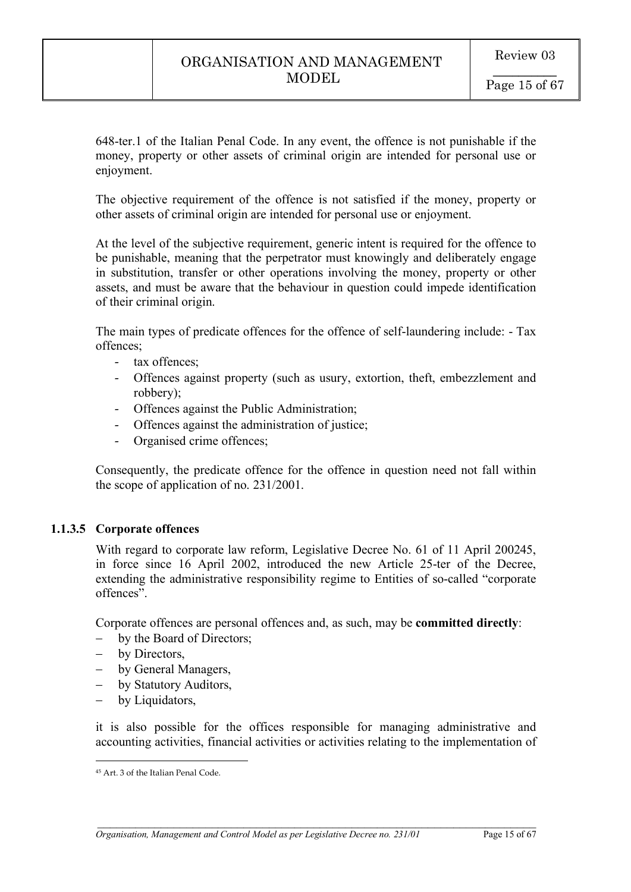648-ter.1 of the Italian Penal Code. In any event, the offence is not punishable if the money, property or other assets of criminal origin are intended for personal use or enjoyment.

The objective requirement of the offence is not satisfied if the money, property or other assets of criminal origin are intended for personal use or enjoyment.

At the level of the subjective requirement, generic intent is required for the offence to be punishable, meaning that the perpetrator must knowingly and deliberately engage in substitution, transfer or other operations involving the money, property or other assets, and must be aware that the behaviour in question could impede identification of their criminal origin.

The main types of predicate offences for the offence of self-laundering include: - Tax offences;

- tax offences;
- Offences against property (such as usury, extortion, theft, embezzlement and robbery);
- Offences against the Public Administration;
- Offences against the administration of justice;
- Organised crime offences;

Consequently, the predicate offence for the offence in question need not fall within the scope of application of no. 231/2001.

#### 1.1.3.5 Corporate offences

With regard to corporate law reform, Legislative Decree No. 61 of 11 April 2002[45], in force since 16 April 2002, introduced the new Article 25-ter of the Decree, extending the administrative responsibility regime to Entities of so-called "corporate offences".

Corporate offences are personal offences and, as such, may be **committed directly**:

- by the Board of Directors;
- by Directors,
- by General Managers,
- by Statutory Auditors,
- by Liquidators,

it is also possible for the offices responsible for managing administrative and accounting activities, financial activities or activities relating to the implementation of

[45] Art. 3 of the Italian Penal Code.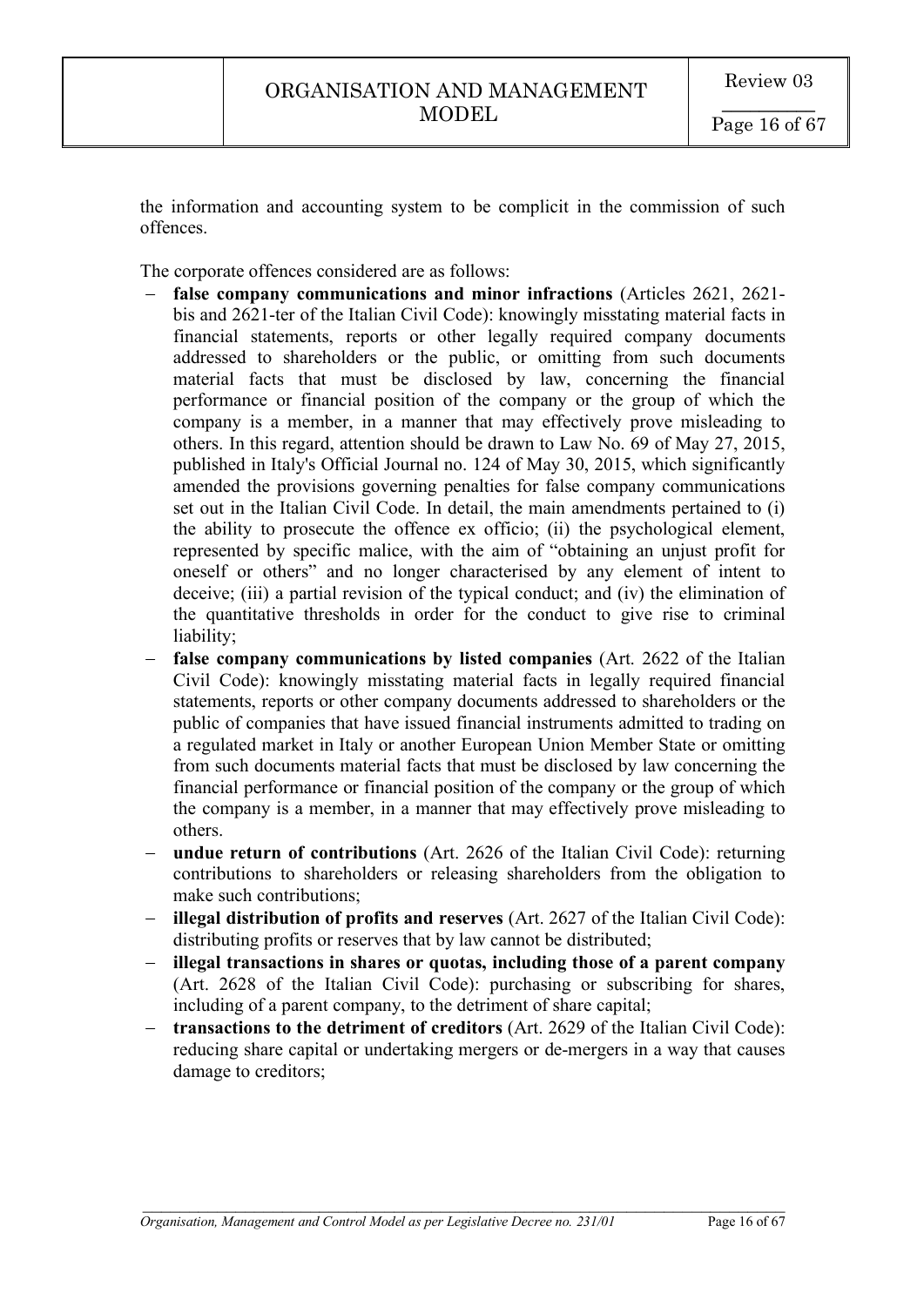the information and accounting system to be complicit in the commission of such offences.

The corporate offences considered are as follows:

- **false company communications and minor infractions** (Articles 2621, 2621-bis and 2621-ter of the Italian Civil Code): knowingly misstating material facts in financial statements, reports or other legally required company documents addressed to shareholders or the public, or omitting from such documents material facts that must be disclosed by law, concerning the financial performance or financial position of the company or the group of which the company is a member, in a manner that may effectively prove misleading to others. In this regard, attention should be drawn to Law No. 69 of May 27, 2015, published in Italy's Official Journal no. 124 of May 30, 2015, which significantly amended the provisions governing penalties for false company communications set out in the Italian Civil Code. In detail, the main amendments pertained to (i) the ability to prosecute the offence ex officio; (ii) the psychological element, represented by specific malice, with the aim of "obtaining an unjust profit for oneself or others" and no longer characterised by any element of intent to deceive; (iii) a partial revision of the typical conduct; and (iv) the elimination of the quantitative thresholds in order for the conduct to give rise to criminal liability;
- **false company communications by listed companies** (Art. 2622 of the Italian Civil Code): knowingly misstating material facts in legally required financial statements, reports or other company documents addressed to shareholders or the public of companies that have issued financial instruments admitted to trading on a regulated market in Italy or another European Union Member State or omitting from such documents material facts that must be disclosed by law concerning the financial performance or financial position of the company or the group of which the company is a member, in a manner that may effectively prove misleading to others.
- **undue return of contributions** (Art. 2626 of the Italian Civil Code): returning contributions to shareholders or releasing shareholders from the obligation to make such contributions;
- **illegal distribution of profits and reserves** (Art. 2627 of the Italian Civil Code): distributing profits or reserves that by law cannot be distributed;
- **illegal transactions in shares or quotas, including those of a parent company** (Art. 2628 of the Italian Civil Code): purchasing or subscribing for shares, including of a parent company, to the detriment of share capital;
- **transactions to the detriment of creditors** (Art. 2629 of the Italian Civil Code): reducing share capital or undertaking mergers or de-mergers in a way that causes damage to creditors;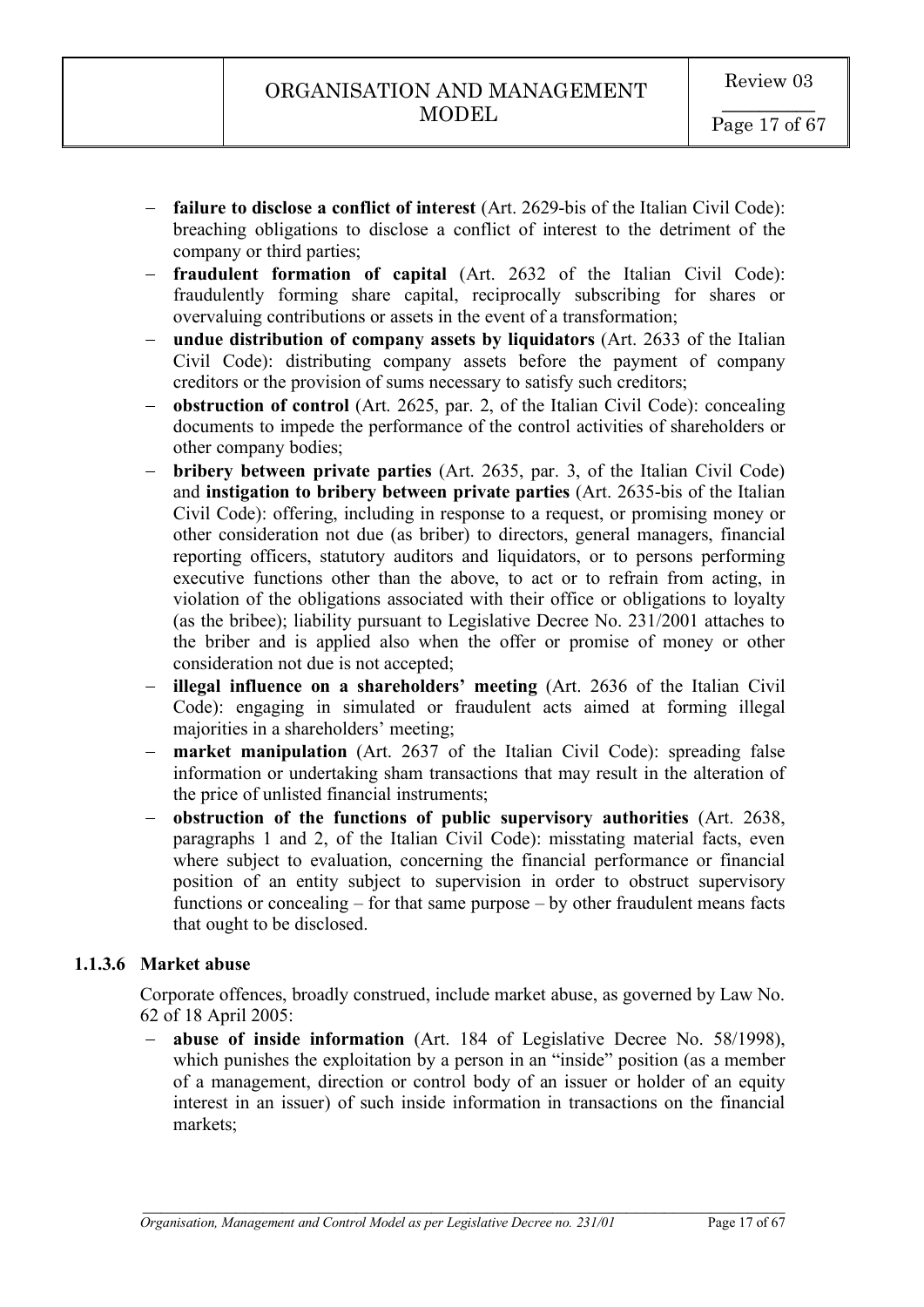- **failure to disclose a conflict of interest** (Art. 2629-bis of the Italian Civil Code): breaching obligations to disclose a conflict of interest to the detriment of the company or third parties;
- **fraudulent formation of capital** (Art. 2632 of the Italian Civil Code): fraudulently forming share capital, reciprocally subscribing for shares or overvaluing contributions or assets in the event of a transformation;
- **undue distribution of company assets by liquidators** (Art. 2633 of the Italian Civil Code): distributing company assets before the payment of company creditors or the provision of sums necessary to satisfy such creditors;
- **obstruction of control** (Art. 2625, par. 2, of the Italian Civil Code): concealing documents to impede the performance of the control activities of shareholders or other company bodies;
- **bribery between private parties** (Art. 2635, par. 3, of the Italian Civil Code) and **instigation to bribery between private parties** (Art. 2635-bis of the Italian Civil Code): offering, including in response to a request, or promising money or other consideration not due (as briber) to directors, general managers, financial reporting officers, statutory auditors and liquidators, or to persons performing executive functions other than the above, to act or to refrain from acting, in violation of the obligations associated with their office or obligations to loyalty (as the bribee); liability pursuant to Legislative Decree No. 231/2001 attaches to the briber and is applied also when the offer or promise of money or other consideration not due is not accepted;
- **illegal influence on a shareholders' meeting** (Art. 2636 of the Italian Civil Code): engaging in simulated or fraudulent acts aimed at forming illegal majorities in a shareholders' meeting;
- **market manipulation** (Art. 2637 of the Italian Civil Code): spreading false information or undertaking sham transactions that may result in the alteration of the price of unlisted financial instruments;
- **obstruction of the functions of public supervisory authorities** (Art. 2638, paragraphs 1 and 2, of the Italian Civil Code): misstating material facts, even where subject to evaluation, concerning the financial performance or financial position of an entity subject to supervision in order to obstruct supervisory functions or concealing – for that same purpose – by other fraudulent means facts that ought to be disclosed.

#### 1.1.3.6 Market abuse

Corporate offences, broadly construed, include market abuse, as governed by Law No. 62 of 18 April 2005:

- **abuse of inside information** (Art. 184 of Legislative Decree No. 58/1998), which punishes the exploitation by a person in an "inside" position (as a member of a management, direction or control body of an issuer or holder of an equity interest in an issuer) of such inside information in transactions on the financial markets;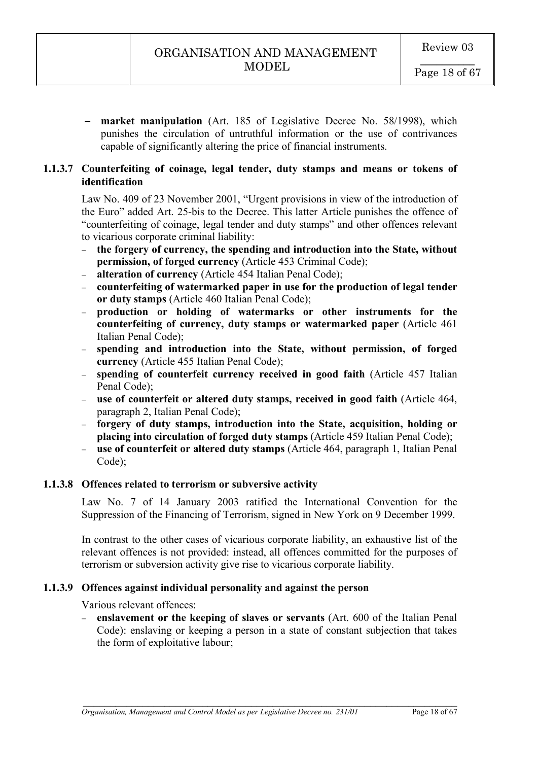- **market manipulation** (Art. 185 of Legislative Decree No. 58/1998), which punishes the circulation of untruthful information or the use of contrivances capable of significantly altering the price of financial instruments.

### 1.1.3.7 Counterfeiting of coinage, legal tender, duty stamps and means or tokens of identification

Law No. 409 of 23 November 2001, "Urgent provisions in view of the introduction of the Euro" added Art. 25-bis to the Decree. This latter Article punishes the offence of "counterfeiting of coinage, legal tender and duty stamps" and other offences relevant to vicarious corporate criminal liability:

- **the forgery of currency, the spending and introduction into the State, without permission, of forged currency** (Article 453 Criminal Code);
- **alteration of currency** (Article 454 Italian Penal Code);
- **counterfeiting of watermarked paper in use for the production of legal tender or duty stamps** (Article 460 Italian Penal Code);
- **production or holding of watermarks or other instruments for the counterfeiting of currency, duty stamps or watermarked paper** (Article 461 Italian Penal Code);
- **spending and introduction into the State, without permission, of forged currency** (Article 455 Italian Penal Code);
- **spending of counterfeit currency received in good faith** (Article 457 Italian Penal Code);
- **use of counterfeit or altered duty stamps, received in good faith** (Article 464, paragraph 2, Italian Penal Code);
- **forgery of duty stamps, introduction into the State, acquisition, holding or placing into circulation of forged duty stamps** (Article 459 Italian Penal Code);
- **use of counterfeit or altered duty stamps** (Article 464, paragraph 1, Italian Penal Code);

### 1.1.3.8 Offences related to terrorism or subversive activity

Law No. 7 of 14 January 2003 ratified the International Convention for the Suppression of the Financing of Terrorism, signed in New York on 9 December 1999.

In contrast to the other cases of vicarious corporate liability, an exhaustive list of the relevant offences is not provided: instead, all offences committed for the purposes of terrorism or subversion activity give rise to vicarious corporate liability.

### 1.1.3.9 Offences against individual personality and against the person

Various relevant offences:

- **enslavement or the keeping of slaves or servants** (Art. 600 of the Italian Penal Code): enslaving or keeping a person in a state of constant subjection that takes the form of exploitative labour;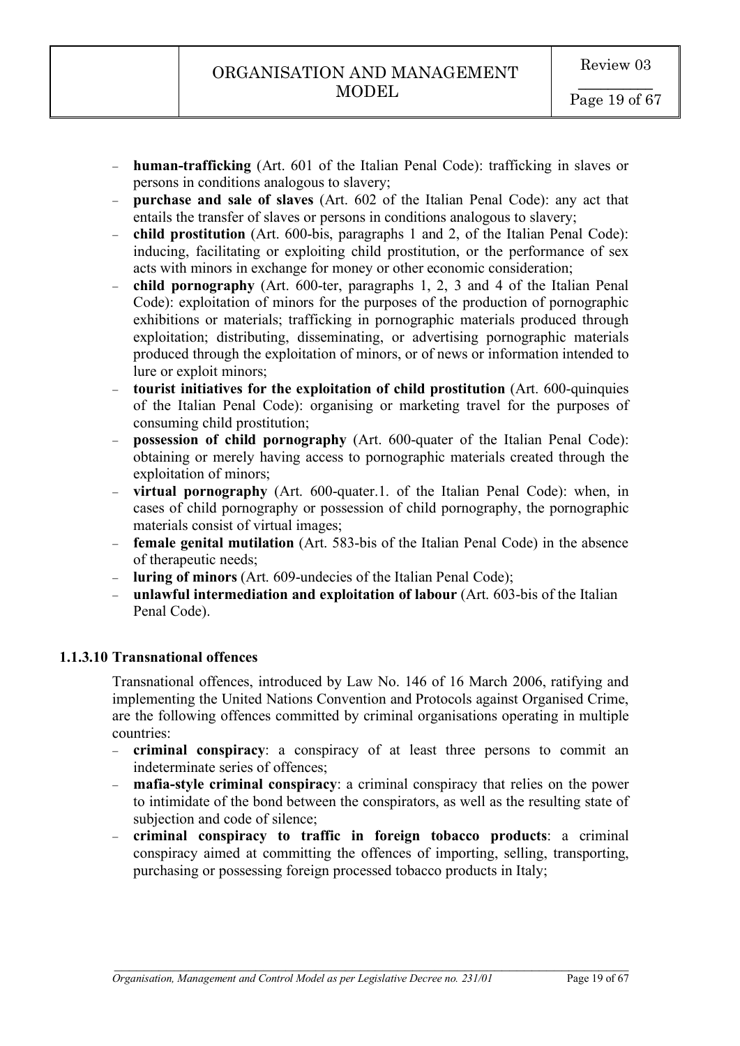- **human-trafficking** (Art. 601 of the Italian Penal Code): trafficking in slaves or persons in conditions analogous to slavery;
- **purchase and sale of slaves** (Art. 602 of the Italian Penal Code): any act that entails the transfer of slaves or persons in conditions analogous to slavery;
- **child prostitution** (Art. 600-bis, paragraphs 1 and 2, of the Italian Penal Code): inducing, facilitating or exploiting child prostitution, or the performance of sex acts with minors in exchange for money or other economic consideration;
- **child pornography** (Art. 600-ter, paragraphs 1, 2, 3 and 4 of the Italian Penal Code): exploitation of minors for the purposes of the production of pornographic exhibitions or materials; trafficking in pornographic materials produced through exploitation; distributing, disseminating, or advertising pornographic materials produced through the exploitation of minors, or of news or information intended to lure or exploit minors;
- **tourist initiatives for the exploitation of child prostitution** (Art. 600-quinquies of the Italian Penal Code): organising or marketing travel for the purposes of consuming child prostitution;
- **possession of child pornography** (Art. 600-quater of the Italian Penal Code): obtaining or merely having access to pornographic materials created through the exploitation of minors;
- **virtual pornography** (Art. 600-quater.1. of the Italian Penal Code): when, in cases of child pornography or possession of child pornography, the pornographic materials consist of virtual images;
- **female genital mutilation** (Art. 583-bis of the Italian Penal Code) in the absence of therapeutic needs;
- **luring of minors** (Art. 609-undecies of the Italian Penal Code);
- **unlawful intermediation and exploitation of labour** (Art. 603-bis of the Italian Penal Code).

#### 1.1.3.10 Transnational offences

Transnational offences, introduced by Law No. 146 of 16 March 2006, ratifying and implementing the United Nations Convention and Protocols against Organised Crime, are the following offences committed by criminal organisations operating in multiple countries:

- **criminal conspiracy**: a conspiracy of at least three persons to commit an indeterminate series of offences;
- **mafia-style criminal conspiracy**: a criminal conspiracy that relies on the power to intimidate of the bond between the conspirators, as well as the resulting state of subjection and code of silence;
- **criminal conspiracy to traffic in foreign tobacco products**: a criminal conspiracy aimed at committing the offences of importing, selling, transporting, purchasing or possessing foreign processed tobacco products in Italy;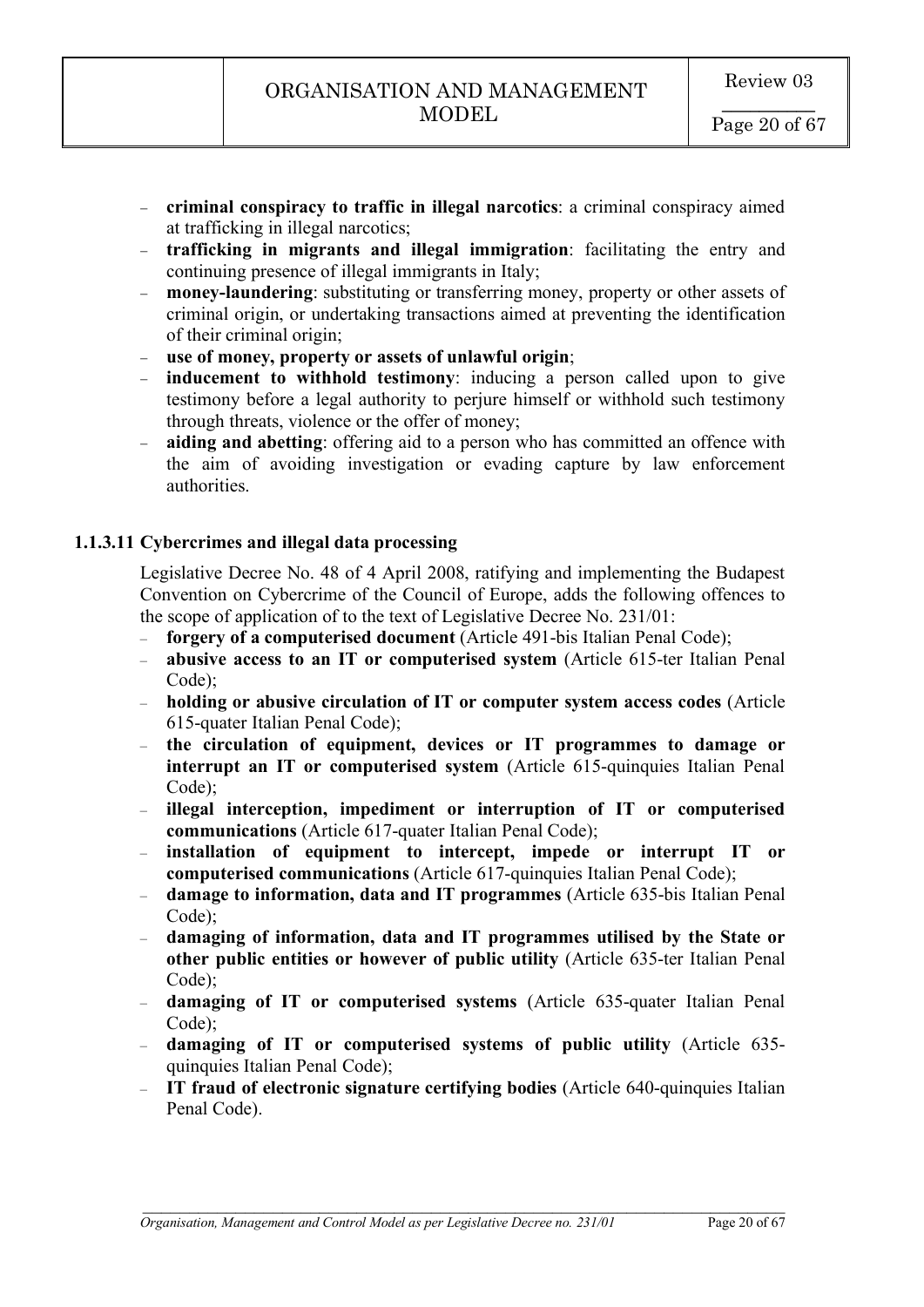- **criminal conspiracy to traffic in illegal narcotics**: a criminal conspiracy aimed at trafficking in illegal narcotics;
- **trafficking in migrants and illegal immigration**: facilitating the entry and continuing presence of illegal immigrants in Italy;
- **money-laundering**: substituting or transferring money, property or other assets of criminal origin, or undertaking transactions aimed at preventing the identification of their criminal origin;
- **use of money, property or assets of unlawful origin**;
- **inducement to withhold testimony**: inducing a person called upon to give testimony before a legal authority to perjure himself or withhold such testimony through threats, violence or the offer of money;
- **aiding and abetting**: offering aid to a person who has committed an offence with the aim of avoiding investigation or evading capture by law enforcement authorities.

#### 1.1.3.11 Cybercrimes and illegal data processing

Legislative Decree No. 48 of 4 April 2008, ratifying and implementing the Budapest Convention on Cybercrime of the Council of Europe, adds the following offences to the scope of application of to the text of Legislative Decree No. 231/01:

- **forgery of a computerised document** (Article 491-bis Italian Penal Code);
- **abusive access to an IT or computerised system** (Article 615-ter Italian Penal Code);
- **holding or abusive circulation of IT or computer system access codes** (Article 615-quater Italian Penal Code);
- **the circulation of equipment, devices or IT programmes to damage or interrupt an IT or computerised system** (Article 615-quinquies Italian Penal Code);
- **illegal interception, impediment or interruption of IT or computerised communications** (Article 617-quater Italian Penal Code);
- **installation of equipment to intercept, impede or interrupt IT or computerised communications** (Article 617-quinquies Italian Penal Code);
- **damage to information, data and IT programmes** (Article 635-bis Italian Penal Code);
- **damaging of information, data and IT programmes utilised by the State or other public entities or however of public utility** (Article 635-ter Italian Penal Code);
- **damaging of IT or computerised systems** (Article 635-quater Italian Penal Code);
- **damaging of IT or computerised systems of public utility** (Article 635-quinquies Italian Penal Code);
- **IT fraud of electronic signature certifying bodies** (Article 640-quinquies Italian Penal Code).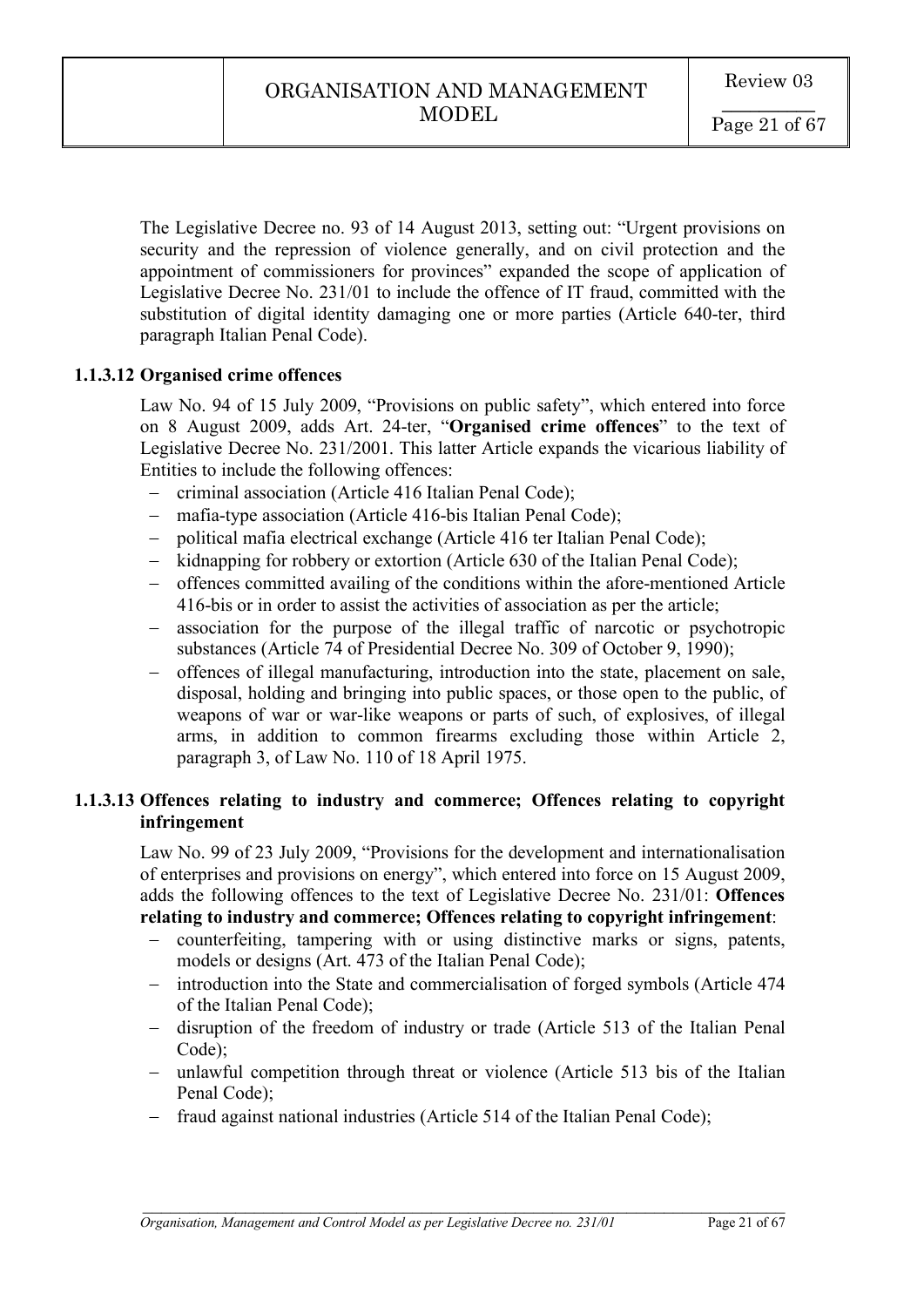The Legislative Decree no. 93 of 14 August 2013, setting out: "Urgent provisions on security and the repression of violence generally, and on civil protection and the appointment of commissioners for provinces" expanded the scope of application of Legislative Decree No. 231/01 to include the offence of IT fraud, committed with the substitution of digital identity damaging one or more parties (Article 640-ter, third paragraph Italian Penal Code).

#### 1.1.3.12 Organised crime offences

Law No. 94 of 15 July 2009, "Provisions on public safety", which entered into force on 8 August 2009, adds Art. 24-ter, "**Organised crime offences**" to the text of Legislative Decree No. 231/2001. This latter Article expands the vicarious liability of Entities to include the following offences:

- criminal association (Article 416 Italian Penal Code);
- mafia-type association (Article 416-bis Italian Penal Code);
- political mafia electrical exchange (Article 416 ter Italian Penal Code);
- kidnapping for robbery or extortion (Article 630 of the Italian Penal Code);
- offences committed availing of the conditions within the afore-mentioned Article 416-bis or in order to assist the activities of association as per the article;
- association for the purpose of the illegal traffic of narcotic or psychotropic substances (Article 74 of Presidential Decree No. 309 of October 9, 1990);
- offences of illegal manufacturing, introduction into the state, placement on sale, disposal, holding and bringing into public spaces, or those open to the public, of weapons of war or war-like weapons or parts of such, of explosives, of illegal arms, in addition to common firearms excluding those within Article 2, paragraph 3, of Law No. 110 of 18 April 1975.

#### 1.1.3.13 Offences relating to industry and commerce; Offences relating to copyright infringement

Law No. 99 of 23 July 2009, "Provisions for the development and internationalisation of enterprises and provisions on energy", which entered into force on 15 August 2009, adds the following offences to the text of Legislative Decree No. 231/01: **Offences relating to industry and commerce; Offences relating to copyright infringement**:

- counterfeiting, tampering with or using distinctive marks or signs, patents, models or designs (Art. 473 of the Italian Penal Code);
- introduction into the State and commercialisation of forged symbols (Article 474 of the Italian Penal Code);
- disruption of the freedom of industry or trade (Article 513 of the Italian Penal Code);
- unlawful competition through threat or violence (Article 513 bis of the Italian Penal Code);
- fraud against national industries (Article 514 of the Italian Penal Code);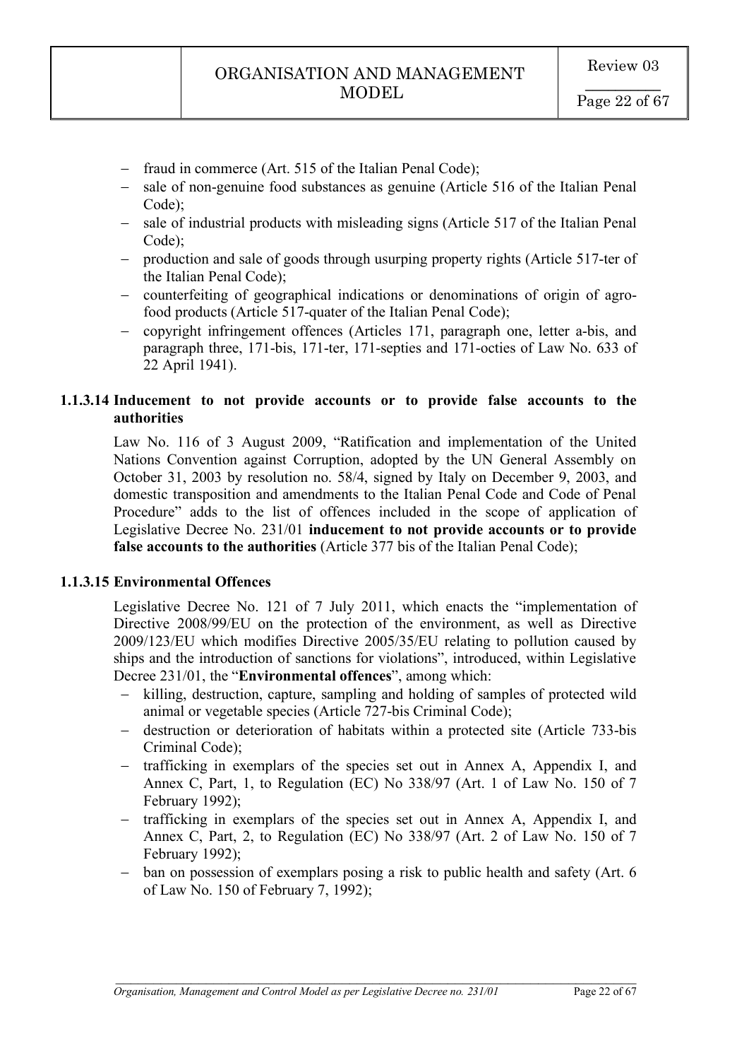- fraud in commerce (Art. 515 of the Italian Penal Code);
- sale of non-genuine food substances as genuine (Article 516 of the Italian Penal Code);
- sale of industrial products with misleading signs (Article 517 of the Italian Penal Code);
- production and sale of goods through usurping property rights (Article 517-ter of the Italian Penal Code);
- counterfeiting of geographical indications or denominations of origin of agro-food products (Article 517-quater of the Italian Penal Code);
- copyright infringement offences (Articles 171, paragraph one, letter a-bis, and paragraph three, 171-bis, 171-ter, 171-septies and 171-octies of Law No. 633 of 22 April 1941).

#### 1.1.3.14 Inducement to not provide accounts or to provide false accounts to the authorities

Law No. 116 of 3 August 2009, "Ratification and implementation of the United Nations Convention against Corruption, adopted by the UN General Assembly on October 31, 2003 by resolution no. 58/4, signed by Italy on December 9, 2003, and domestic transposition and amendments to the Italian Penal Code and Code of Penal Procedure" adds to the list of offences included in the scope of application of Legislative Decree No. 231/01 **inducement to not provide accounts or to provide false accounts to the authorities** (Article 377 bis of the Italian Penal Code);

#### 1.1.3.15 Environmental Offences

Legislative Decree No. 121 of 7 July 2011, which enacts the "implementation of Directive 2008/99/EU on the protection of the environment, as well as Directive 2009/123/EU which modifies Directive 2005/35/EU relating to pollution caused by ships and the introduction of sanctions for violations", introduced, within Legislative Decree 231/01, the "**Environmental offences**", among which:

- killing, destruction, capture, sampling and holding of samples of protected wild animal or vegetable species (Article 727-bis Criminal Code);
- destruction or deterioration of habitats within a protected site (Article 733-bis Criminal Code);
- trafficking in exemplars of the species set out in Annex A, Appendix I, and Annex C, Part, 1, to Regulation (EC) No 338/97 (Art. 1 of Law No. 150 of 7 February 1992);
- trafficking in exemplars of the species set out in Annex A, Appendix I, and Annex C, Part, 2, to Regulation (EC) No 338/97 (Art. 2 of Law No. 150 of 7 February 1992);
- ban on possession of exemplars posing a risk to public health and safety (Art. 6 of Law No. 150 of February 7, 1992);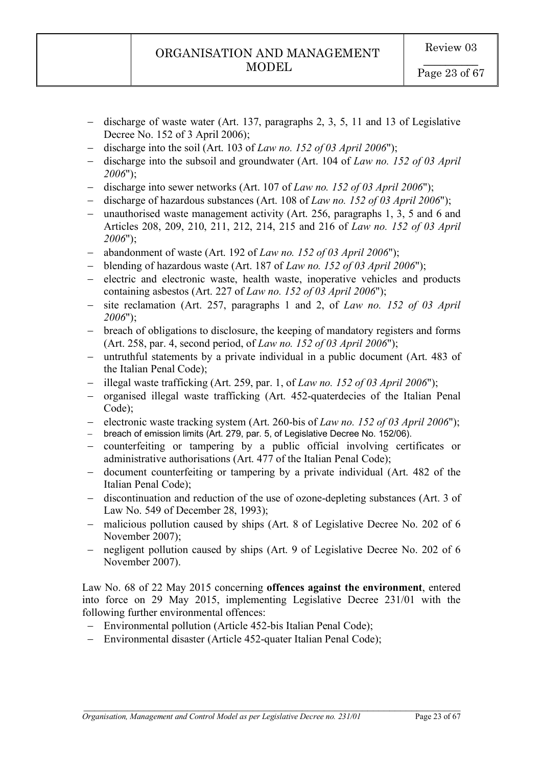- discharge of waste water (Art. 137, paragraphs 2, 3, 5, 11 and 13 of Legislative Decree No. 152 of 3 April 2006);
- discharge into the soil (Art. 103 of *Law no. 152 of 03 April 2006*");
- discharge into the subsoil and groundwater (Art. 104 of *Law no. 152 of 03 April 2006*");
- discharge into sewer networks (Art. 107 of *Law no. 152 of 03 April 2006*");
- discharge of hazardous substances (Art. 108 of *Law no. 152 of 03 April 2006*");
- unauthorised waste management activity (Art. 256, paragraphs 1, 3, 5 and 6 and Articles 208, 209, 210, 211, 212, 214, 215 and 216 of *Law no. 152 of 03 April 2006*");
- abandonment of waste (Art. 192 of *Law no. 152 of 03 April 2006*");
- blending of hazardous waste (Art. 187 of *Law no. 152 of 03 April 2006*");
- electric and electronic waste, health waste, inoperative vehicles and products containing asbestos (Art. 227 of *Law no. 152 of 03 April 2006*");
- site reclamation (Art. 257, paragraphs 1 and 2, of *Law no. 152 of 03 April 2006*");
- breach of obligations to disclosure, the keeping of mandatory registers and forms (Art. 258, par. 4, second period, of *Law no. 152 of 03 April 2006*");
- untruthful statements by a private individual in a public document (Art. 483 of the Italian Penal Code);
- illegal waste trafficking (Art. 259, par. 1, of *Law no. 152 of 03 April 2006*");
- organised illegal waste trafficking (Art. 452-quaterdecies of the Italian Penal Code);
- electronic waste tracking system (Art. 260-bis of *Law no. 152 of 03 April 2006*");
- breach of emission limits (Art. 279, par. 5, of Legislative Decree No. 152/06).
- counterfeiting or tampering by a public official involving certificates or administrative authorisations (Art. 477 of the Italian Penal Code);
- document counterfeiting or tampering by a private individual (Art. 482 of the Italian Penal Code);
- discontinuation and reduction of the use of ozone-depleting substances (Art. 3 of Law No. 549 of December 28, 1993);
- malicious pollution caused by ships (Art. 8 of Legislative Decree No. 202 of 6 November 2007);
- negligent pollution caused by ships (Art. 9 of Legislative Decree No. 202 of 6 November 2007).

Law No. 68 of 22 May 2015 concerning **offences against the environment**, entered into force on 29 May 2015, implementing Legislative Decree 231/01 with the following further environmental offences:

- Environmental pollution (Article 452-bis Italian Penal Code);
- Environmental disaster (Article 452-quater Italian Penal Code);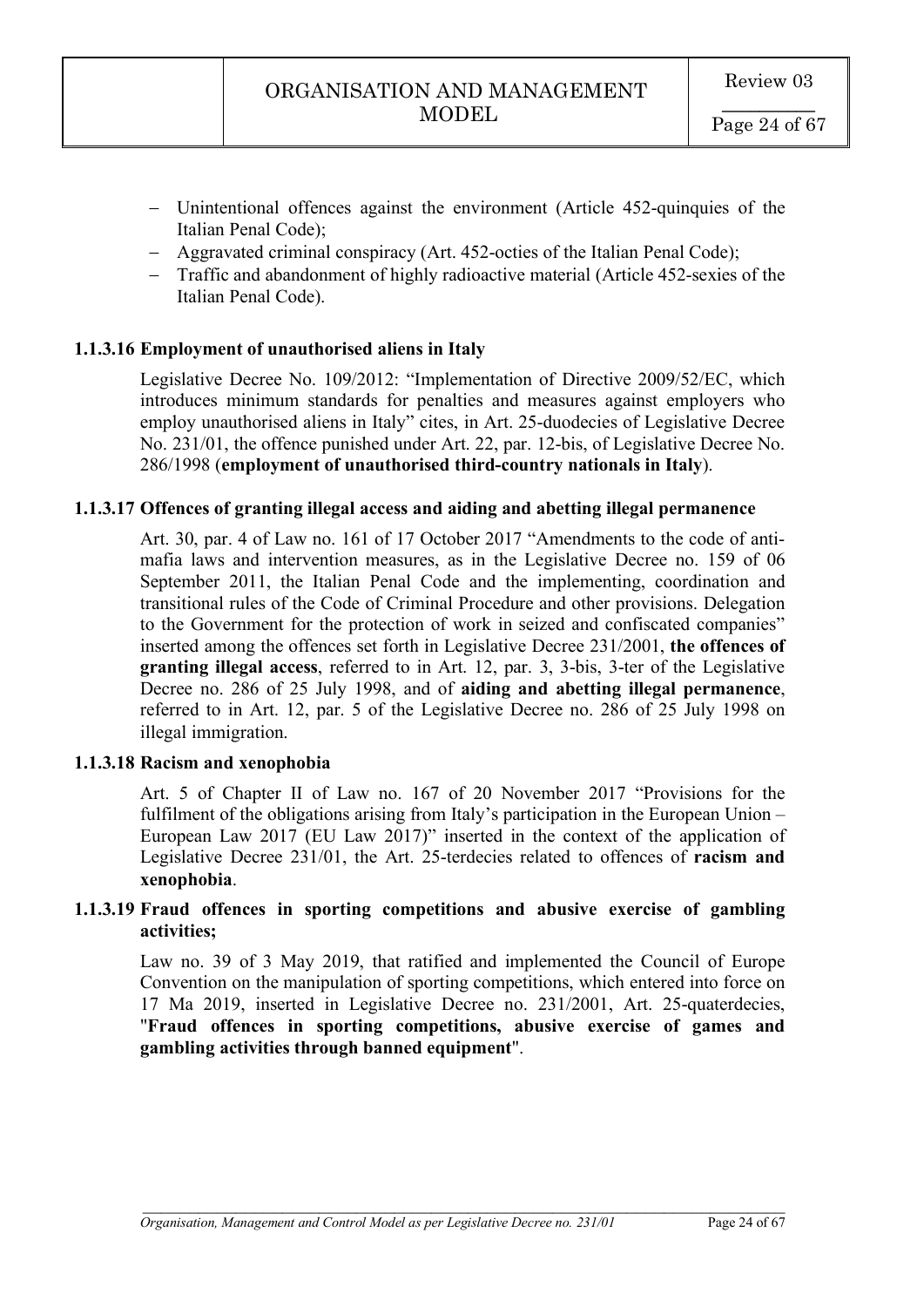- Unintentional offences against the environment (Article 452-quinquies of the Italian Penal Code);
- Aggravated criminal conspiracy (Art. 452-octies of the Italian Penal Code);
- Traffic and abandonment of highly radioactive material (Article 452-sexies of the Italian Penal Code).

#### 1.1.3.16 Employment of unauthorised aliens in Italy

Legislative Decree No. 109/2012: "Implementation of Directive 2009/52/EC, which introduces minimum standards for penalties and measures against employers who employ unauthorised aliens in Italy" cites, in Art. 25-duodecies of Legislative Decree No. 231/01, the offence punished under Art. 22, par. 12-bis, of Legislative Decree No. 286/1998 (**employment of unauthorised third-country nationals in Italy**).

#### 1.1.3.17 Offences of granting illegal access and aiding and abetting illegal permanence

Art. 30, par. 4 of Law no. 161 of 17 October 2017 "Amendments to the code of anti-mafia laws and intervention measures, as in the Legislative Decree no. 159 of 06 September 2011, the Italian Penal Code and the implementing, coordination and transitional rules of the Code of Criminal Procedure and other provisions. Delegation to the Government for the protection of work in seized and confiscated companies" inserted among the offences set forth in Legislative Decree 231/2001, **the offences of granting illegal access**, referred to in Art. 12, par. 3, 3-bis, 3-ter of the Legislative Decree no. 286 of 25 July 1998, and of **aiding and abetting illegal permanence**, referred to in Art. 12, par. 5 of the Legislative Decree no. 286 of 25 July 1998 on illegal immigration.

#### 1.1.3.18 Racism and xenophobia

Art. 5 of Chapter II of Law no. 167 of 20 November 2017 "Provisions for the fulfilment of the obligations arising from Italy's participation in the European Union – European Law 2017 (EU Law 2017)" inserted in the context of the application of Legislative Decree 231/01, the Art. 25-terdecies related to offences of **racism and xenophobia**.

#### 1.1.3.19 Fraud offences in sporting competitions and abusive exercise of gambling activities;

Law no. 39 of 3 May 2019, that ratified and implemented the Council of Europe Convention on the manipulation of sporting competitions, which entered into force on 17 Ma 2019, inserted in Legislative Decree no. 231/2001, Art. 25-quaterdecies, "**Fraud offences in sporting competitions, abusive exercise of games and gambling activities through banned equipment**".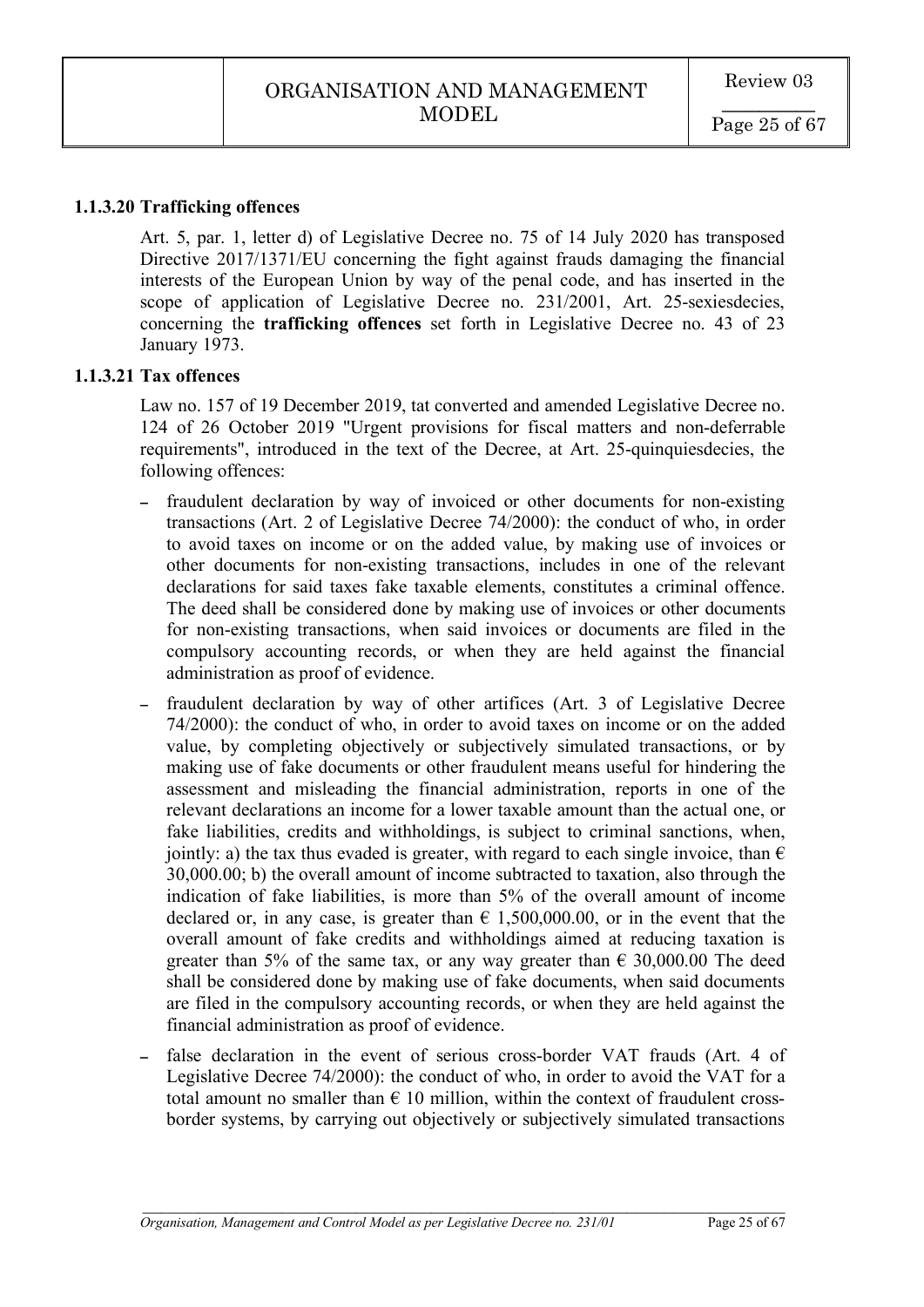### 1.1.3.20 Trafficking offences

Art. 5, par. 1, letter d) of Legislative Decree no. 75 of 14 July 2020 has transposed Directive 2017/1371/EU concerning the fight against frauds damaging the financial interests of the European Union by way of the penal code, and has inserted in the scope of application of Legislative Decree no. 231/2001, Art. 25-sexiesdecies, concerning the **trafficking offences** set forth in Legislative Decree no. 43 of 23 January 1973.

### 1.1.3.21 Tax offences

Law no. 157 of 19 December 2019, tat converted and amended Legislative Decree no. 124 of 26 October 2019 "Urgent provisions for fiscal matters and non-deferrable requirements", introduced in the text of the Decree, at Art. 25-quinquiesdecies, the following offences:

- fraudulent declaration by way of invoiced or other documents for non-existing transactions (Art. 2 of Legislative Decree 74/2000): the conduct of who, in order to avoid taxes on income or on the added value, by making use of invoices or other documents for non-existing transactions, includes in one of the relevant declarations for said taxes fake taxable elements, constitutes a criminal offence. The deed shall be considered done by making use of invoices or other documents for non-existing transactions, when said invoices or documents are filed in the compulsory accounting records, or when they are held against the financial administration as proof of evidence.
- fraudulent declaration by way of other artifices (Art. 3 of Legislative Decree 74/2000): the conduct of who, in order to avoid taxes on income or on the added value, by completing objectively or subjectively simulated transactions, or by making use of fake documents or other fraudulent means useful for hindering the assessment and misleading the financial administration, reports in one of the relevant declarations an income for a lower taxable amount than the actual one, or fake liabilities, credits and withholdings, is subject to criminal sanctions, when, jointly: a) the tax thus evaded is greater, with regard to each single invoice, than € 30,000.00; b) the overall amount of income subtracted to taxation, also through the indication of fake liabilities, is more than 5% of the overall amount of income declared or, in any case, is greater than € 1,500,000.00, or in the event that the overall amount of fake credits and withholdings aimed at reducing taxation is greater than 5% of the same tax, or any way greater than € 30,000.00 The deed shall be considered done by making use of fake documents, when said documents are filed in the compulsory accounting records, or when they are held against the financial administration as proof of evidence.
- false declaration in the event of serious cross-border VAT frauds (Art. 4 of Legislative Decree 74/2000): the conduct of who, in order to avoid the VAT for a total amount no smaller than € 10 million, within the context of fraudulent cross-border systems, by carrying out objectively or subjectively simulated transactions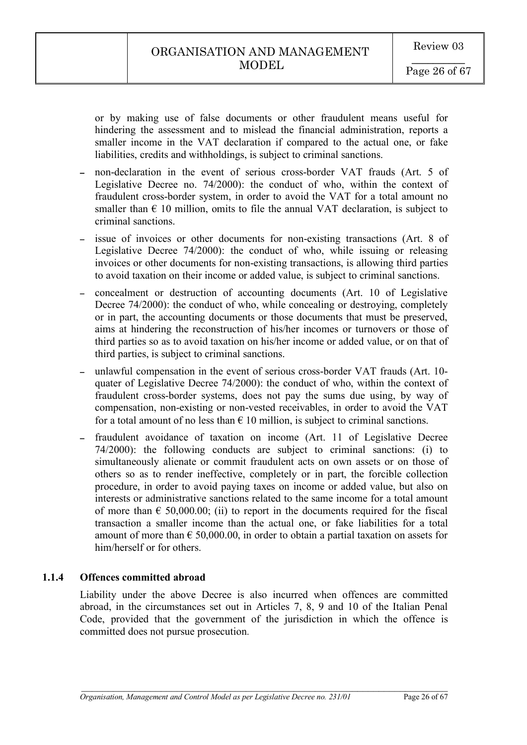or by making use of false documents or other fraudulent means useful for hindering the assessment and to mislead the financial administration, reports a smaller income in the VAT declaration if compared to the actual one, or fake liabilities, credits and withholdings, is subject to criminal sanctions.

- non-declaration in the event of serious cross-border VAT frauds (Art. 5 of Legislative Decree no. 74/2000): the conduct of who, within the context of fraudulent cross-border system, in order to avoid the VAT for a total amount no smaller than € 10 million, omits to file the annual VAT declaration, is subject to criminal sanctions.
- issue of invoices or other documents for non-existing transactions (Art. 8 of Legislative Decree 74/2000): the conduct of who, while issuing or releasing invoices or other documents for non-existing transactions, is allowing third parties to avoid taxation on their income or added value, is subject to criminal sanctions.
- concealment or destruction of accounting documents (Art. 10 of Legislative Decree 74/2000): the conduct of who, while concealing or destroying, completely or in part, the accounting documents or those documents that must be preserved, aims at hindering the reconstruction of his/her incomes or turnovers or those of third parties so as to avoid taxation on his/her income or added value, or on that of third parties, is subject to criminal sanctions.
- unlawful compensation in the event of serious cross-border VAT frauds (Art. 10-quater of Legislative Decree 74/2000): the conduct of who, within the context of fraudulent cross-border systems, does not pay the sums due using, by way of compensation, non-existing or non-vested receivables, in order to avoid the VAT for a total amount of no less than € 10 million, is subject to criminal sanctions.
- fraudulent avoidance of taxation on income (Art. 11 of Legislative Decree 74/2000): the following conducts are subject to criminal sanctions: (i) to simultaneously alienate or commit fraudulent acts on own assets or on those of others so as to render ineffective, completely or in part, the forcible collection procedure, in order to avoid paying taxes on income or added value, but also on interests or administrative sanctions related to the same income for a total amount of more than € 50,000.00; (ii) to report in the documents required for the fiscal transaction a smaller income than the actual one, or fake liabilities for a total amount of more than € 50,000.00, in order to obtain a partial taxation on assets for him/herself or for others.

### 1.1.4 Offences committed abroad

Liability under the above Decree is also incurred when offences are committed abroad, in the circumstances set out in Articles 7, 8, 9 and 10 of the Italian Penal Code, provided that the government of the jurisdiction in which the offence is committed does not pursue prosecution.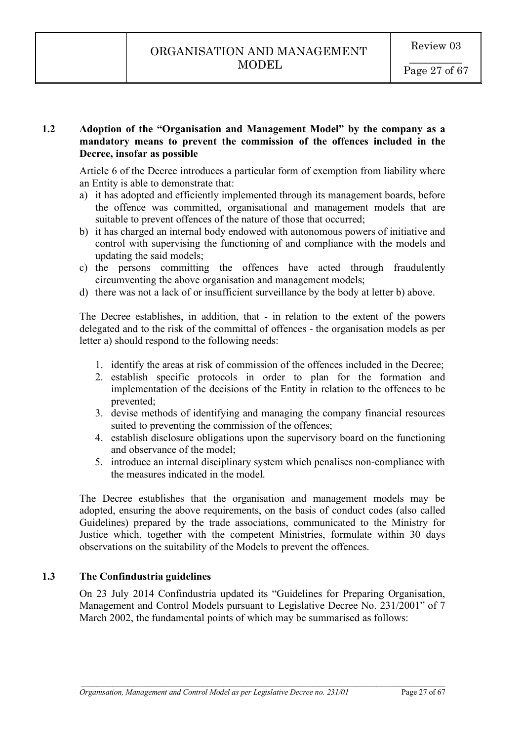## 1.2 Adoption of the "Organisation and Management Model" by the company as a mandatory means to prevent the commission of the offences included in the Decree, insofar as possible

Article 6 of the Decree introduces a particular form of exemption from liability where an Entity is able to demonstrate that:

a) it has adopted and efficiently implemented through its management boards, before the offence was committed, organisational and management models that are suitable to prevent offences of the nature of those that occurred;
b) it has charged an internal body endowed with autonomous powers of initiative and control with supervising the functioning of and compliance with the models and updating the said models;
c) the persons committing the offences have acted through fraudulently circumventing the above organisation and management models;
d) there was not a lack of or insufficient surveillance by the body at letter b) above.

The Decree establishes, in addition, that - in relation to the extent of the powers delegated and to the risk of the committal of offences - the organisation models as per letter a) should respond to the following needs:

1. identify the areas at risk of commission of the offences included in the Decree;
2. establish specific protocols in order to plan for the formation and implementation of the decisions of the Entity in relation to the offences to be prevented;
3. devise methods of identifying and managing the company financial resources suited to preventing the commission of the offences;
4. establish disclosure obligations upon the supervisory board on the functioning and observance of the model;
5. introduce an internal disciplinary system which penalises non-compliance with the measures indicated in the model.

The Decree establishes that the organisation and management models may be adopted, ensuring the above requirements, on the basis of conduct codes (also called Guidelines) prepared by the trade associations, communicated to the Ministry for Justice which, together with the competent Ministries, formulate within 30 days observations on the suitability of the Models to prevent the offences.

## 1.3 The Confindustria guidelines

On 23 July 2014 Confindustria updated its "Guidelines for Preparing Organisation, Management and Control Models pursuant to Legislative Decree No. 231/2001" of 7 March 2002, the fundamental points of which may be summarised as follows: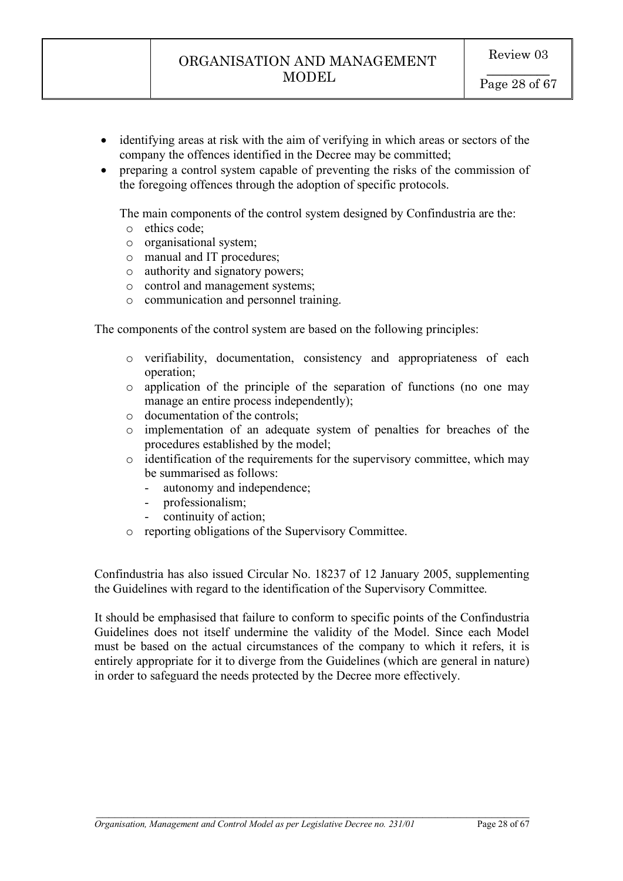- identifying areas at risk with the aim of verifying in which areas or sectors of the company the offences identified in the Decree may be committed;
- preparing a control system capable of preventing the risks of the commission of the foregoing offences through the adoption of specific protocols.

  The main components of the control system designed by Confindustria are the:
  - ethics code;
  - organisational system;
  - manual and IT procedures;
  - authority and signatory powers;
  - control and management systems;
  - communication and personnel training.

The components of the control system are based on the following principles:

- verifiability, documentation, consistency and appropriateness of each operation;
- application of the principle of the separation of functions (no one may manage an entire process independently);
- documentation of the controls;
- implementation of an adequate system of penalties for breaches of the procedures established by the model;
- identification of the requirements for the supervisory committee, which may be summarised as follows:
  - autonomy and independence;
  - professionalism;
  - continuity of action;
- reporting obligations of the Supervisory Committee.

Confindustria has also issued Circular No. 18237 of 12 January 2005, supplementing the Guidelines with regard to the identification of the Supervisory Committee.

It should be emphasised that failure to conform to specific points of the Confindustria Guidelines does not itself undermine the validity of the Model. Since each Model must be based on the actual circumstances of the company to which it refers, it is entirely appropriate for it to diverge from the Guidelines (which are general in nature) in order to safeguard the needs protected by the Decree more effectively.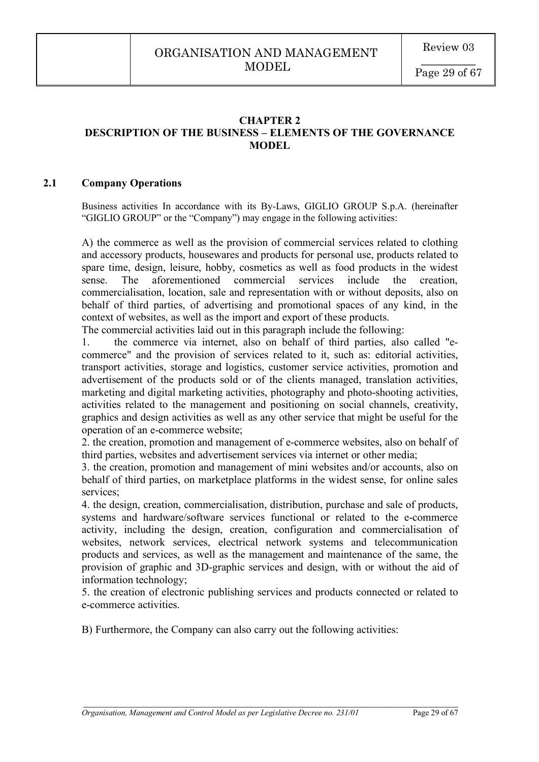# CHAPTER 2
# DESCRIPTION OF THE BUSINESS – ELEMENTS OF THE GOVERNANCE MODEL

## 2.1 Company Operations

Business activities In accordance with its By-Laws, GIGLIO GROUP S.p.A. (hereinafter "GIGLIO GROUP" or the "Company") may engage in the following activities:

A) the commerce as well as the provision of commercial services related to clothing and accessory products, housewares and products for personal use, products related to spare time, design, leisure, hobby, cosmetics as well as food products in the widest sense. The aforementioned commercial services include the creation, commercialisation, location, sale and representation with or without deposits, also on behalf of third parties, of advertising and promotional spaces of any kind, in the context of websites, as well as the import and export of these products.

The commercial activities laid out in this paragraph include the following:

1. the commerce via internet, also on behalf of third parties, also called "e-commerce" and the provision of services related to it, such as: editorial activities, transport activities, storage and logistics, customer service activities, promotion and advertisement of the products sold or of the clients managed, translation activities, marketing and digital marketing activities, photography and photo-shooting activities, activities related to the management and positioning on social channels, creativity, graphics and design activities as well as any other service that might be useful for the operation of an e-commerce website;
2. the creation, promotion and management of e-commerce websites, also on behalf of third parties, websites and advertisement services via internet or other media;
3. the creation, promotion and management of mini websites and/or accounts, also on behalf of third parties, on marketplace platforms in the widest sense, for online sales services;
4. the design, creation, commercialisation, distribution, purchase and sale of products, systems and hardware/software services functional or related to the e-commerce activity, including the design, creation, configuration and commercialisation of websites, network services, electrical network systems and telecommunication products and services, as well as the management and maintenance of the same, the provision of graphic and 3D-graphic services and design, with or without the aid of information technology;
5. the creation of electronic publishing services and products connected or related to e-commerce activities.

B) Furthermore, the Company can also carry out the following activities: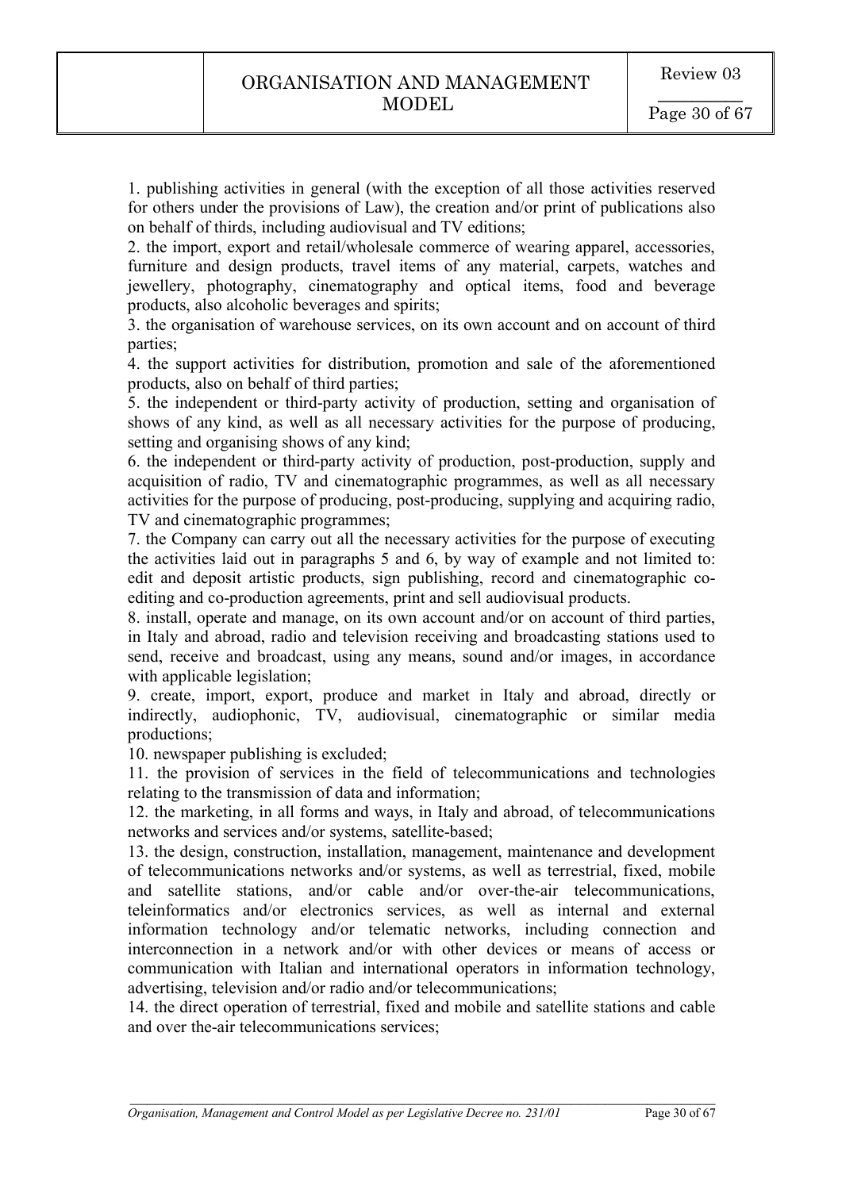1. publishing activities in general (with the exception of all those activities reserved for others under the provisions of Law), the creation and/or print of publications also on behalf of thirds, including audiovisual and TV editions;
2. the import, export and retail/wholesale commerce of wearing apparel, accessories, furniture and design products, travel items of any material, carpets, watches and jewellery, photography, cinematography and optical items, food and beverage products, also alcoholic beverages and spirits;
3. the organisation of warehouse services, on its own account and on account of third parties;
4. the support activities for distribution, promotion and sale of the aforementioned products, also on behalf of third parties;
5. the independent or third-party activity of production, setting and organisation of shows of any kind, as well as all necessary activities for the purpose of producing, setting and organising shows of any kind;
6. the independent or third-party activity of production, post-production, supply and acquisition of radio, TV and cinematographic programmes, as well as all necessary activities for the purpose of producing, post-producing, supplying and acquiring radio, TV and cinematographic programmes;
7. the Company can carry out all the necessary activities for the purpose of executing the activities laid out in paragraphs 5 and 6, by way of example and not limited to: edit and deposit artistic products, sign publishing, record and cinematographic co-editing and co-production agreements, print and sell audiovisual products.
8. install, operate and manage, on its own account and/or on account of third parties, in Italy and abroad, radio and television receiving and broadcasting stations used to send, receive and broadcast, using any means, sound and/or images, in accordance with applicable legislation;
9. create, import, export, produce and market in Italy and abroad, directly or indirectly, audiophonic, TV, audiovisual, cinematographic or similar media productions;
10. newspaper publishing is excluded;
11. the provision of services in the field of telecommunications and technologies relating to the transmission of data and information;
12. the marketing, in all forms and ways, in Italy and abroad, of telecommunications networks and services and/or systems, satellite-based;
13. the design, construction, installation, management, maintenance and development of telecommunications networks and/or systems, as well as terrestrial, fixed, mobile and satellite stations, and/or cable and/or over-the-air telecommunications, teleinformatics and/or electronics services, as well as internal and external information technology and/or telematic networks, including connection and interconnection in a network and/or with other devices or means of access or communication with Italian and international operators in information technology, advertising, television and/or radio and/or telecommunications;
14. the direct operation of terrestrial, fixed and mobile and satellite stations and cable and over the-air telecommunications services;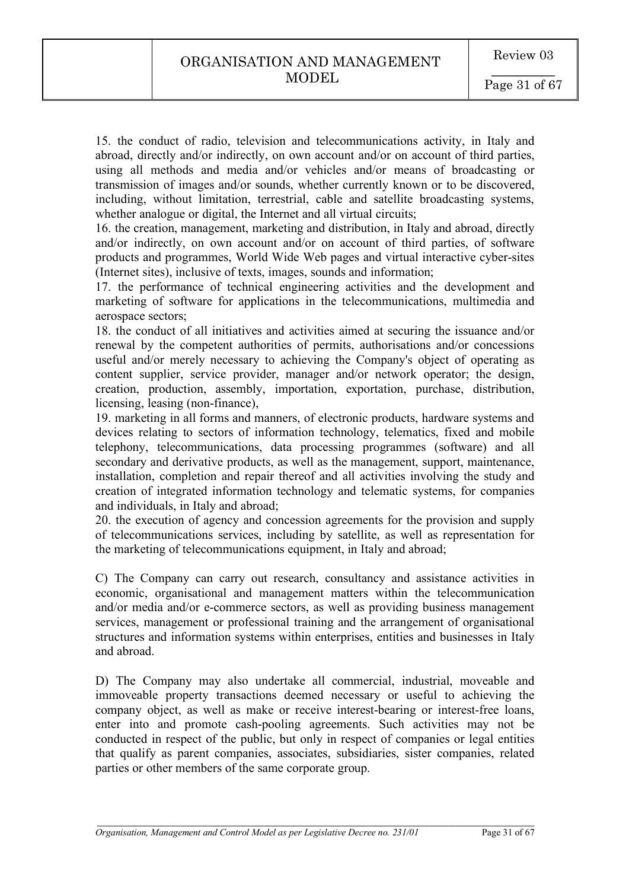15. the conduct of radio, television and telecommunications activity, in Italy and abroad, directly and/or indirectly, on own account and/or on account of third parties, using all methods and media and/or vehicles and/or means of broadcasting or transmission of images and/or sounds, whether currently known or to be discovered, including, without limitation, terrestrial, cable and satellite broadcasting systems, whether analogue or digital, the Internet and all virtual circuits;

16. the creation, management, marketing and distribution, in Italy and abroad, directly and/or indirectly, on own account and/or on account of third parties, of software products and programmes, World Wide Web pages and virtual interactive cyber-sites (Internet sites), inclusive of texts, images, sounds and information;

17. the performance of technical engineering activities and the development and marketing of software for applications in the telecommunications, multimedia and aerospace sectors;

18. the conduct of all initiatives and activities aimed at securing the issuance and/or renewal by the competent authorities of permits, authorisations and/or concessions useful and/or merely necessary to achieving the Company's object of operating as content supplier, service provider, manager and/or network operator; the design, creation, production, assembly, importation, exportation, purchase, distribution, licensing, leasing (non-finance),

19. marketing in all forms and manners, of electronic products, hardware systems and devices relating to sectors of information technology, telematics, fixed and mobile telephony, telecommunications, data processing programmes (software) and all secondary and derivative products, as well as the management, support, maintenance, installation, completion and repair thereof and all activities involving the study and creation of integrated information technology and telematic systems, for companies and individuals, in Italy and abroad;

20. the execution of agency and concession agreements for the provision and supply of telecommunications services, including by satellite, as well as representation for the marketing of telecommunications equipment, in Italy and abroad;

C) The Company can carry out research, consultancy and assistance activities in economic, organisational and management matters within the telecommunication and/or media and/or e-commerce sectors, as well as providing business management services, management or professional training and the arrangement of organisational structures and information systems within enterprises, entities and businesses in Italy and abroad.

D) The Company may also undertake all commercial, industrial, moveable and immoveable property transactions deemed necessary or useful to achieving the company object, as well as make or receive interest-bearing or interest-free loans, enter into and promote cash-pooling agreements. Such activities may not be conducted in respect of the public, but only in respect of companies or legal entities that qualify as parent companies, associates, subsidiaries, sister companies, related parties or other members of the same corporate group.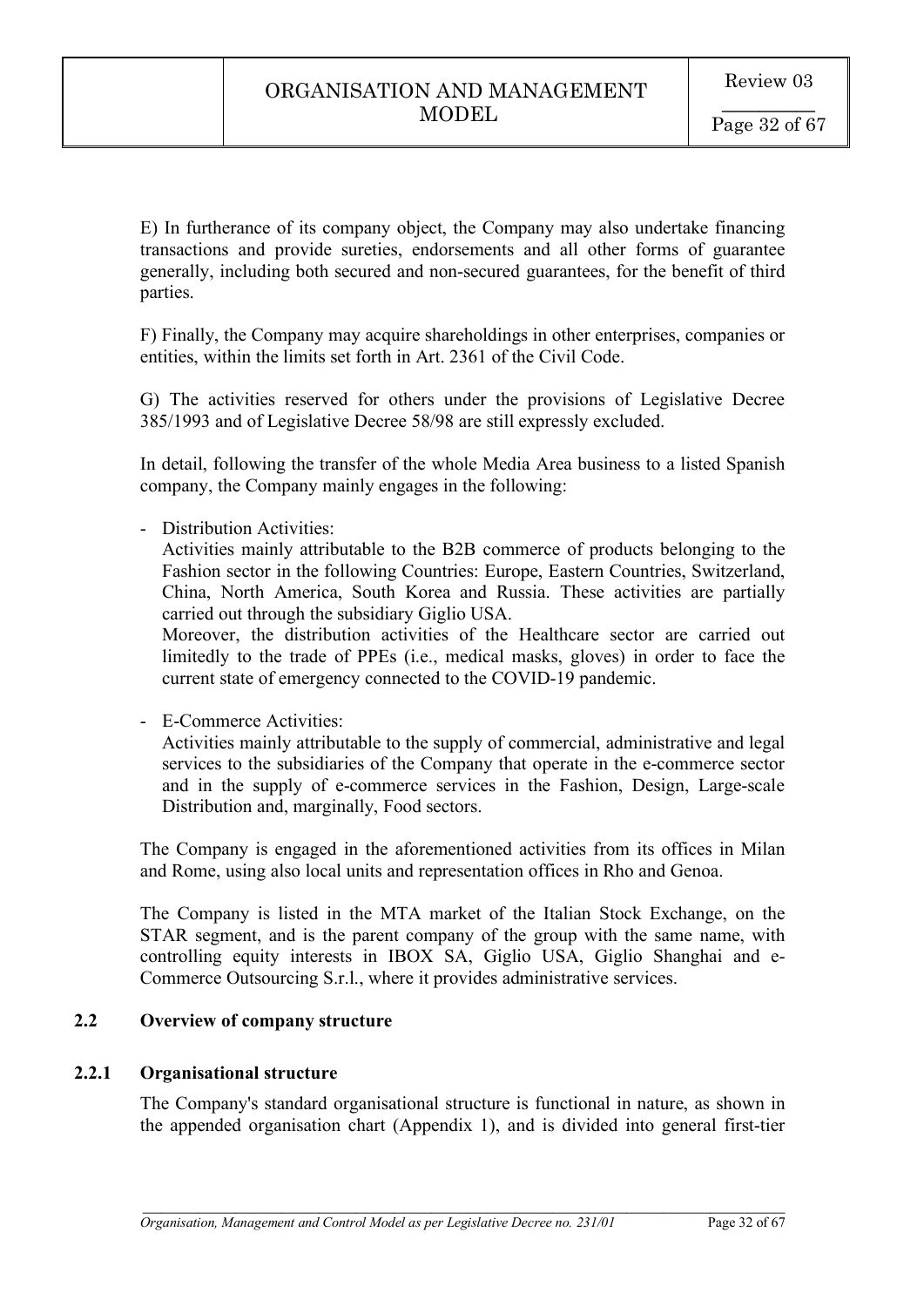E) In furtherance of its company object, the Company may also undertake financing transactions and provide sureties, endorsements and all other forms of guarantee generally, including both secured and non-secured guarantees, for the benefit of third parties.

F) Finally, the Company may acquire shareholdings in other enterprises, companies or entities, within the limits set forth in Art. 2361 of the Civil Code.

G) The activities reserved for others under the provisions of Legislative Decree 385/1993 and of Legislative Decree 58/98 are still expressly excluded.

In detail, following the transfer of the whole Media Area business to a listed Spanish company, the Company mainly engages in the following:

- Distribution Activities:
  Activities mainly attributable to the B2B commerce of products belonging to the Fashion sector in the following Countries: Europe, Eastern Countries, Switzerland, China, North America, South Korea and Russia. These activities are partially carried out through the subsidiary Giglio USA.
  Moreover, the distribution activities of the Healthcare sector are carried out limitedly to the trade of PPEs (i.e., medical masks, gloves) in order to face the current state of emergency connected to the COVID-19 pandemic.

- E-Commerce Activities:
  Activities mainly attributable to the supply of commercial, administrative and legal services to the subsidiaries of the Company that operate in the e-commerce sector and in the supply of e-commerce services in the Fashion, Design, Large-scale Distribution and, marginally, Food sectors.

The Company is engaged in the aforementioned activities from its offices in Milan and Rome, using also local units and representation offices in Rho and Genoa.

The Company is listed in the MTA market of the Italian Stock Exchange, on the STAR segment, and is the parent company of the group with the same name, with controlling equity interests in IBOX SA, Giglio USA, Giglio Shanghai and e-Commerce Outsourcing S.r.l., where it provides administrative services.

## 2.2 Overview of company structure

### 2.2.1 Organisational structure

The Company's standard organisational structure is functional in nature, as shown in the appended organisation chart (Appendix 1), and is divided into general first-tier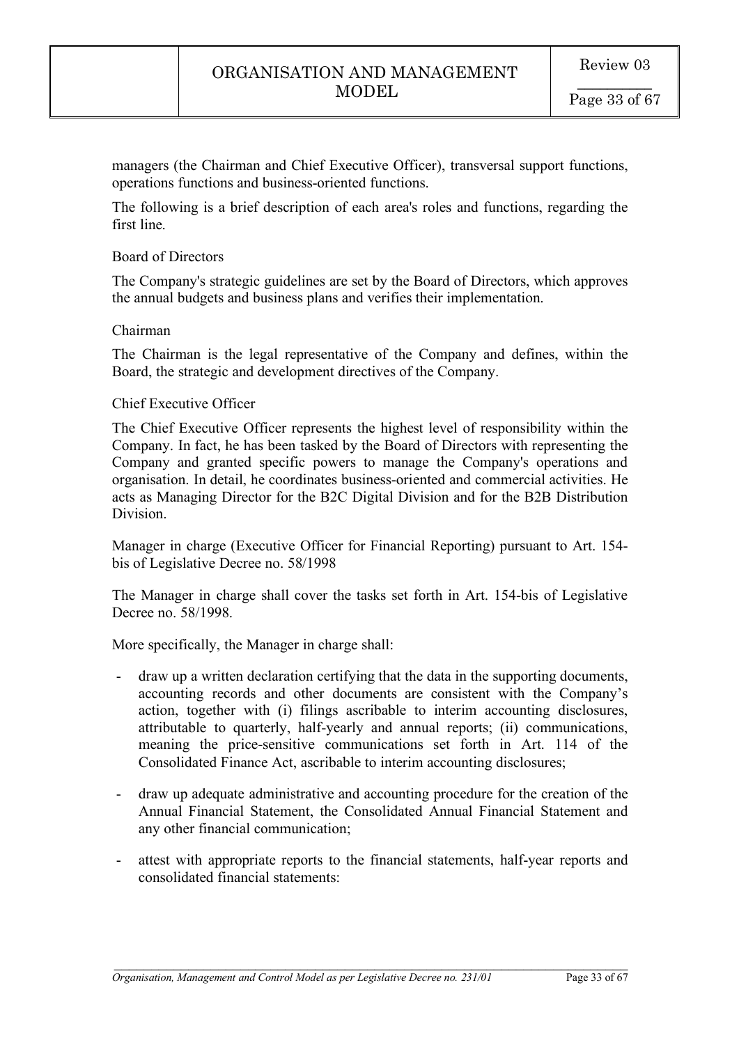managers (the Chairman and Chief Executive Officer), transversal support functions, operations functions and business-oriented functions.

The following is a brief description of each area's roles and functions, regarding the first line.

Board of Directors

The Company's strategic guidelines are set by the Board of Directors, which approves the annual budgets and business plans and verifies their implementation.

Chairman

The Chairman is the legal representative of the Company and defines, within the Board, the strategic and development directives of the Company.

Chief Executive Officer

The Chief Executive Officer represents the highest level of responsibility within the Company. In fact, he has been tasked by the Board of Directors with representing the Company and granted specific powers to manage the Company's operations and organisation. In detail, he coordinates business-oriented and commercial activities. He acts as Managing Director for the B2C Digital Division and for the B2B Distribution Division.

Manager in charge (Executive Officer for Financial Reporting) pursuant to Art. 154-bis of Legislative Decree no. 58/1998

The Manager in charge shall cover the tasks set forth in Art. 154-bis of Legislative Decree no. 58/1998.

More specifically, the Manager in charge shall:

- draw up a written declaration certifying that the data in the supporting documents, accounting records and other documents are consistent with the Company's action, together with (i) filings ascribable to interim accounting disclosures, attributable to quarterly, half-yearly and annual reports; (ii) communications, meaning the price-sensitive communications set forth in Art. 114 of the Consolidated Finance Act, ascribable to interim accounting disclosures;
- draw up adequate administrative and accounting procedure for the creation of the Annual Financial Statement, the Consolidated Annual Financial Statement and any other financial communication;
- attest with appropriate reports to the financial statements, half-year reports and consolidated financial statements: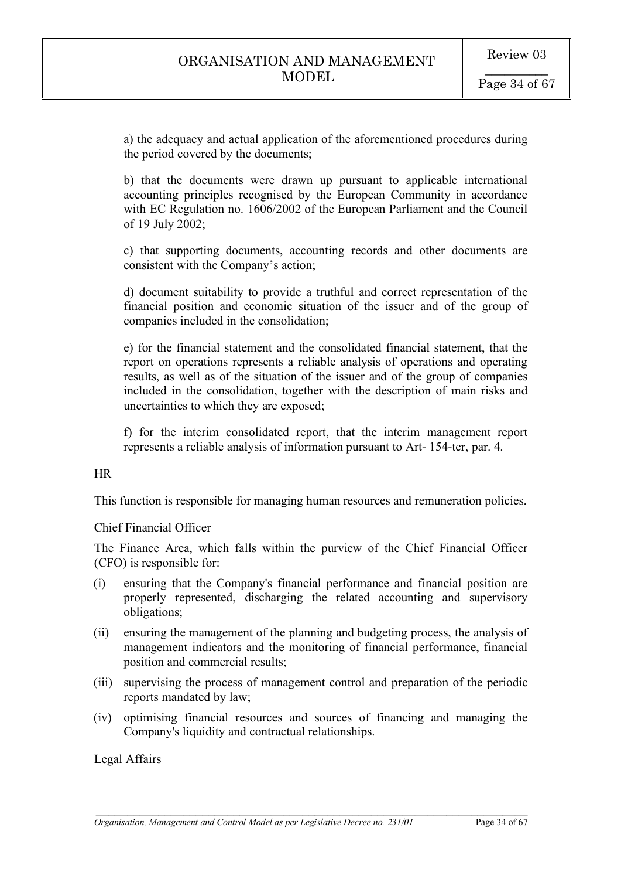a) the adequacy and actual application of the aforementioned procedures during the period covered by the documents;

b) that the documents were drawn up pursuant to applicable international accounting principles recognised by the European Community in accordance with EC Regulation no. 1606/2002 of the European Parliament and the Council of 19 July 2002;

c) that supporting documents, accounting records and other documents are consistent with the Company's action;

d) document suitability to provide a truthful and correct representation of the financial position and economic situation of the issuer and of the group of companies included in the consolidation;

e) for the financial statement and the consolidated financial statement, that the report on operations represents a reliable analysis of operations and operating results, as well as of the situation of the issuer and of the group of companies included in the consolidation, together with the description of main risks and uncertainties to which they are exposed;

f) for the interim consolidated report, that the interim management report represents a reliable analysis of information pursuant to Art- 154-ter, par. 4.

HR

This function is responsible for managing human resources and remuneration policies.

Chief Financial Officer

The Finance Area, which falls within the purview of the Chief Financial Officer (CFO) is responsible for:

(i) ensuring that the Company's financial performance and financial position are properly represented, discharging the related accounting and supervisory obligations;

(ii) ensuring the management of the planning and budgeting process, the analysis of management indicators and the monitoring of financial performance, financial position and commercial results;

(iii) supervising the process of management control and preparation of the periodic reports mandated by law;

(iv) optimising financial resources and sources of financing and managing the Company's liquidity and contractual relationships.

Legal Affairs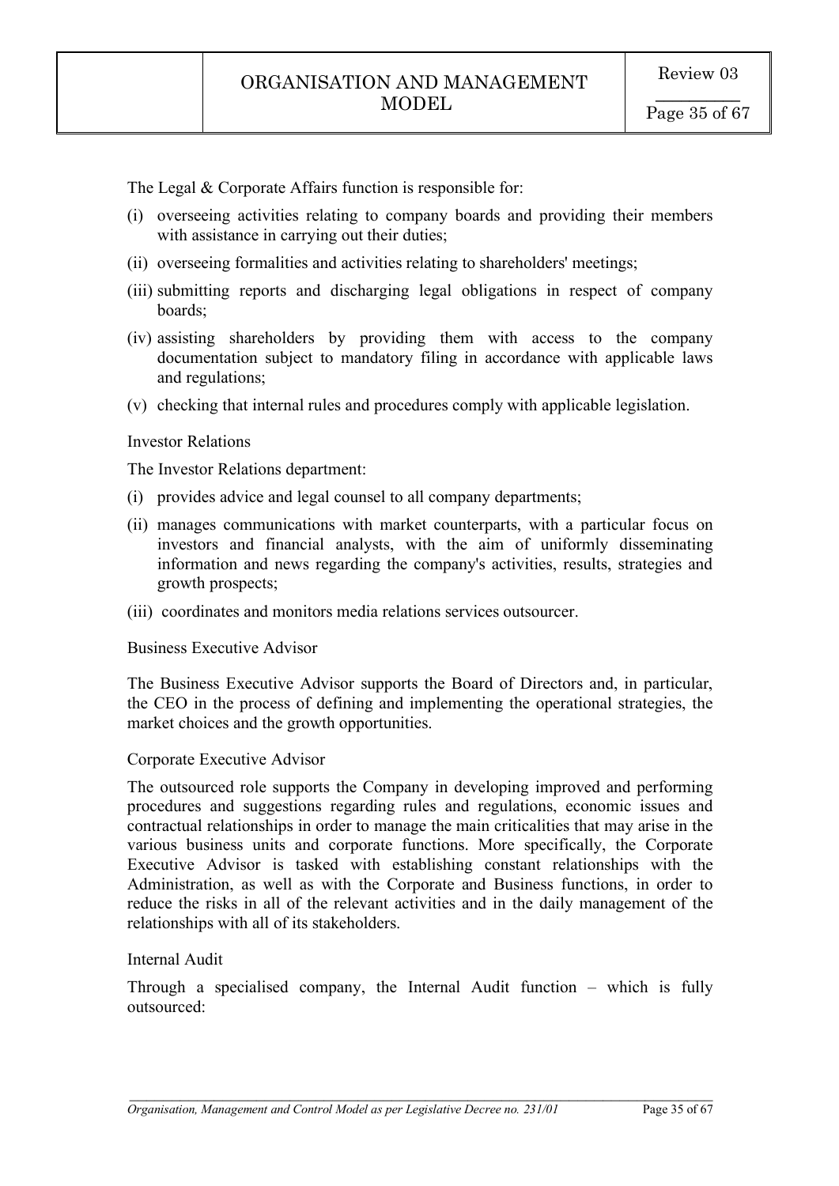The Legal & Corporate Affairs function is responsible for:

(i) overseeing activities relating to company boards and providing their members with assistance in carrying out their duties;

(ii) overseeing formalities and activities relating to shareholders' meetings;

(iii) submitting reports and discharging legal obligations in respect of company boards;

(iv) assisting shareholders by providing them with access to the company documentation subject to mandatory filing in accordance with applicable laws and regulations;

(v) checking that internal rules and procedures comply with applicable legislation.

Investor Relations

The Investor Relations department:

(i) provides advice and legal counsel to all company departments;

(ii) manages communications with market counterparts, with a particular focus on investors and financial analysts, with the aim of uniformly disseminating information and news regarding the company's activities, results, strategies and growth prospects;

(iii) coordinates and monitors media relations services outsourcer.

Business Executive Advisor

The Business Executive Advisor supports the Board of Directors and, in particular, the CEO in the process of defining and implementing the operational strategies, the market choices and the growth opportunities.

Corporate Executive Advisor

The outsourced role supports the Company in developing improved and performing procedures and suggestions regarding rules and regulations, economic issues and contractual relationships in order to manage the main criticalities that may arise in the various business units and corporate functions. More specifically, the Corporate Executive Advisor is tasked with establishing constant relationships with the Administration, as well as with the Corporate and Business functions, in order to reduce the risks in all of the relevant activities and in the daily management of the relationships with all of its stakeholders.

Internal Audit

Through a specialised company, the Internal Audit function – which is fully outsourced: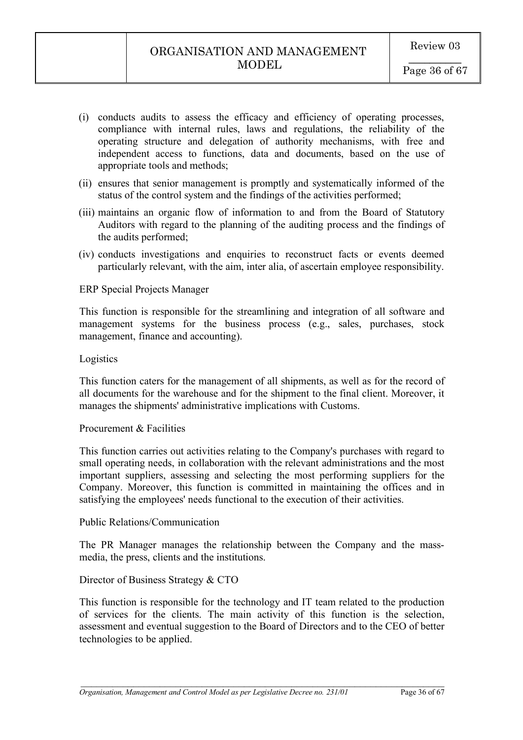(i) conducts audits to assess the efficacy and efficiency of operating processes, compliance with internal rules, laws and regulations, the reliability of the operating structure and delegation of authority mechanisms, with free and independent access to functions, data and documents, based on the use of appropriate tools and methods;

(ii) ensures that senior management is promptly and systematically informed of the status of the control system and the findings of the activities performed;

(iii) maintains an organic flow of information to and from the Board of Statutory Auditors with regard to the planning of the auditing process and the findings of the audits performed;

(iv) conducts investigations and enquiries to reconstruct facts or events deemed particularly relevant, with the aim, inter alia, of ascertain employee responsibility.

ERP Special Projects Manager

This function is responsible for the streamlining and integration of all software and management systems for the business process (e.g., sales, purchases, stock management, finance and accounting).

Logistics

This function caters for the management of all shipments, as well as for the record of all documents for the warehouse and for the shipment to the final client. Moreover, it manages the shipments' administrative implications with Customs.

Procurement & Facilities

This function carries out activities relating to the Company's purchases with regard to small operating needs, in collaboration with the relevant administrations and the most important suppliers, assessing and selecting the most performing suppliers for the Company. Moreover, this function is committed in maintaining the offices and in satisfying the employees' needs functional to the execution of their activities.

Public Relations/Communication

The PR Manager manages the relationship between the Company and the mass-media, the press, clients and the institutions.

Director of Business Strategy & CTO

This function is responsible for the technology and IT team related to the production of services for the clients. The main activity of this function is the selection, assessment and eventual suggestion to the Board of Directors and to the CEO of better technologies to be applied.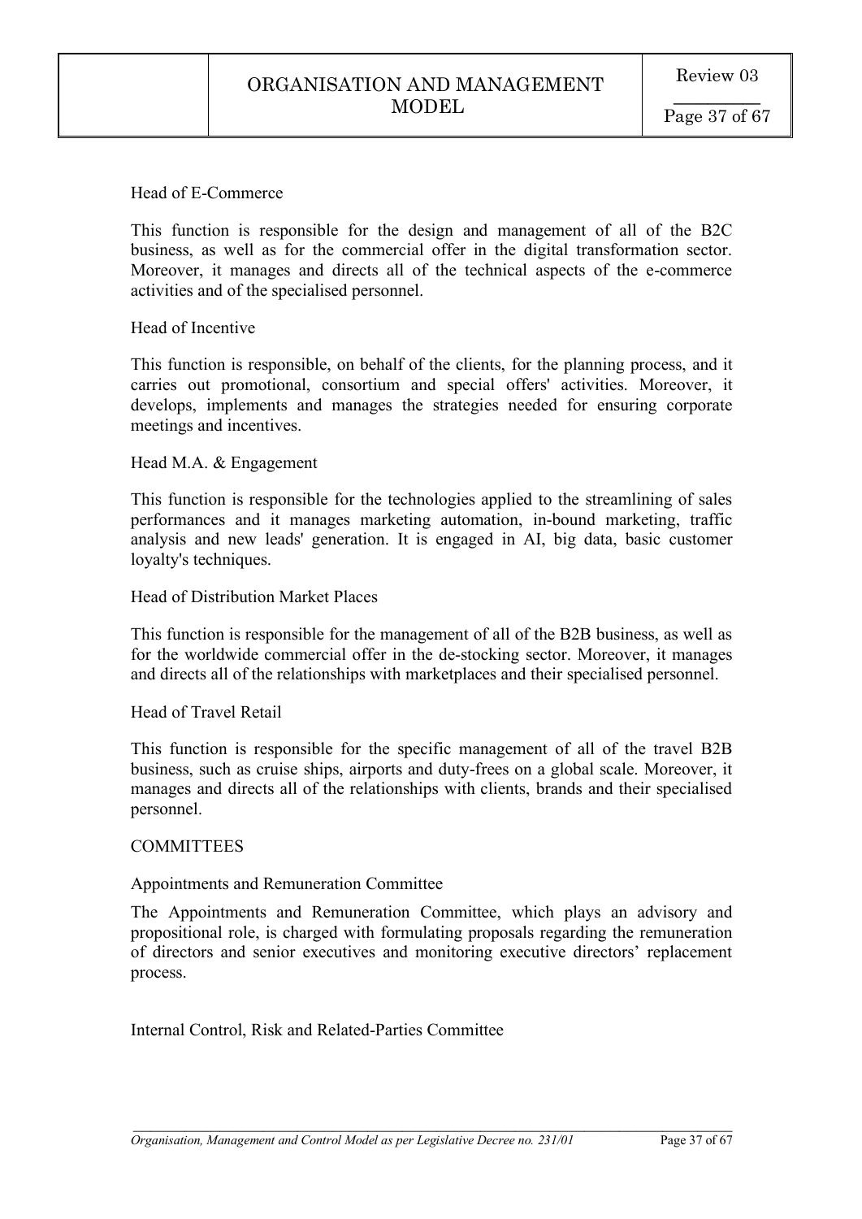Head of E-Commerce

This function is responsible for the design and management of all of the B2C business, as well as for the commercial offer in the digital transformation sector. Moreover, it manages and directs all of the technical aspects of the e-commerce activities and of the specialised personnel.

Head of Incentive

This function is responsible, on behalf of the clients, for the planning process, and it carries out promotional, consortium and special offers' activities. Moreover, it develops, implements and manages the strategies needed for ensuring corporate meetings and incentives.

Head M.A. & Engagement

This function is responsible for the technologies applied to the streamlining of sales performances and it manages marketing automation, in-bound marketing, traffic analysis and new leads' generation. It is engaged in AI, big data, basic customer loyalty's techniques.

Head of Distribution Market Places

This function is responsible for the management of all of the B2B business, as well as for the worldwide commercial offer in the de-stocking sector. Moreover, it manages and directs all of the relationships with marketplaces and their specialised personnel.

Head of Travel Retail

This function is responsible for the specific management of all of the travel B2B business, such as cruise ships, airports and duty-frees on a global scale. Moreover, it manages and directs all of the relationships with clients, brands and their specialised personnel.

## COMMITTEES

### Appointments and Remuneration Committee

The Appointments and Remuneration Committee, which plays an advisory and propositional role, is charged with formulating proposals regarding the remuneration of directors and senior executives and monitoring executive directors' replacement process.

### Internal Control, Risk and Related-Parties Committee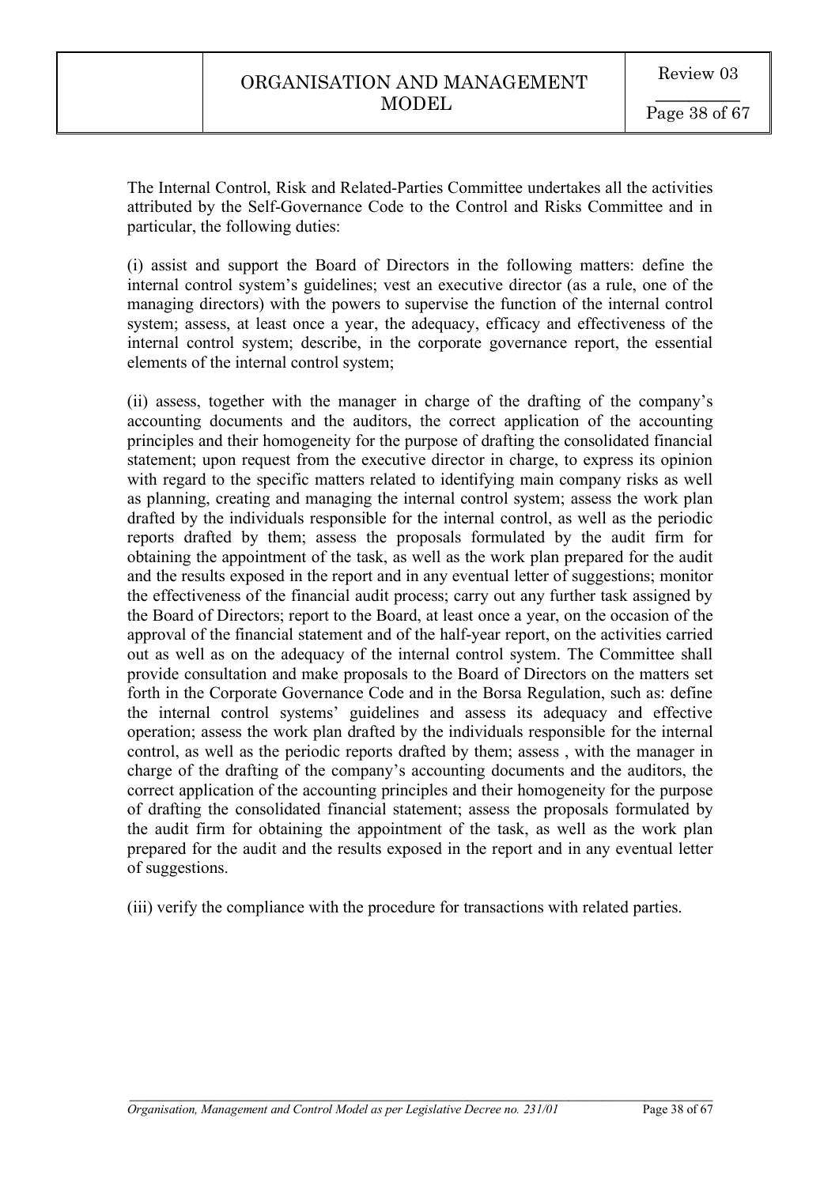The Internal Control, Risk and Related-Parties Committee undertakes all the activities attributed by the Self-Governance Code to the Control and Risks Committee and in particular, the following duties:

(i) assist and support the Board of Directors in the following matters: define the internal control system's guidelines; vest an executive director (as a rule, one of the managing directors) with the powers to supervise the function of the internal control system; assess, at least once a year, the adequacy, efficacy and effectiveness of the internal control system; describe, in the corporate governance report, the essential elements of the internal control system;

(ii) assess, together with the manager in charge of the drafting of the company's accounting documents and the auditors, the correct application of the accounting principles and their homogeneity for the purpose of drafting the consolidated financial statement; upon request from the executive director in charge, to express its opinion with regard to the specific matters related to identifying main company risks as well as planning, creating and managing the internal control system; assess the work plan drafted by the individuals responsible for the internal control, as well as the periodic reports drafted by them; assess the proposals formulated by the audit firm for obtaining the appointment of the task, as well as the work plan prepared for the audit and the results exposed in the report and in any eventual letter of suggestions; monitor the effectiveness of the financial audit process; carry out any further task assigned by the Board of Directors; report to the Board, at least once a year, on the occasion of the approval of the financial statement and of the half-year report, on the activities carried out as well as on the adequacy of the internal control system. The Committee shall provide consultation and make proposals to the Board of Directors on the matters set forth in the Corporate Governance Code and in the Borsa Regulation, such as: define the internal control systems' guidelines and assess its adequacy and effective operation; assess the work plan drafted by the individuals responsible for the internal control, as well as the periodic reports drafted by them; assess , with the manager in charge of the drafting of the company's accounting documents and the auditors, the correct application of the accounting principles and their homogeneity for the purpose of drafting the consolidated financial statement; assess the proposals formulated by the audit firm for obtaining the appointment of the task, as well as the work plan prepared for the audit and the results exposed in the report and in any eventual letter of suggestions.

(iii) verify the compliance with the procedure for transactions with related parties.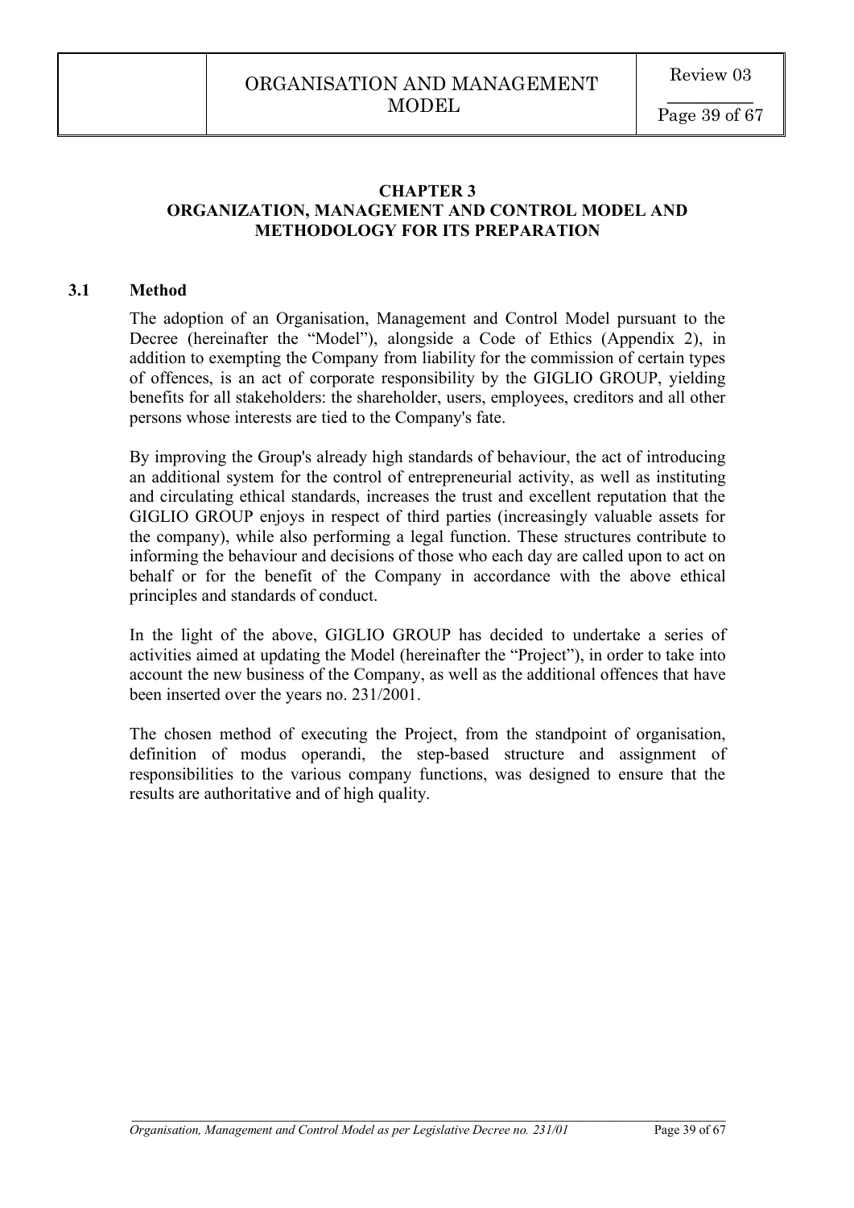# CHAPTER 3
# ORGANIZATION, MANAGEMENT AND CONTROL MODEL AND METHODOLOGY FOR ITS PREPARATION

## 3.1 Method

The adoption of an Organisation, Management and Control Model pursuant to the Decree (hereinafter the "Model"), alongside a Code of Ethics (Appendix 2), in addition to exempting the Company from liability for the commission of certain types of offences, is an act of corporate responsibility by the GIGLIO GROUP, yielding benefits for all stakeholders: the shareholder, users, employees, creditors and all other persons whose interests are tied to the Company's fate.

By improving the Group's already high standards of behaviour, the act of introducing an additional system for the control of entrepreneurial activity, as well as instituting and circulating ethical standards, increases the trust and excellent reputation that the GIGLIO GROUP enjoys in respect of third parties (increasingly valuable assets for the company), while also performing a legal function. These structures contribute to informing the behaviour and decisions of those who each day are called upon to act on behalf or for the benefit of the Company in accordance with the above ethical principles and standards of conduct.

In the light of the above, GIGLIO GROUP has decided to undertake a series of activities aimed at updating the Model (hereinafter the "Project"), in order to take into account the new business of the Company, as well as the additional offences that have been inserted over the years no. 231/2001.

The chosen method of executing the Project, from the standpoint of organisation, definition of modus operandi, the step-based structure and assignment of responsibilities to the various company functions, was designed to ensure that the results are authoritative and of high quality.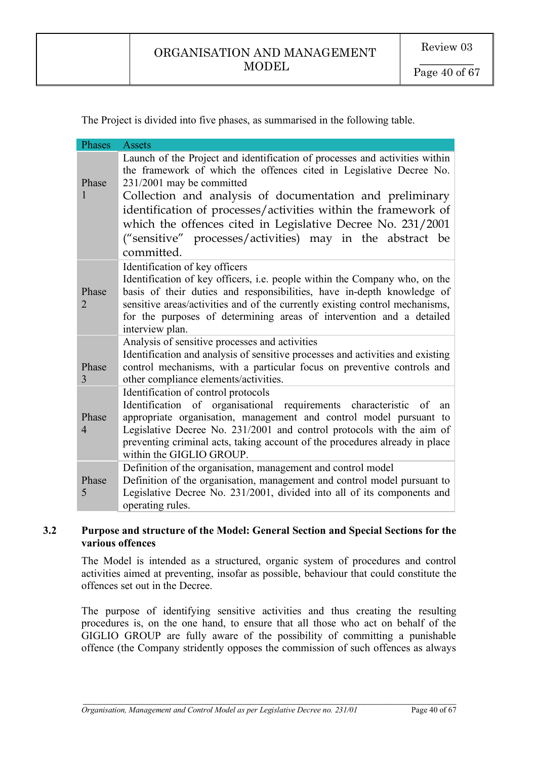The Project is divided into five phases, as summarised in the following table.

| Phases | Assets |
|---|---|
| Phase 1 | Launch of the Project and identification of processes and activities within the framework of which the offences cited in Legislative Decree No. 231/2001 may be committed<br>Collection and analysis of documentation and preliminary identification of processes/activities within the framework of which the offences cited in Legislative Decree No. 231/2001 ("sensitive" processes/activities) may in the abstract be committed. |
| Phase 2 | Identification of key officers<br>Identification of key officers, i.e. people within the Company who, on the basis of their duties and responsibilities, have in-depth knowledge of sensitive areas/activities and of the currently existing control mechanisms, for the purposes of determining areas of intervention and a detailed interview plan. |
| Phase 3 | Analysis of sensitive processes and activities<br>Identification and analysis of sensitive processes and activities and existing control mechanisms, with a particular focus on preventive controls and other compliance elements/activities. |
| Phase 4 | Identification of control protocols<br>Identification of organisational requirements characteristic of an appropriate organisation, management and control model pursuant to Legislative Decree No. 231/2001 and control protocols with the aim of preventing criminal acts, taking account of the procedures already in place within the GIGLIO GROUP. |
| Phase 5 | Definition of the organisation, management and control model<br>Definition of the organisation, management and control model pursuant to Legislative Decree No. 231/2001, divided into all of its components and operating rules. |

## 3.2 Purpose and structure of the Model: General Section and Special Sections for the various offences

The Model is intended as a structured, organic system of procedures and control activities aimed at preventing, insofar as possible, behaviour that could constitute the offences set out in the Decree.

The purpose of identifying sensitive activities and thus creating the resulting procedures is, on the one hand, to ensure that all those who act on behalf of the GIGLIO GROUP are fully aware of the possibility of committing a punishable offence (the Company stridently opposes the commission of such offences as always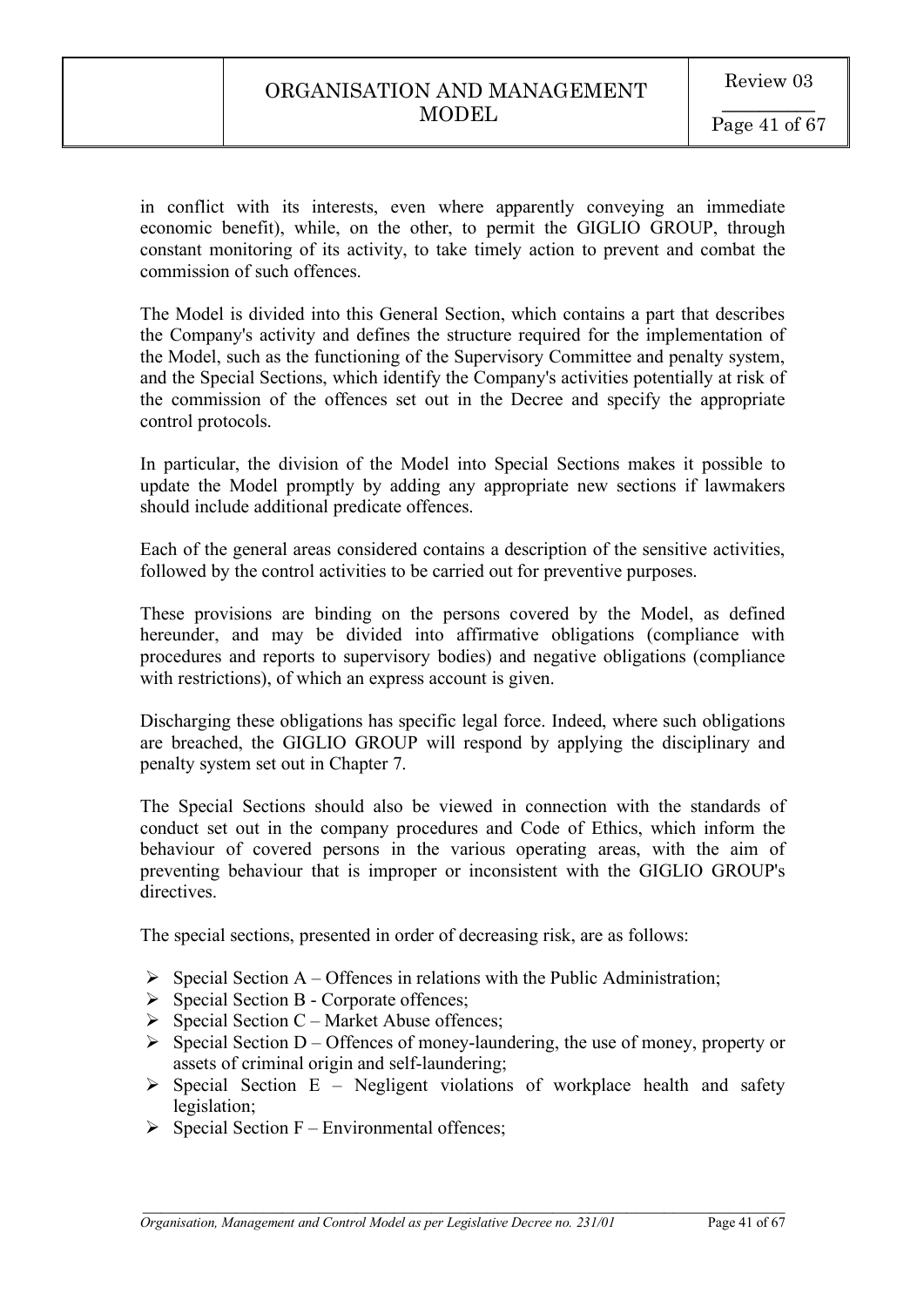in conflict with its interests, even where apparently conveying an immediate economic benefit), while, on the other, to permit the GIGLIO GROUP, through constant monitoring of its activity, to take timely action to prevent and combat the commission of such offences.

The Model is divided into this General Section, which contains a part that describes the Company's activity and defines the structure required for the implementation of the Model, such as the functioning of the Supervisory Committee and penalty system, and the Special Sections, which identify the Company's activities potentially at risk of the commission of the offences set out in the Decree and specify the appropriate control protocols.

In particular, the division of the Model into Special Sections makes it possible to update the Model promptly by adding any appropriate new sections if lawmakers should include additional predicate offences.

Each of the general areas considered contains a description of the sensitive activities, followed by the control activities to be carried out for preventive purposes.

These provisions are binding on the persons covered by the Model, as defined hereunder, and may be divided into affirmative obligations (compliance with procedures and reports to supervisory bodies) and negative obligations (compliance with restrictions), of which an express account is given.

Discharging these obligations has specific legal force. Indeed, where such obligations are breached, the GIGLIO GROUP will respond by applying the disciplinary and penalty system set out in Chapter 7.

The Special Sections should also be viewed in connection with the standards of conduct set out in the company procedures and Code of Ethics, which inform the behaviour of covered persons in the various operating areas, with the aim of preventing behaviour that is improper or inconsistent with the GIGLIO GROUP's directives.

The special sections, presented in order of decreasing risk, are as follows:

- Special Section A – Offences in relations with the Public Administration;
- Special Section B - Corporate offences;
- Special Section C – Market Abuse offences;
- Special Section D – Offences of money-laundering, the use of money, property or assets of criminal origin and self-laundering;
- Special Section E – Negligent violations of workplace health and safety legislation;
- Special Section F – Environmental offences;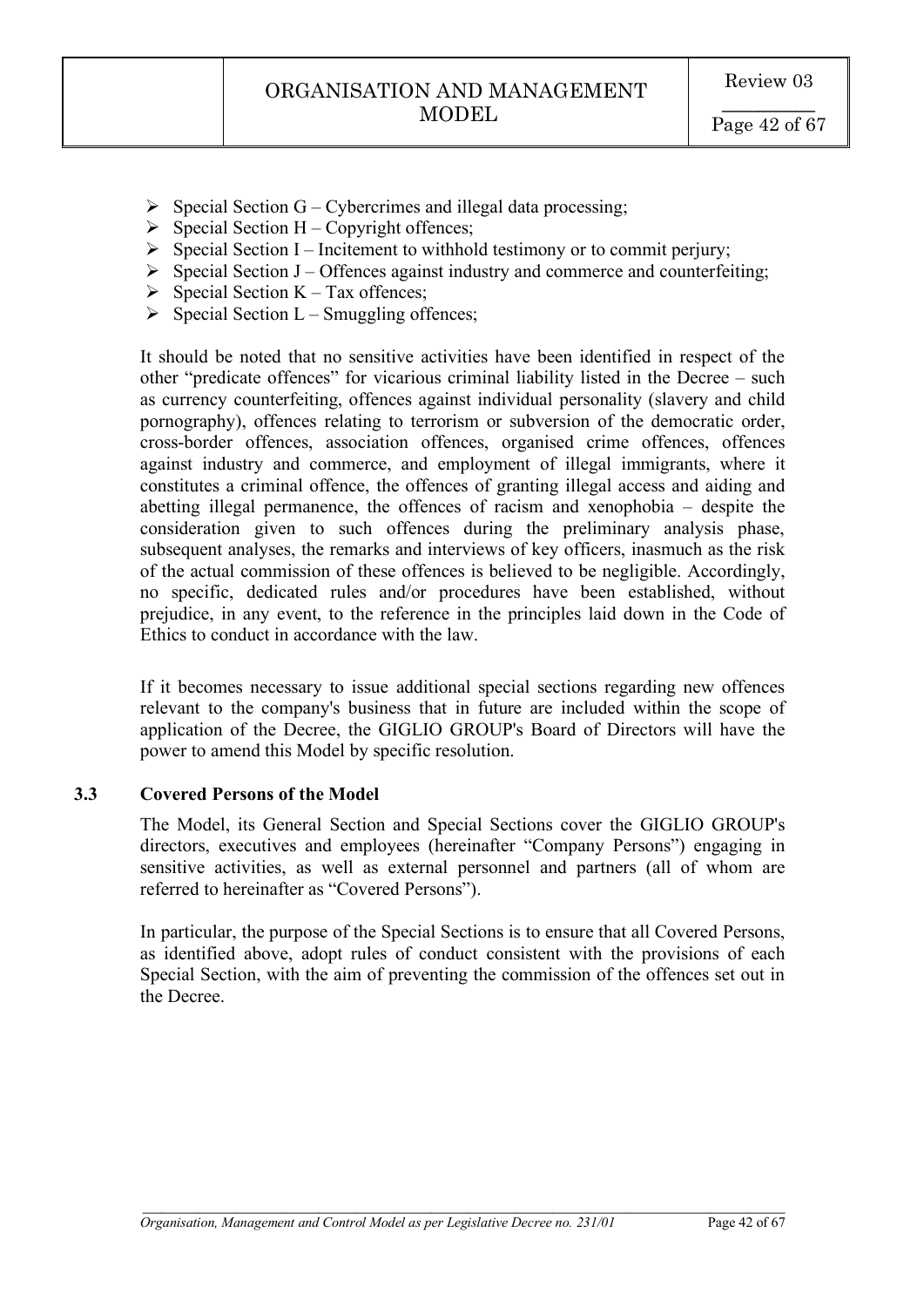- Special Section G – Cybercrimes and illegal data processing;
- Special Section H – Copyright offences;
- Special Section I – Incitement to withhold testimony or to commit perjury;
- Special Section J – Offences against industry and commerce and counterfeiting;
- Special Section K – Tax offences;
- Special Section L – Smuggling offences;

It should be noted that no sensitive activities have been identified in respect of the other "predicate offences" for vicarious criminal liability listed in the Decree – such as currency counterfeiting, offences against individual personality (slavery and child pornography), offences relating to terrorism or subversion of the democratic order, cross-border offences, association offences, organised crime offences, offences against industry and commerce, and employment of illegal immigrants, where it constitutes a criminal offence, the offences of granting illegal access and aiding and abetting illegal permanence, the offences of racism and xenophobia – despite the consideration given to such offences during the preliminary analysis phase, subsequent analyses, the remarks and interviews of key officers, inasmuch as the risk of the actual commission of these offences is believed to be negligible. Accordingly, no specific, dedicated rules and/or procedures have been established, without prejudice, in any event, to the reference in the principles laid down in the Code of Ethics to conduct in accordance with the law.

If it becomes necessary to issue additional special sections regarding new offences relevant to the company's business that in future are included within the scope of application of the Decree, the GIGLIO GROUP's Board of Directors will have the power to amend this Model by specific resolution.

### 3.3 Covered Persons of the Model

The Model, its General Section and Special Sections cover the GIGLIO GROUP's directors, executives and employees (hereinafter "Company Persons") engaging in sensitive activities, as well as external personnel and partners (all of whom are referred to hereinafter as "Covered Persons").

In particular, the purpose of the Special Sections is to ensure that all Covered Persons, as identified above, adopt rules of conduct consistent with the provisions of each Special Section, with the aim of preventing the commission of the offences set out in the Decree.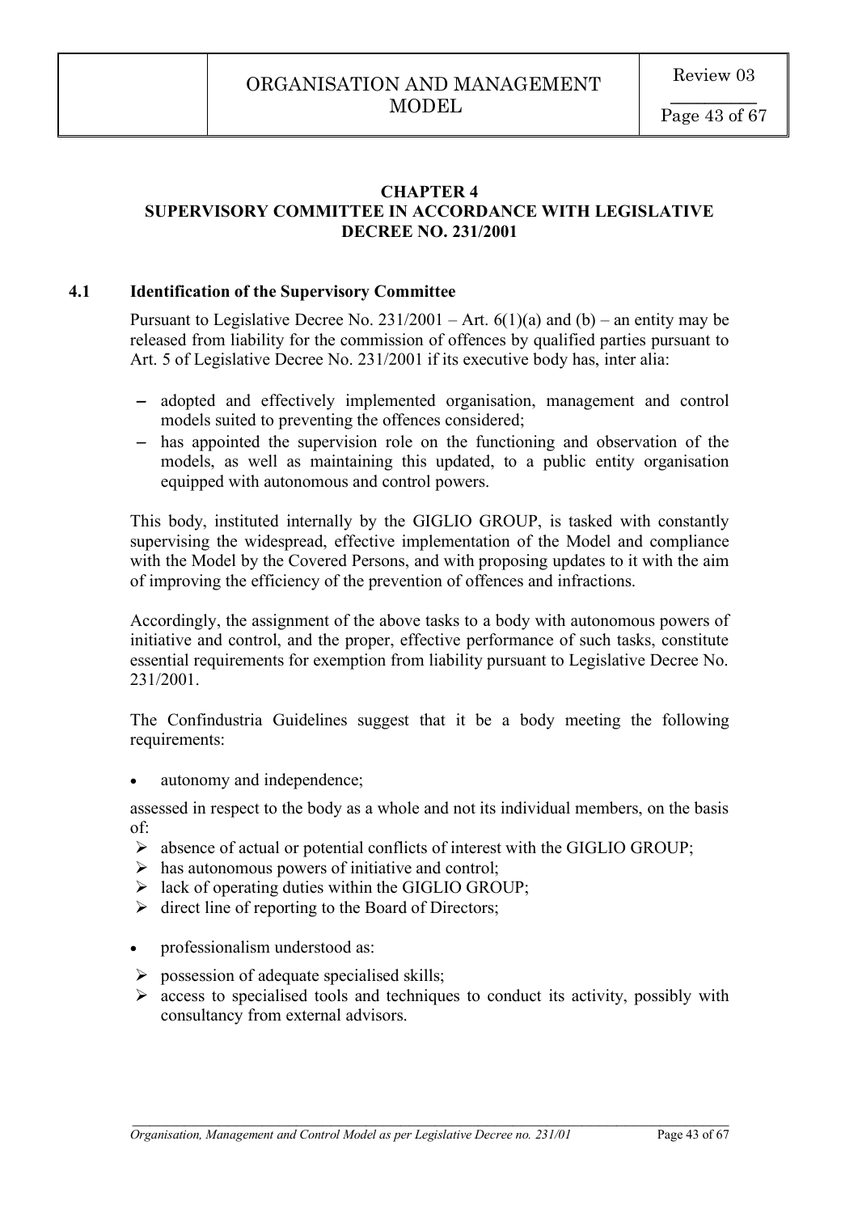## CHAPTER 4
## SUPERVISORY COMMITTEE IN ACCORDANCE WITH LEGISLATIVE DECREE NO. 231/2001

### 4.1 Identification of the Supervisory Committee

Pursuant to Legislative Decree No. 231/2001 – Art. 6(1)(a) and (b) – an entity may be released from liability for the commission of offences by qualified parties pursuant to Art. 5 of Legislative Decree No. 231/2001 if its executive body has, inter alia:

- adopted and effectively implemented organisation, management and control models suited to preventing the offences considered;
- has appointed the supervision role on the functioning and observation of the models, as well as maintaining this updated, to a public entity organisation equipped with autonomous and control powers.

This body, instituted internally by the GIGLIO GROUP, is tasked with constantly supervising the widespread, effective implementation of the Model and compliance with the Model by the Covered Persons, and with proposing updates to it with the aim of improving the efficiency of the prevention of offences and infractions.

Accordingly, the assignment of the above tasks to a body with autonomous powers of initiative and control, and the proper, effective performance of such tasks, constitute essential requirements for exemption from liability pursuant to Legislative Decree No. 231/2001.

The Confindustria Guidelines suggest that it be a body meeting the following requirements:

- autonomy and independence;

assessed in respect to the body as a whole and not its individual members, on the basis of:

- absence of actual or potential conflicts of interest with the GIGLIO GROUP;
- has autonomous powers of initiative and control;
- lack of operating duties within the GIGLIO GROUP;
- direct line of reporting to the Board of Directors;

- professionalism understood as:

- possession of adequate specialised skills;
- access to specialised tools and techniques to conduct its activity, possibly with consultancy from external advisors.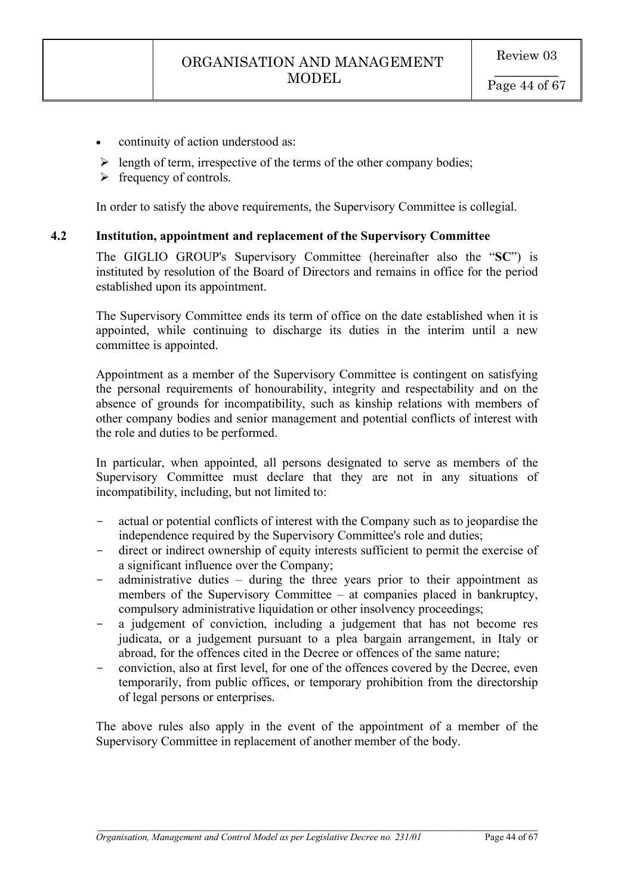- continuity of action understood as:
  - length of term, irrespective of the terms of the other company bodies;
  - frequency of controls.

In order to satisfy the above requirements, the Supervisory Committee is collegial.

### 4.2 Institution, appointment and replacement of the Supervisory Committee

The GIGLIO GROUP's Supervisory Committee (hereinafter also the "**SC**") is instituted by resolution of the Board of Directors and remains in office for the period established upon its appointment.

The Supervisory Committee ends its term of office on the date established when it is appointed, while continuing to discharge its duties in the interim until a new committee is appointed.

Appointment as a member of the Supervisory Committee is contingent on satisfying the personal requirements of honourability, integrity and respectability and on the absence of grounds for incompatibility, such as kinship relations with members of other company bodies and senior management and potential conflicts of interest with the role and duties to be performed.

In particular, when appointed, all persons designated to serve as members of the Supervisory Committee must declare that they are not in any situations of incompatibility, including, but not limited to:

- actual or potential conflicts of interest with the Company such as to jeopardise the independence required by the Supervisory Committee's role and duties;
- direct or indirect ownership of equity interests sufficient to permit the exercise of a significant influence over the Company;
- administrative duties – during the three years prior to their appointment as members of the Supervisory Committee – at companies placed in bankruptcy, compulsory administrative liquidation or other insolvency proceedings;
- a judgement of conviction, including a judgement that has not become res judicata, or a judgement pursuant to a plea bargain arrangement, in Italy or abroad, for the offences cited in the Decree or offences of the same nature;
- conviction, also at first level, for one of the offences covered by the Decree, even temporarily, from public offices, or temporary prohibition from the directorship of legal persons or enterprises.

The above rules also apply in the event of the appointment of a member of the Supervisory Committee in replacement of another member of the body.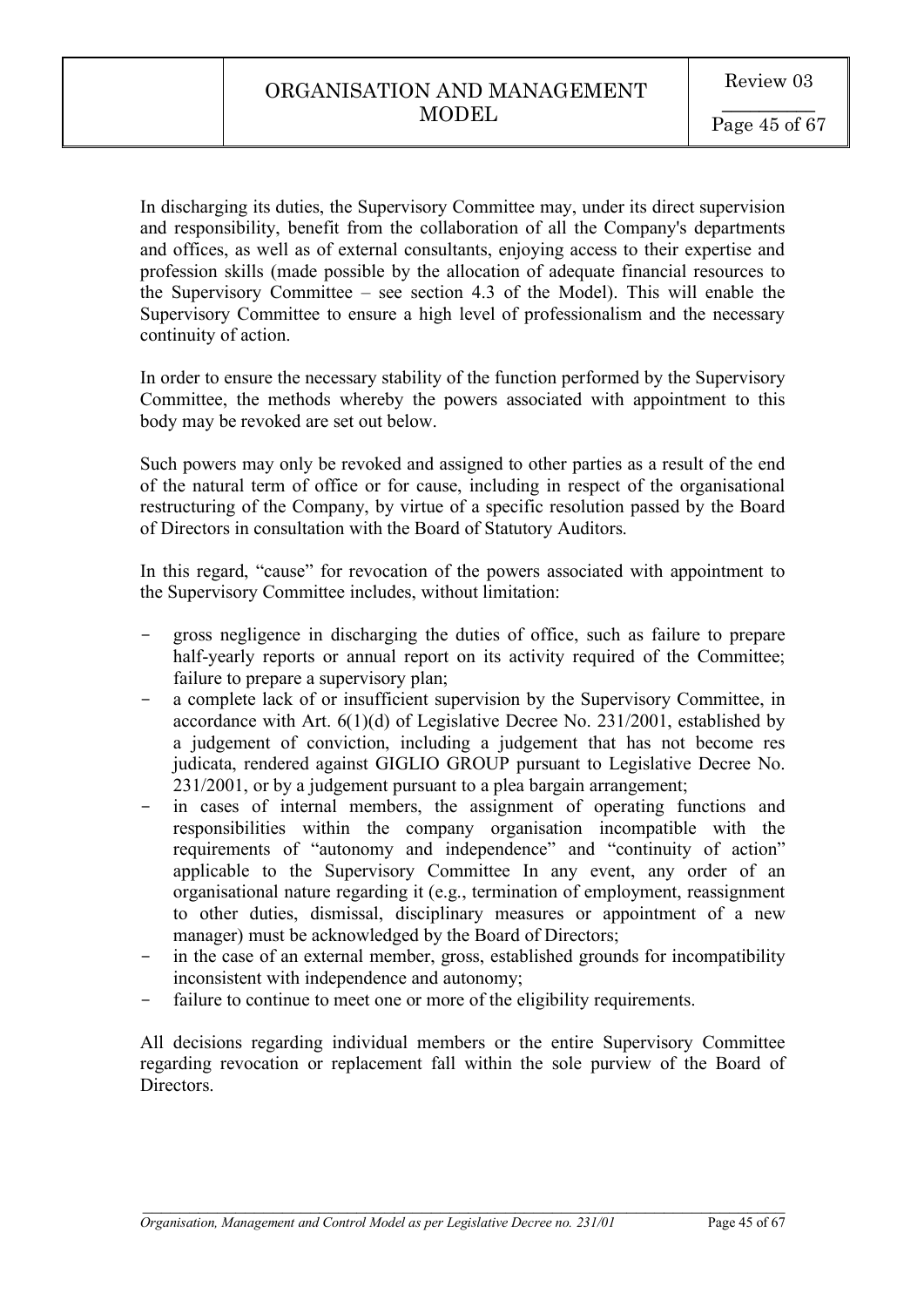In discharging its duties, the Supervisory Committee may, under its direct supervision and responsibility, benefit from the collaboration of all the Company's departments and offices, as well as of external consultants, enjoying access to their expertise and profession skills (made possible by the allocation of adequate financial resources to the Supervisory Committee – see section 4.3 of the Model). This will enable the Supervisory Committee to ensure a high level of professionalism and the necessary continuity of action.

In order to ensure the necessary stability of the function performed by the Supervisory Committee, the methods whereby the powers associated with appointment to this body may be revoked are set out below.

Such powers may only be revoked and assigned to other parties as a result of the end of the natural term of office or for cause, including in respect of the organisational restructuring of the Company, by virtue of a specific resolution passed by the Board of Directors in consultation with the Board of Statutory Auditors.

In this regard, "cause" for revocation of the powers associated with appointment to the Supervisory Committee includes, without limitation:

- gross negligence in discharging the duties of office, such as failure to prepare half-yearly reports or annual report on its activity required of the Committee; failure to prepare a supervisory plan;
- a complete lack of or insufficient supervision by the Supervisory Committee, in accordance with Art. 6(1)(d) of Legislative Decree No. 231/2001, established by a judgement of conviction, including a judgement that has not become res judicata, rendered against GIGLIO GROUP pursuant to Legislative Decree No. 231/2001, or by a judgement pursuant to a plea bargain arrangement;
- in cases of internal members, the assignment of operating functions and responsibilities within the company organisation incompatible with the requirements of "autonomy and independence" and "continuity of action" applicable to the Supervisory Committee In any event, any order of an organisational nature regarding it (e.g., termination of employment, reassignment to other duties, dismissal, disciplinary measures or appointment of a new manager) must be acknowledged by the Board of Directors;
- in the case of an external member, gross, established grounds for incompatibility inconsistent with independence and autonomy;
- failure to continue to meet one or more of the eligibility requirements.

All decisions regarding individual members or the entire Supervisory Committee regarding revocation or replacement fall within the sole purview of the Board of Directors.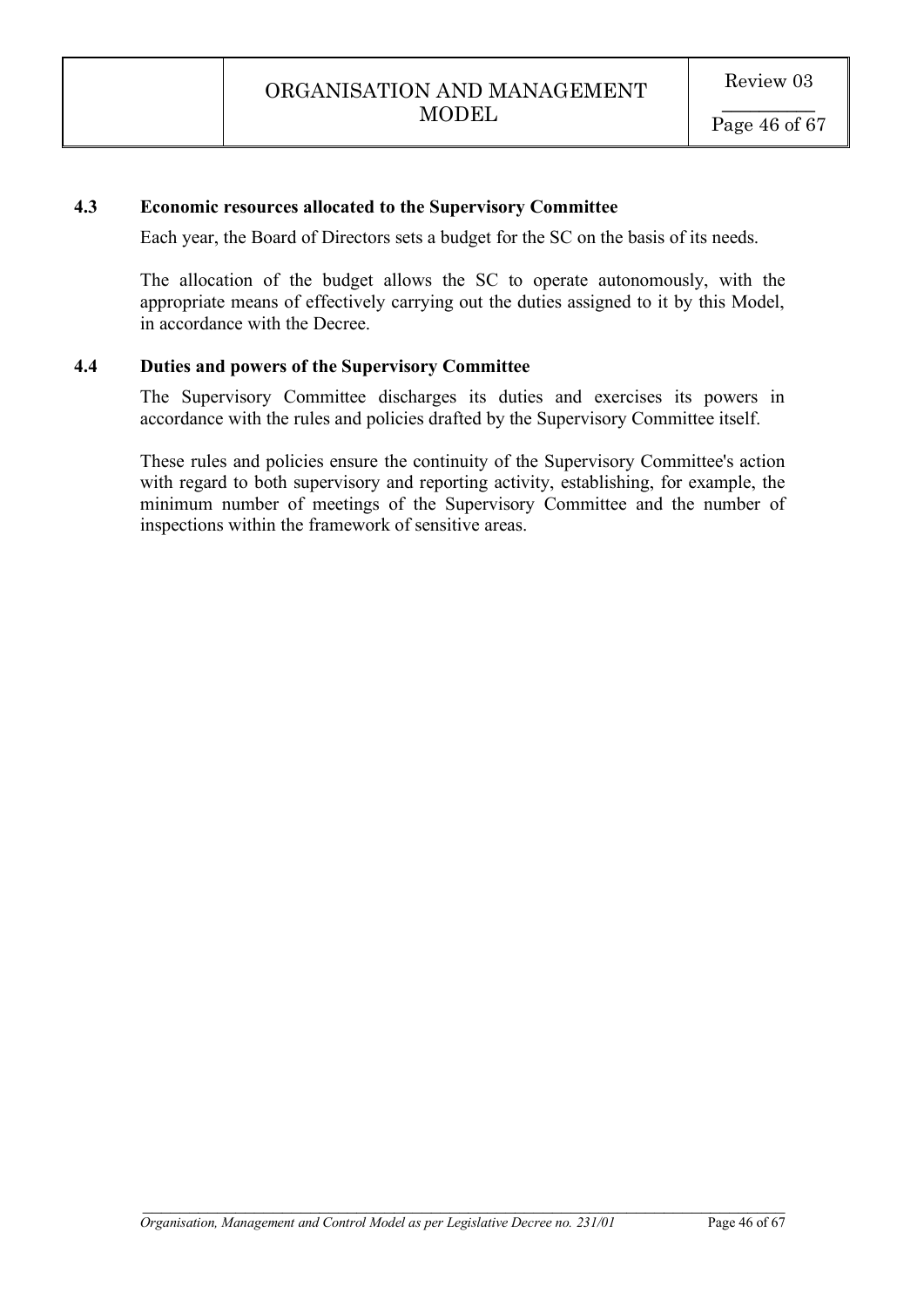### 4.3 Economic resources allocated to the Supervisory Committee

Each year, the Board of Directors sets a budget for the SC on the basis of its needs.

The allocation of the budget allows the SC to operate autonomously, with the appropriate means of effectively carrying out the duties assigned to it by this Model, in accordance with the Decree.

### 4.4 Duties and powers of the Supervisory Committee

The Supervisory Committee discharges its duties and exercises its powers in accordance with the rules and policies drafted by the Supervisory Committee itself.

These rules and policies ensure the continuity of the Supervisory Committee's action with regard to both supervisory and reporting activity, establishing, for example, the minimum number of meetings of the Supervisory Committee and the number of inspections within the framework of sensitive areas.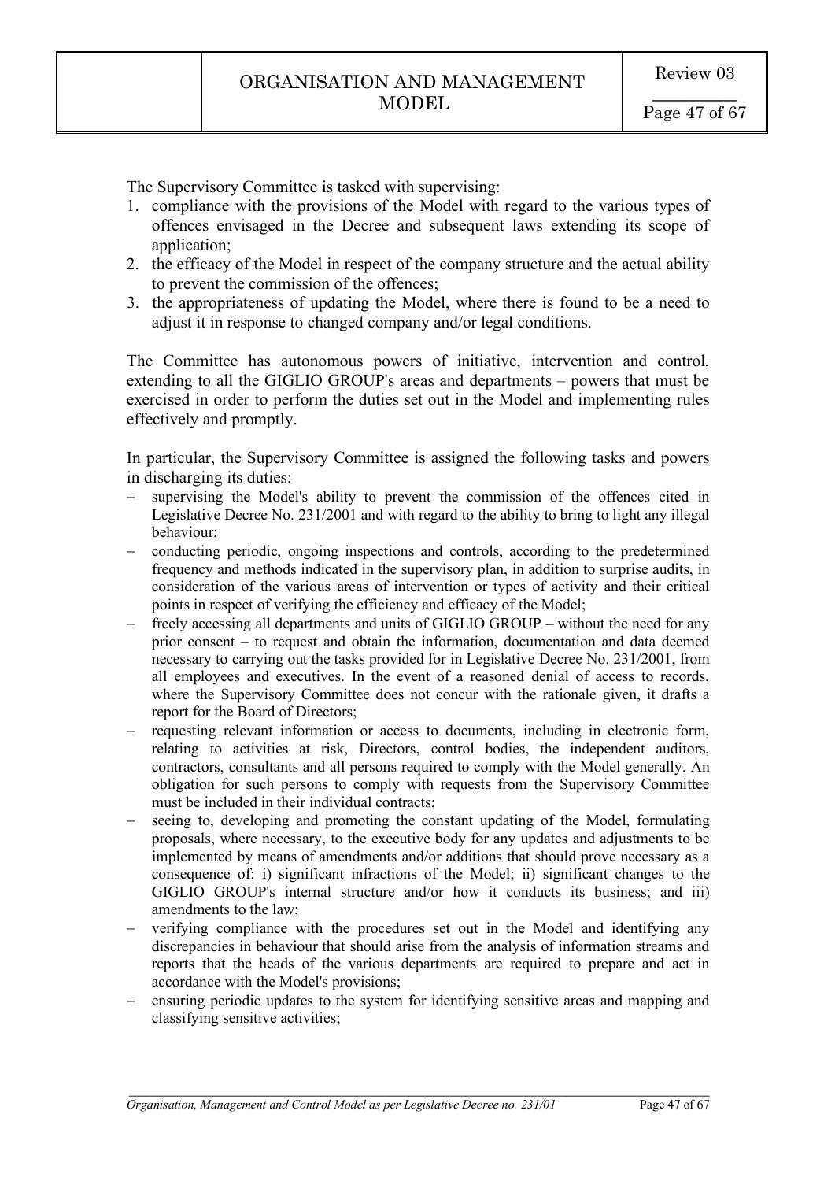The Supervisory Committee is tasked with supervising:

1. compliance with the provisions of the Model with regard to the various types of offences envisaged in the Decree and subsequent laws extending its scope of application;
2. the efficacy of the Model in respect of the company structure and the actual ability to prevent the commission of the offences;
3. the appropriateness of updating the Model, where there is found to be a need to adjust it in response to changed company and/or legal conditions.

The Committee has autonomous powers of initiative, intervention and control, extending to all the GIGLIO GROUP's areas and departments – powers that must be exercised in order to perform the duties set out in the Model and implementing rules effectively and promptly.

In particular, the Supervisory Committee is assigned the following tasks and powers in discharging its duties:

- supervising the Model's ability to prevent the commission of the offences cited in Legislative Decree No. 231/2001 and with regard to the ability to bring to light any illegal behaviour;
- conducting periodic, ongoing inspections and controls, according to the predetermined frequency and methods indicated in the supervisory plan, in addition to surprise audits, in consideration of the various areas of intervention or types of activity and their critical points in respect of verifying the efficiency and efficacy of the Model;
- freely accessing all departments and units of GIGLIO GROUP – without the need for any prior consent – to request and obtain the information, documentation and data deemed necessary to carrying out the tasks provided for in Legislative Decree No. 231/2001, from all employees and executives. In the event of a reasoned denial of access to records, where the Supervisory Committee does not concur with the rationale given, it drafts a report for the Board of Directors;
- requesting relevant information or access to documents, including in electronic form, relating to activities at risk, Directors, control bodies, the independent auditors, contractors, consultants and all persons required to comply with the Model generally. An obligation for such persons to comply with requests from the Supervisory Committee must be included in their individual contracts;
- seeing to, developing and promoting the constant updating of the Model, formulating proposals, where necessary, to the executive body for any updates and adjustments to be implemented by means of amendments and/or additions that should prove necessary as a consequence of: i) significant infractions of the Model; ii) significant changes to the GIGLIO GROUP's internal structure and/or how it conducts its business; and iii) amendments to the law;
- verifying compliance with the procedures set out in the Model and identifying any discrepancies in behaviour that should arise from the analysis of information streams and reports that the heads of the various departments are required to prepare and act in accordance with the Model's provisions;
- ensuring periodic updates to the system for identifying sensitive areas and mapping and classifying sensitive activities;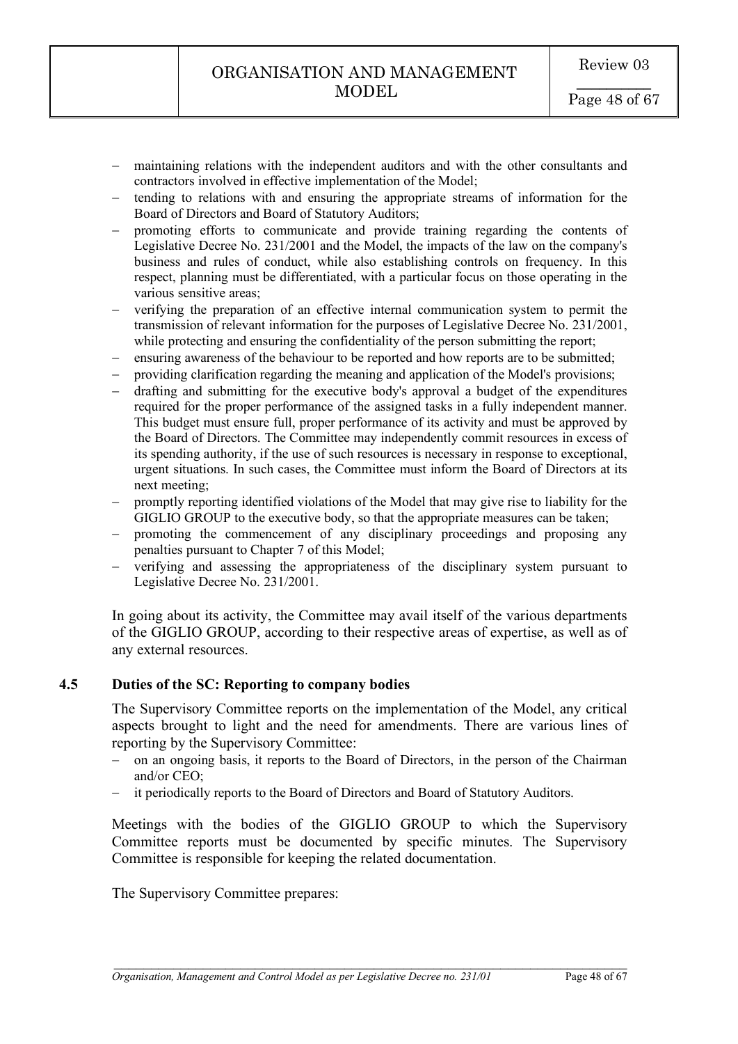- maintaining relations with the independent auditors and with the other consultants and contractors involved in effective implementation of the Model;
- tending to relations with and ensuring the appropriate streams of information for the Board of Directors and Board of Statutory Auditors;
- promoting efforts to communicate and provide training regarding the contents of Legislative Decree No. 231/2001 and the Model, the impacts of the law on the company's business and rules of conduct, while also establishing controls on frequency. In this respect, planning must be differentiated, with a particular focus on those operating in the various sensitive areas;
- verifying the preparation of an effective internal communication system to permit the transmission of relevant information for the purposes of Legislative Decree No. 231/2001, while protecting and ensuring the confidentiality of the person submitting the report;
- ensuring awareness of the behaviour to be reported and how reports are to be submitted;
- providing clarification regarding the meaning and application of the Model's provisions;
- drafting and submitting for the executive body's approval a budget of the expenditures required for the proper performance of the assigned tasks in a fully independent manner. This budget must ensure full, proper performance of its activity and must be approved by the Board of Directors. The Committee may independently commit resources in excess of its spending authority, if the use of such resources is necessary in response to exceptional, urgent situations. In such cases, the Committee must inform the Board of Directors at its next meeting;
- promptly reporting identified violations of the Model that may give rise to liability for the GIGLIO GROUP to the executive body, so that the appropriate measures can be taken;
- promoting the commencement of any disciplinary proceedings and proposing any penalties pursuant to Chapter 7 of this Model;
- verifying and assessing the appropriateness of the disciplinary system pursuant to Legislative Decree No. 231/2001.

In going about its activity, the Committee may avail itself of the various departments of the GIGLIO GROUP, according to their respective areas of expertise, as well as of any external resources.

### 4.5 Duties of the SC: Reporting to company bodies

The Supervisory Committee reports on the implementation of the Model, any critical aspects brought to light and the need for amendments. There are various lines of reporting by the Supervisory Committee:

- on an ongoing basis, it reports to the Board of Directors, in the person of the Chairman and/or CEO;
- it periodically reports to the Board of Directors and Board of Statutory Auditors.

Meetings with the bodies of the GIGLIO GROUP to which the Supervisory Committee reports must be documented by specific minutes. The Supervisory Committee is responsible for keeping the related documentation.

The Supervisory Committee prepares: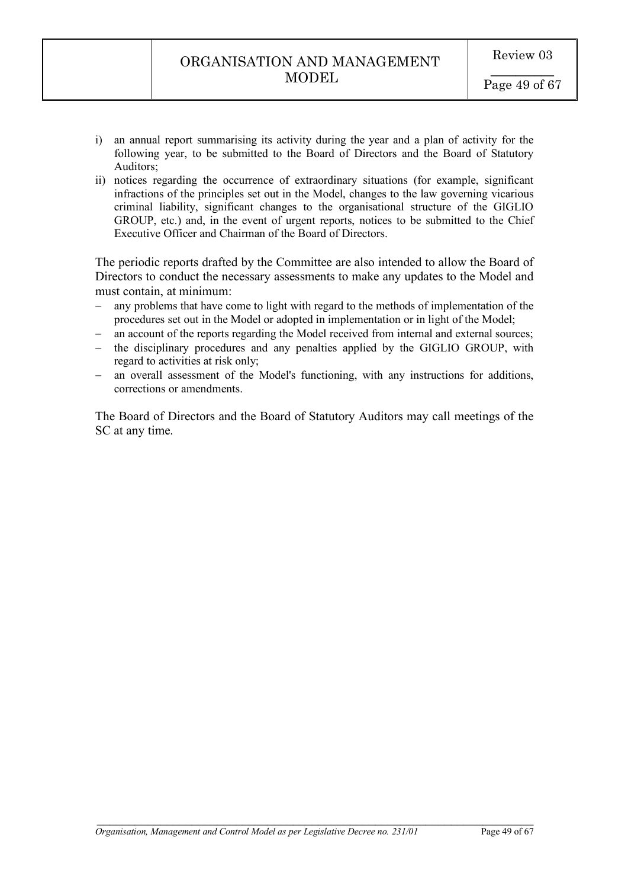i) an annual report summarising its activity during the year and a plan of activity for the following year, to be submitted to the Board of Directors and the Board of Statutory Auditors;
ii) notices regarding the occurrence of extraordinary situations (for example, significant infractions of the principles set out in the Model, changes to the law governing vicarious criminal liability, significant changes to the organisational structure of the GIGLIO GROUP, etc.) and, in the event of urgent reports, notices to be submitted to the Chief Executive Officer and Chairman of the Board of Directors.

The periodic reports drafted by the Committee are also intended to allow the Board of Directors to conduct the necessary assessments to make any updates to the Model and must contain, at minimum:

- any problems that have come to light with regard to the methods of implementation of the procedures set out in the Model or adopted in implementation or in light of the Model;
- an account of the reports regarding the Model received from internal and external sources;
- the disciplinary procedures and any penalties applied by the GIGLIO GROUP, with regard to activities at risk only;
- an overall assessment of the Model's functioning, with any instructions for additions, corrections or amendments.

The Board of Directors and the Board of Statutory Auditors may call meetings of the SC at any time.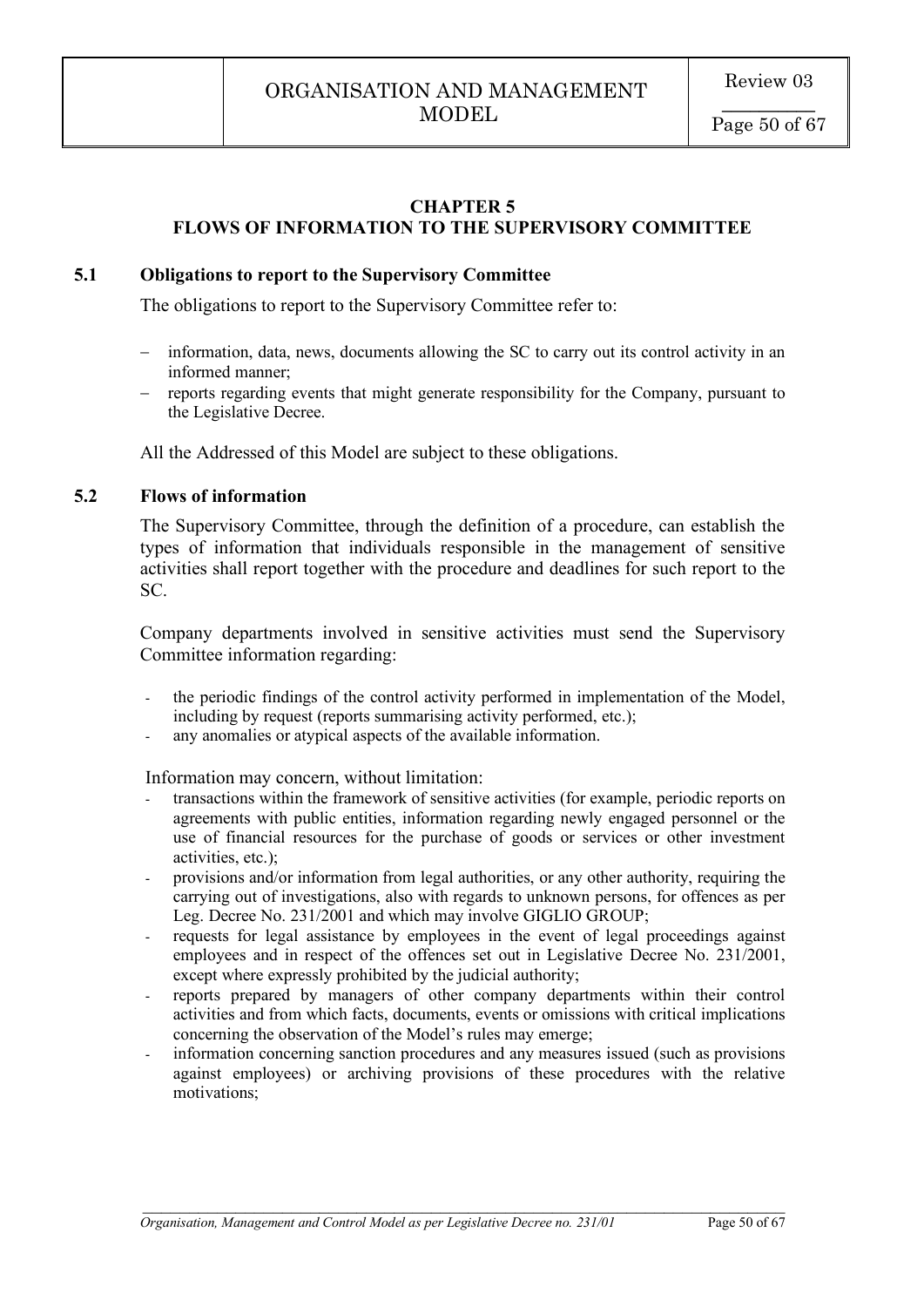## CHAPTER 5
## FLOWS OF INFORMATION TO THE SUPERVISORY COMMITTEE

### 5.1 Obligations to report to the Supervisory Committee

The obligations to report to the Supervisory Committee refer to:

- information, data, news, documents allowing the SC to carry out its control activity in an informed manner;
- reports regarding events that might generate responsibility for the Company, pursuant to the Legislative Decree.

All the Addressed of this Model are subject to these obligations.

### 5.2 Flows of information

The Supervisory Committee, through the definition of a procedure, can establish the types of information that individuals responsible in the management of sensitive activities shall report together with the procedure and deadlines for such report to the SC.

Company departments involved in sensitive activities must send the Supervisory Committee information regarding:

- the periodic findings of the control activity performed in implementation of the Model, including by request (reports summarising activity performed, etc.);
- any anomalies or atypical aspects of the available information.

Information may concern, without limitation:

- transactions within the framework of sensitive activities (for example, periodic reports on agreements with public entities, information regarding newly engaged personnel or the use of financial resources for the purchase of goods or services or other investment activities, etc.);
- provisions and/or information from legal authorities, or any other authority, requiring the carrying out of investigations, also with regards to unknown persons, for offences as per Leg. Decree No. 231/2001 and which may involve GIGLIO GROUP;
- requests for legal assistance by employees in the event of legal proceedings against employees and in respect of the offences set out in Legislative Decree No. 231/2001, except where expressly prohibited by the judicial authority;
- reports prepared by managers of other company departments within their control activities and from which facts, documents, events or omissions with critical implications concerning the observation of the Model's rules may emerge;
- information concerning sanction procedures and any measures issued (such as provisions against employees) or archiving provisions of these procedures with the relative motivations;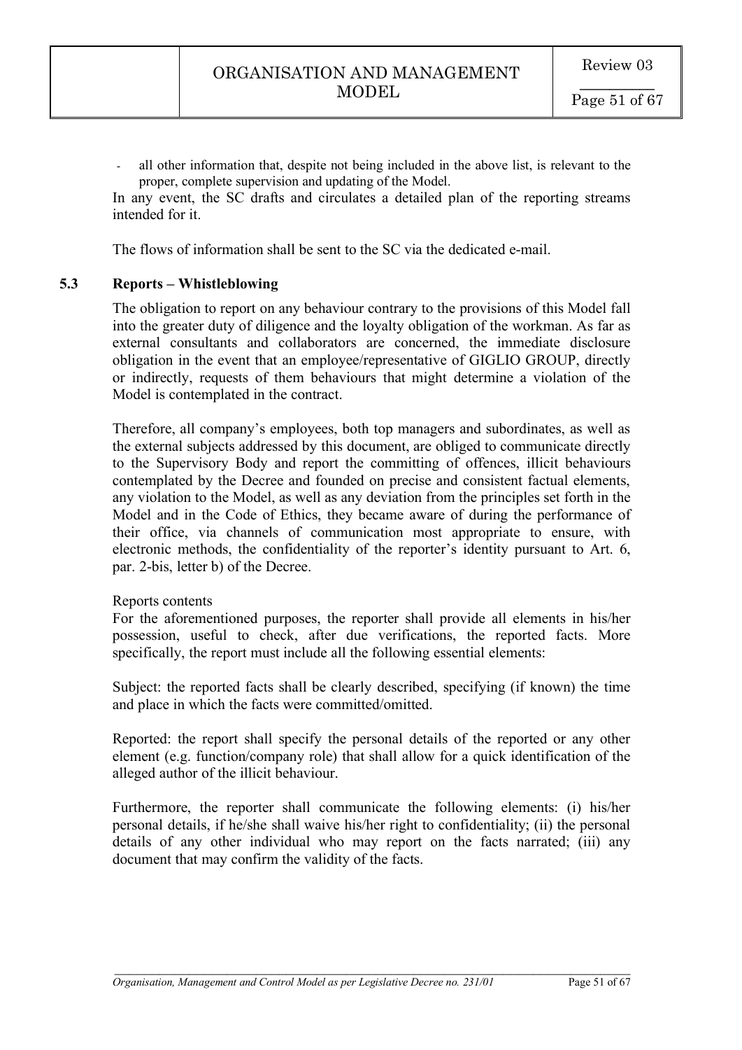- all other information that, despite not being included in the above list, is relevant to the proper, complete supervision and updating of the Model.

In any event, the SC drafts and circulates a detailed plan of the reporting streams intended for it.

The flows of information shall be sent to the SC via the dedicated e-mail.

### 5.3 Reports – Whistleblowing

The obligation to report on any behaviour contrary to the provisions of this Model fall into the greater duty of diligence and the loyalty obligation of the workman. As far as external consultants and collaborators are concerned, the immediate disclosure obligation in the event that an employee/representative of GIGLIO GROUP, directly or indirectly, requests of them behaviours that might determine a violation of the Model is contemplated in the contract.

Therefore, all company's employees, both top managers and subordinates, as well as the external subjects addressed by this document, are obliged to communicate directly to the Supervisory Body and report the committing of offences, illicit behaviours contemplated by the Decree and founded on precise and consistent factual elements, any violation to the Model, as well as any deviation from the principles set forth in the Model and in the Code of Ethics, they became aware of during the performance of their office, via channels of communication most appropriate to ensure, with electronic methods, the confidentiality of the reporter's identity pursuant to Art. 6, par. 2-bis, letter b) of the Decree.

Reports contents

For the aforementioned purposes, the reporter shall provide all elements in his/her possession, useful to check, after due verifications, the reported facts. More specifically, the report must include all the following essential elements:

Subject: the reported facts shall be clearly described, specifying (if known) the time and place in which the facts were committed/omitted.

Reported: the report shall specify the personal details of the reported or any other element (e.g. function/company role) that shall allow for a quick identification of the alleged author of the illicit behaviour.

Furthermore, the reporter shall communicate the following elements: (i) his/her personal details, if he/she shall waive his/her right to confidentiality; (ii) the personal details of any other individual who may report on the facts narrated; (iii) any document that may confirm the validity of the facts.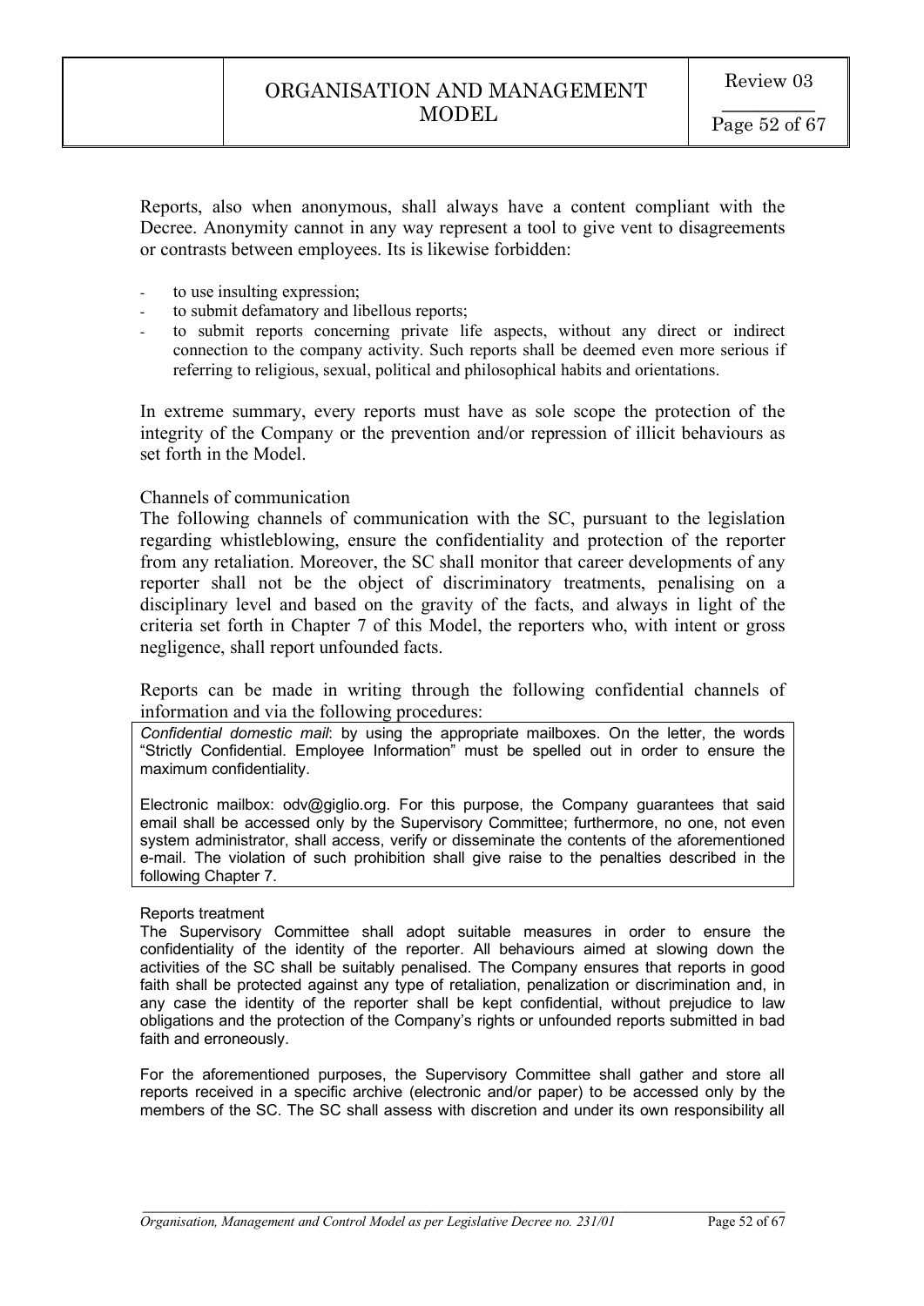Reports, also when anonymous, shall always have a content compliant with the Decree. Anonymity cannot in any way represent a tool to give vent to disagreements or contrasts between employees. Its is likewise forbidden:

- to use insulting expression;
- to submit defamatory and libellous reports;
- to submit reports concerning private life aspects, without any direct or indirect connection to the company activity. Such reports shall be deemed even more serious if referring to religious, sexual, political and philosophical habits and orientations.

In extreme summary, every reports must have as sole scope the protection of the integrity of the Company or the prevention and/or repression of illicit behaviours as set forth in the Model.

Channels of communication

The following channels of communication with the SC, pursuant to the legislation regarding whistleblowing, ensure the confidentiality and protection of the reporter from any retaliation. Moreover, the SC shall monitor that career developments of any reporter shall not be the object of discriminatory treatments, penalising on a disciplinary level and based on the gravity of the facts, and always in light of the criteria set forth in Chapter 7 of this Model, the reporters who, with intent or gross negligence, shall report unfounded facts.

Reports can be made in writing through the following confidential channels of information and via the following procedures:

*Confidential domestic mail*: by using the appropriate mailboxes. On the letter, the words "Strictly Confidential. Employee Information" must be spelled out in order to ensure the maximum confidentiality.

Electronic mailbox: odv@giglio.org. For this purpose, the Company guarantees that said email shall be accessed only by the Supervisory Committee; furthermore, no one, not even system administrator, shall access, verify or disseminate the contents of the aforementioned e-mail. The violation of such prohibition shall give raise to the penalties described in the following Chapter 7.

Reports treatment

The Supervisory Committee shall adopt suitable measures in order to ensure the confidentiality of the identity of the reporter. All behaviours aimed at slowing down the activities of the SC shall be suitably penalised. The Company ensures that reports in good faith shall be protected against any type of retaliation, penalization or discrimination and, in any case the identity of the reporter shall be kept confidential, without prejudice to law obligations and the protection of the Company's rights or unfounded reports submitted in bad faith and erroneously.

For the aforementioned purposes, the Supervisory Committee shall gather and store all reports received in a specific archive (electronic and/or paper) to be accessed only by the members of the SC. The SC shall assess with discretion and under its own responsibility all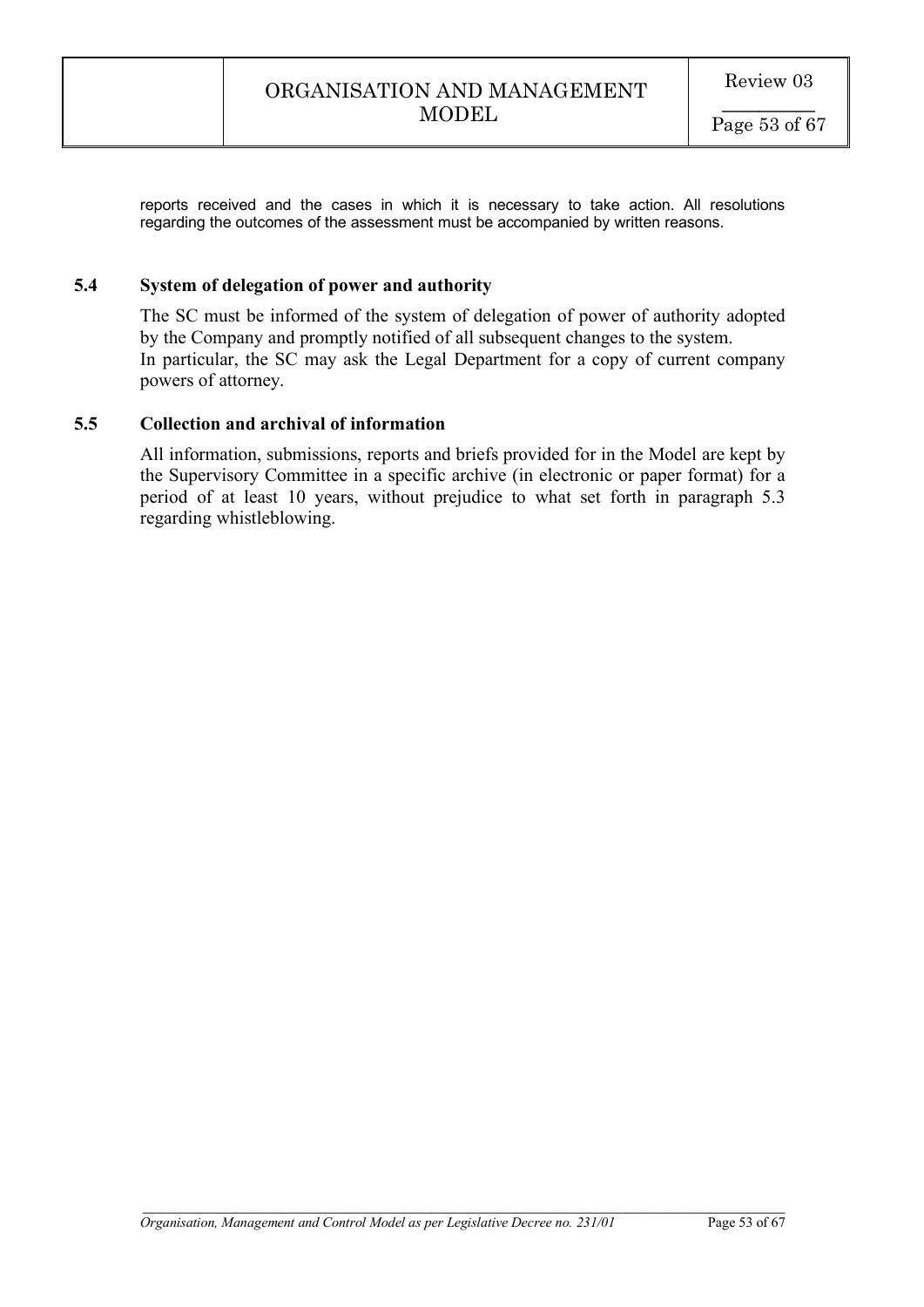reports received and the cases in which it is necessary to take action. All resolutions regarding the outcomes of the assessment must be accompanied by written reasons.

### 5.4 System of delegation of power and authority

The SC must be informed of the system of delegation of power of authority adopted by the Company and promptly notified of all subsequent changes to the system.
In particular, the SC may ask the Legal Department for a copy of current company powers of attorney.

### 5.5 Collection and archival of information

All information, submissions, reports and briefs provided for in the Model are kept by the Supervisory Committee in a specific archive (in electronic or paper format) for a period of at least 10 years, without prejudice to what set forth in paragraph 5.3 regarding whistleblowing.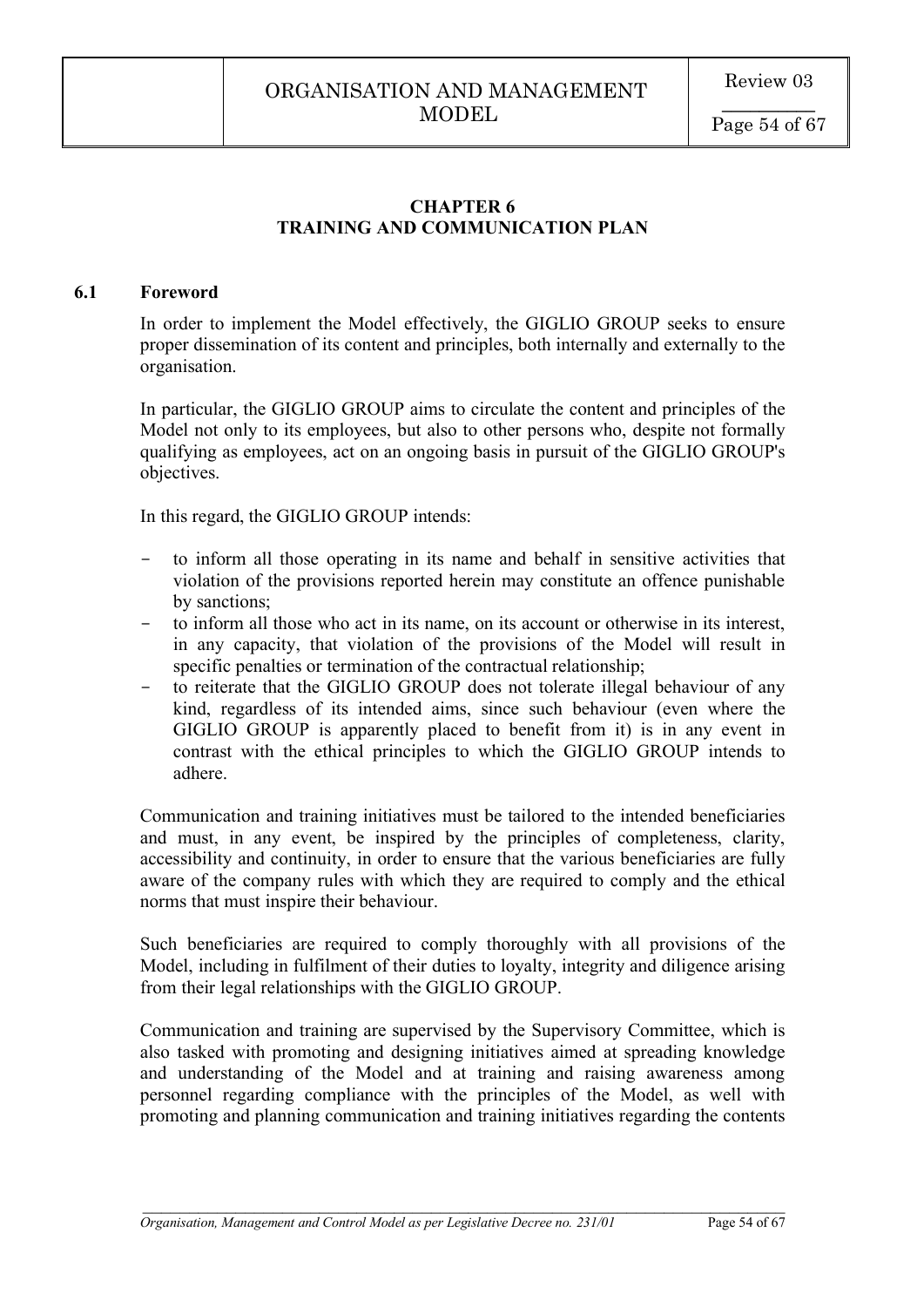# CHAPTER 6
# TRAINING AND COMMUNICATION PLAN

## 6.1 Foreword

In order to implement the Model effectively, the GIGLIO GROUP seeks to ensure proper dissemination of its content and principles, both internally and externally to the organisation.

In particular, the GIGLIO GROUP aims to circulate the content and principles of the Model not only to its employees, but also to other persons who, despite not formally qualifying as employees, act on an ongoing basis in pursuit of the GIGLIO GROUP's objectives.

In this regard, the GIGLIO GROUP intends:

- to inform all those operating in its name and behalf in sensitive activities that violation of the provisions reported herein may constitute an offence punishable by sanctions;
- to inform all those who act in its name, on its account or otherwise in its interest, in any capacity, that violation of the provisions of the Model will result in specific penalties or termination of the contractual relationship;
- to reiterate that the GIGLIO GROUP does not tolerate illegal behaviour of any kind, regardless of its intended aims, since such behaviour (even where the GIGLIO GROUP is apparently placed to benefit from it) is in any event in contrast with the ethical principles to which the GIGLIO GROUP intends to adhere.

Communication and training initiatives must be tailored to the intended beneficiaries and must, in any event, be inspired by the principles of completeness, clarity, accessibility and continuity, in order to ensure that the various beneficiaries are fully aware of the company rules with which they are required to comply and the ethical norms that must inspire their behaviour.

Such beneficiaries are required to comply thoroughly with all provisions of the Model, including in fulfilment of their duties to loyalty, integrity and diligence arising from their legal relationships with the GIGLIO GROUP.

Communication and training are supervised by the Supervisory Committee, which is also tasked with promoting and designing initiatives aimed at spreading knowledge and understanding of the Model and at training and raising awareness among personnel regarding compliance with the principles of the Model, as well with promoting and planning communication and training initiatives regarding the contents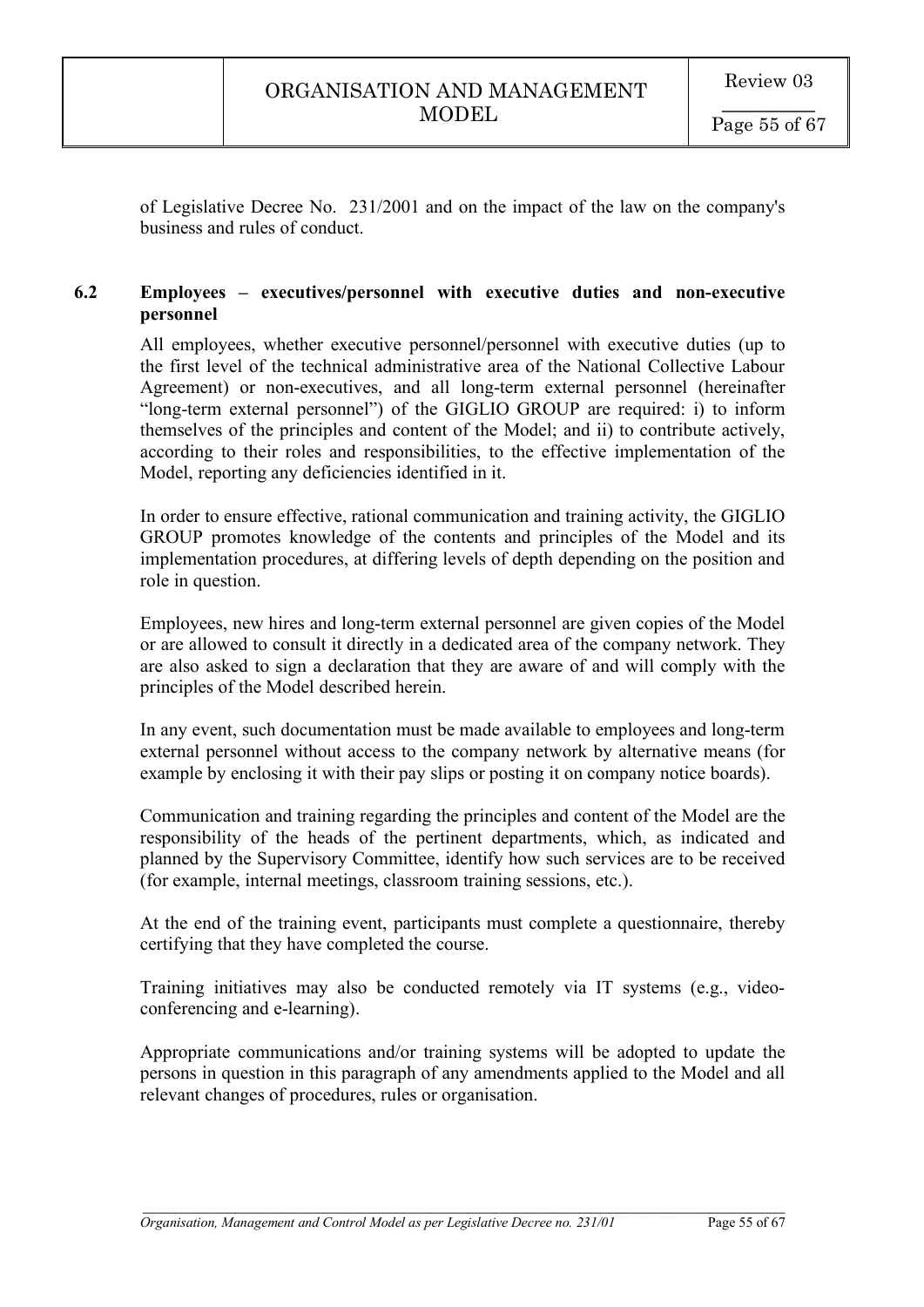of Legislative Decree No. 231/2001 and on the impact of the law on the company's business and rules of conduct.

## 6.2 Employees – executives/personnel with executive duties and non-executive personnel

All employees, whether executive personnel/personnel with executive duties (up to the first level of the technical administrative area of the National Collective Labour Agreement) or non-executives, and all long-term external personnel (hereinafter "long-term external personnel") of the GIGLIO GROUP are required: i) to inform themselves of the principles and content of the Model; and ii) to contribute actively, according to their roles and responsibilities, to the effective implementation of the Model, reporting any deficiencies identified in it.

In order to ensure effective, rational communication and training activity, the GIGLIO GROUP promotes knowledge of the contents and principles of the Model and its implementation procedures, at differing levels of depth depending on the position and role in question.

Employees, new hires and long-term external personnel are given copies of the Model or are allowed to consult it directly in a dedicated area of the company network. They are also asked to sign a declaration that they are aware of and will comply with the principles of the Model described herein.

In any event, such documentation must be made available to employees and long-term external personnel without access to the company network by alternative means (for example by enclosing it with their pay slips or posting it on company notice boards).

Communication and training regarding the principles and content of the Model are the responsibility of the heads of the pertinent departments, which, as indicated and planned by the Supervisory Committee, identify how such services are to be received (for example, internal meetings, classroom training sessions, etc.).

At the end of the training event, participants must complete a questionnaire, thereby certifying that they have completed the course.

Training initiatives may also be conducted remotely via IT systems (e.g., video-conferencing and e-learning).

Appropriate communications and/or training systems will be adopted to update the persons in question in this paragraph of any amendments applied to the Model and all relevant changes of procedures, rules or organisation.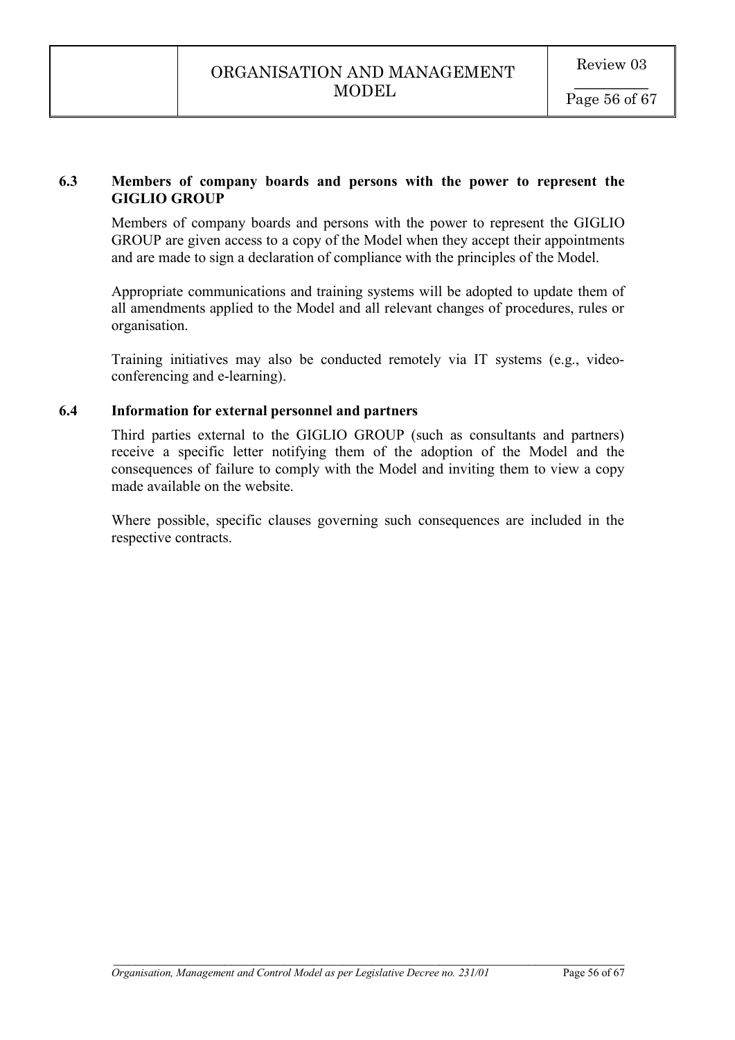### 6.3 Members of company boards and persons with the power to represent the GIGLIO GROUP

Members of company boards and persons with the power to represent the GIGLIO GROUP are given access to a copy of the Model when they accept their appointments and are made to sign a declaration of compliance with the principles of the Model.

Appropriate communications and training systems will be adopted to update them of all amendments applied to the Model and all relevant changes of procedures, rules or organisation.

Training initiatives may also be conducted remotely via IT systems (e.g., video-conferencing and e-learning).

### 6.4 Information for external personnel and partners

Third parties external to the GIGLIO GROUP (such as consultants and partners) receive a specific letter notifying them of the adoption of the Model and the consequences of failure to comply with the Model and inviting them to view a copy made available on the website.

Where possible, specific clauses governing such consequences are included in the respective contracts.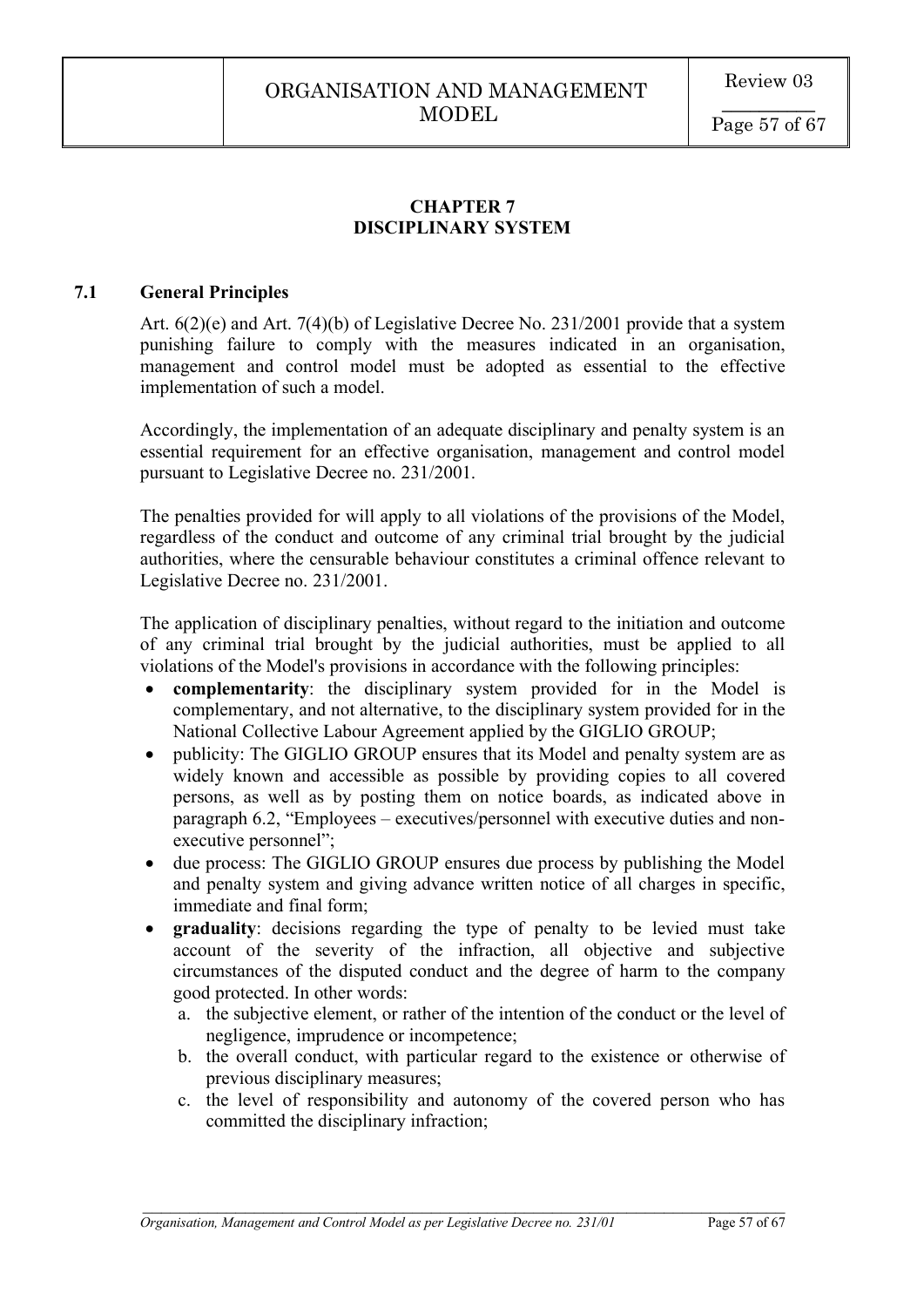# CHAPTER 7
# DISCIPLINARY SYSTEM

## 7.1 General Principles

Art. 6(2)(e) and Art. 7(4)(b) of Legislative Decree No. 231/2001 provide that a system punishing failure to comply with the measures indicated in an organisation, management and control model must be adopted as essential to the effective implementation of such a model.

Accordingly, the implementation of an adequate disciplinary and penalty system is an essential requirement for an effective organisation, management and control model pursuant to Legislative Decree no. 231/2001.

The penalties provided for will apply to all violations of the provisions of the Model, regardless of the conduct and outcome of any criminal trial brought by the judicial authorities, where the censurable behaviour constitutes a criminal offence relevant to Legislative Decree no. 231/2001.

The application of disciplinary penalties, without regard to the initiation and outcome of any criminal trial brought by the judicial authorities, must be applied to all violations of the Model's provisions in accordance with the following principles:

- **complementarity**: the disciplinary system provided for in the Model is complementary, and not alternative, to the disciplinary system provided for in the National Collective Labour Agreement applied by the GIGLIO GROUP;
- publicity: The GIGLIO GROUP ensures that its Model and penalty system are as widely known and accessible as possible by providing copies to all covered persons, as well as by posting them on notice boards, as indicated above in paragraph 6.2, "Employees – executives/personnel with executive duties and non-executive personnel";
- due process: The GIGLIO GROUP ensures due process by publishing the Model and penalty system and giving advance written notice of all charges in specific, immediate and final form;
- **graduality**: decisions regarding the type of penalty to be levied must take account of the severity of the infraction, all objective and subjective circumstances of the disputed conduct and the degree of harm to the company good protected. In other words:
  a. the subjective element, or rather of the intention of the conduct or the level of negligence, imprudence or incompetence;
  b. the overall conduct, with particular regard to the existence or otherwise of previous disciplinary measures;
  c. the level of responsibility and autonomy of the covered person who has committed the disciplinary infraction;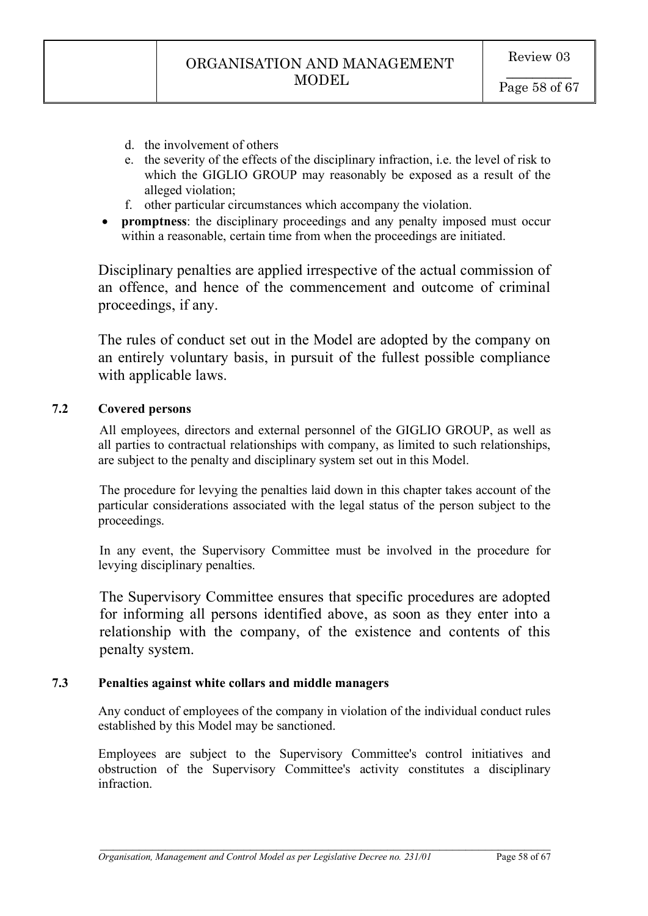d. the involvement of others
e. the severity of the effects of the disciplinary infraction, i.e. the level of risk to which the GIGLIO GROUP may reasonably be exposed as a result of the alleged violation;
f. other particular circumstances which accompany the violation.

- **promptness**: the disciplinary proceedings and any penalty imposed must occur within a reasonable, certain time from when the proceedings are initiated.

Disciplinary penalties are applied irrespective of the actual commission of an offence, and hence of the commencement and outcome of criminal proceedings, if any.

The rules of conduct set out in the Model are adopted by the company on an entirely voluntary basis, in pursuit of the fullest possible compliance with applicable laws.

### 7.2 Covered persons

All employees, directors and external personnel of the GIGLIO GROUP, as well as all parties to contractual relationships with company, as limited to such relationships, are subject to the penalty and disciplinary system set out in this Model.

The procedure for levying the penalties laid down in this chapter takes account of the particular considerations associated with the legal status of the person subject to the proceedings.

In any event, the Supervisory Committee must be involved in the procedure for levying disciplinary penalties.

The Supervisory Committee ensures that specific procedures are adopted for informing all persons identified above, as soon as they enter into a relationship with the company, of the existence and contents of this penalty system.

### 7.3 Penalties against white collars and middle managers

Any conduct of employees of the company in violation of the individual conduct rules established by this Model may be sanctioned.

Employees are subject to the Supervisory Committee's control initiatives and obstruction of the Supervisory Committee's activity constitutes a disciplinary infraction.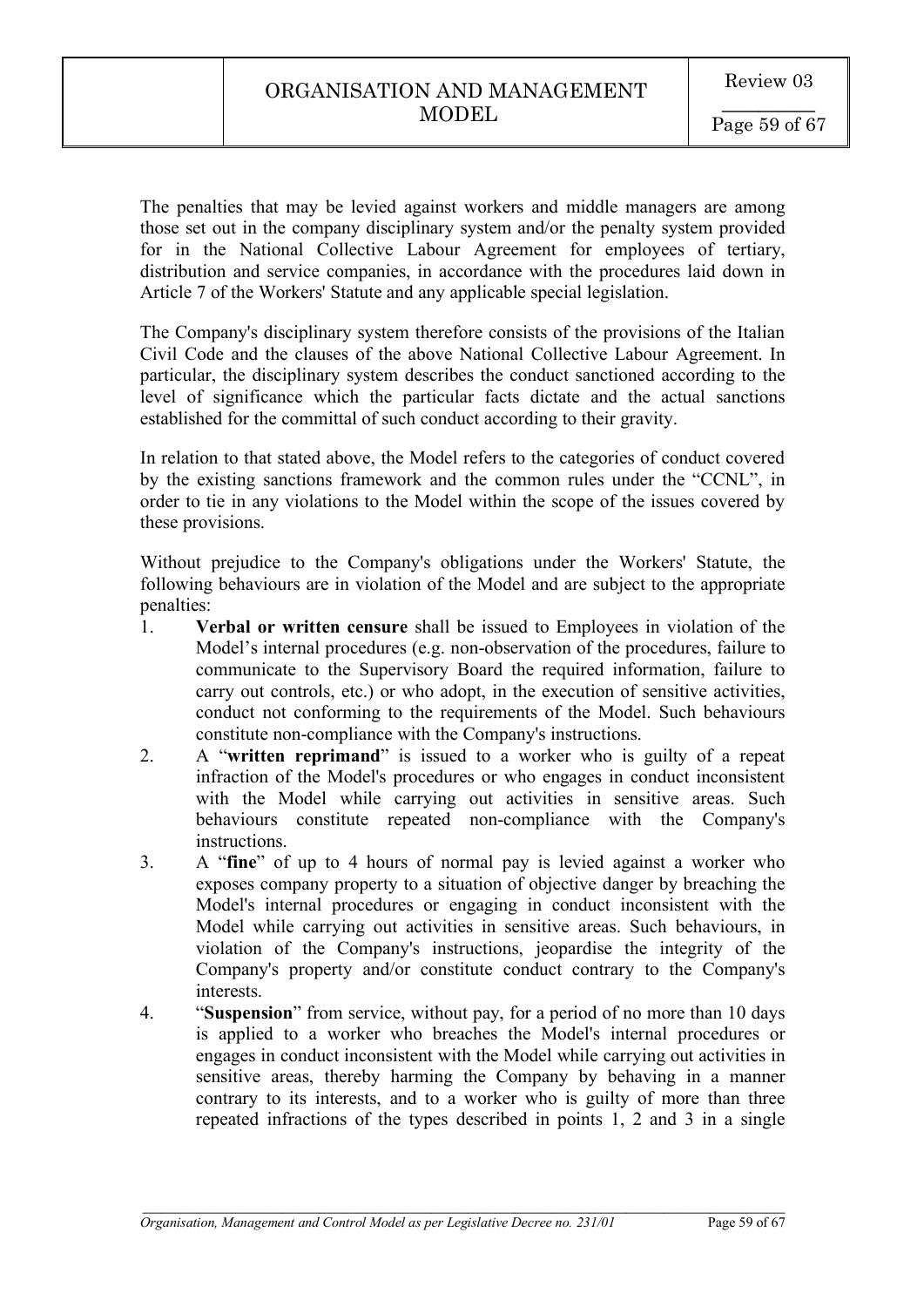The penalties that may be levied against workers and middle managers are among those set out in the company disciplinary system and/or the penalty system provided for in the National Collective Labour Agreement for employees of tertiary, distribution and service companies, in accordance with the procedures laid down in Article 7 of the Workers' Statute and any applicable special legislation.

The Company's disciplinary system therefore consists of the provisions of the Italian Civil Code and the clauses of the above National Collective Labour Agreement. In particular, the disciplinary system describes the conduct sanctioned according to the level of significance which the particular facts dictate and the actual sanctions established for the committal of such conduct according to their gravity.

In relation to that stated above, the Model refers to the categories of conduct covered by the existing sanctions framework and the common rules under the "CCNL", in order to tie in any violations to the Model within the scope of the issues covered by these provisions.

Without prejudice to the Company's obligations under the Workers' Statute, the following behaviours are in violation of the Model and are subject to the appropriate penalties:

1. **Verbal or written censure** shall be issued to Employees in violation of the Model's internal procedures (e.g. non-observation of the procedures, failure to communicate to the Supervisory Board the required information, failure to carry out controls, etc.) or who adopt, in the execution of sensitive activities, conduct not conforming to the requirements of the Model. Such behaviours constitute non-compliance with the Company's instructions.
2. A "**written reprimand**" is issued to a worker who is guilty of a repeat infraction of the Model's procedures or who engages in conduct inconsistent with the Model while carrying out activities in sensitive areas. Such behaviours constitute repeated non-compliance with the Company's instructions.
3. A "**fine**" of up to 4 hours of normal pay is levied against a worker who exposes company property to a situation of objective danger by breaching the Model's internal procedures or engaging in conduct inconsistent with the Model while carrying out activities in sensitive areas. Such behaviours, in violation of the Company's instructions, jeopardise the integrity of the Company's property and/or constitute conduct contrary to the Company's interests.
4. "**Suspension**" from service, without pay, for a period of no more than 10 days is applied to a worker who breaches the Model's internal procedures or engages in conduct inconsistent with the Model while carrying out activities in sensitive areas, thereby harming the Company by behaving in a manner contrary to its interests, and to a worker who is guilty of more than three repeated infractions of the types described in points 1, 2 and 3 in a single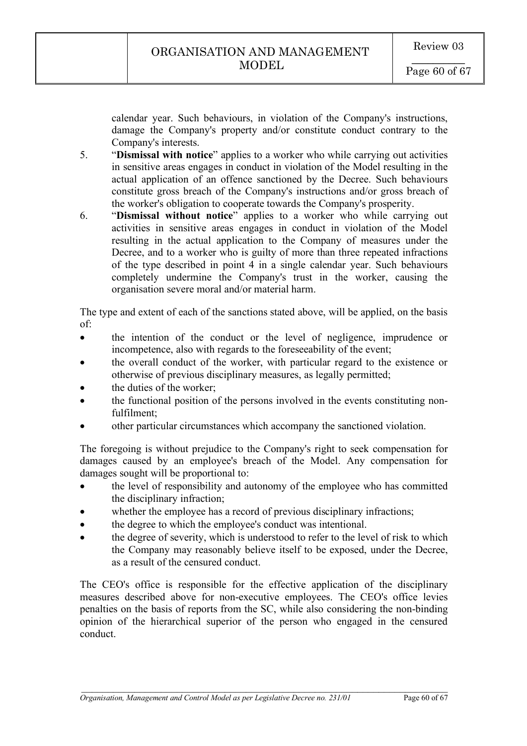calendar year. Such behaviours, in violation of the Company's instructions, damage the Company's property and/or constitute conduct contrary to the Company's interests.

5. "**Dismissal with notice**" applies to a worker who while carrying out activities in sensitive areas engages in conduct in violation of the Model resulting in the actual application of an offence sanctioned by the Decree. Such behaviours constitute gross breach of the Company's instructions and/or gross breach of the worker's obligation to cooperate towards the Company's prosperity.
6. "**Dismissal without notice**" applies to a worker who while carrying out activities in sensitive areas engages in conduct in violation of the Model resulting in the actual application to the Company of measures under the Decree, and to a worker who is guilty of more than three repeated infractions of the type described in point 4 in a single calendar year. Such behaviours completely undermine the Company's trust in the worker, causing the organisation severe moral and/or material harm.

The type and extent of each of the sanctions stated above, will be applied, on the basis of:

- the intention of the conduct or the level of negligence, imprudence or incompetence, also with regards to the foreseeability of the event;
- the overall conduct of the worker, with particular regard to the existence or otherwise of previous disciplinary measures, as legally permitted;
- the duties of the worker;
- the functional position of the persons involved in the events constituting non-fulfilment;
- other particular circumstances which accompany the sanctioned violation.

The foregoing is without prejudice to the Company's right to seek compensation for damages caused by an employee's breach of the Model. Any compensation for damages sought will be proportional to:

- the level of responsibility and autonomy of the employee who has committed the disciplinary infraction;
- whether the employee has a record of previous disciplinary infractions;
- the degree to which the employee's conduct was intentional.
- the degree of severity, which is understood to refer to the level of risk to which the Company may reasonably believe itself to be exposed, under the Decree, as a result of the censured conduct.

The CEO's office is responsible for the effective application of the disciplinary measures described above for non-executive employees. The CEO's office levies penalties on the basis of reports from the SC, while also considering the non-binding opinion of the hierarchical superior of the person who engaged in the censured conduct.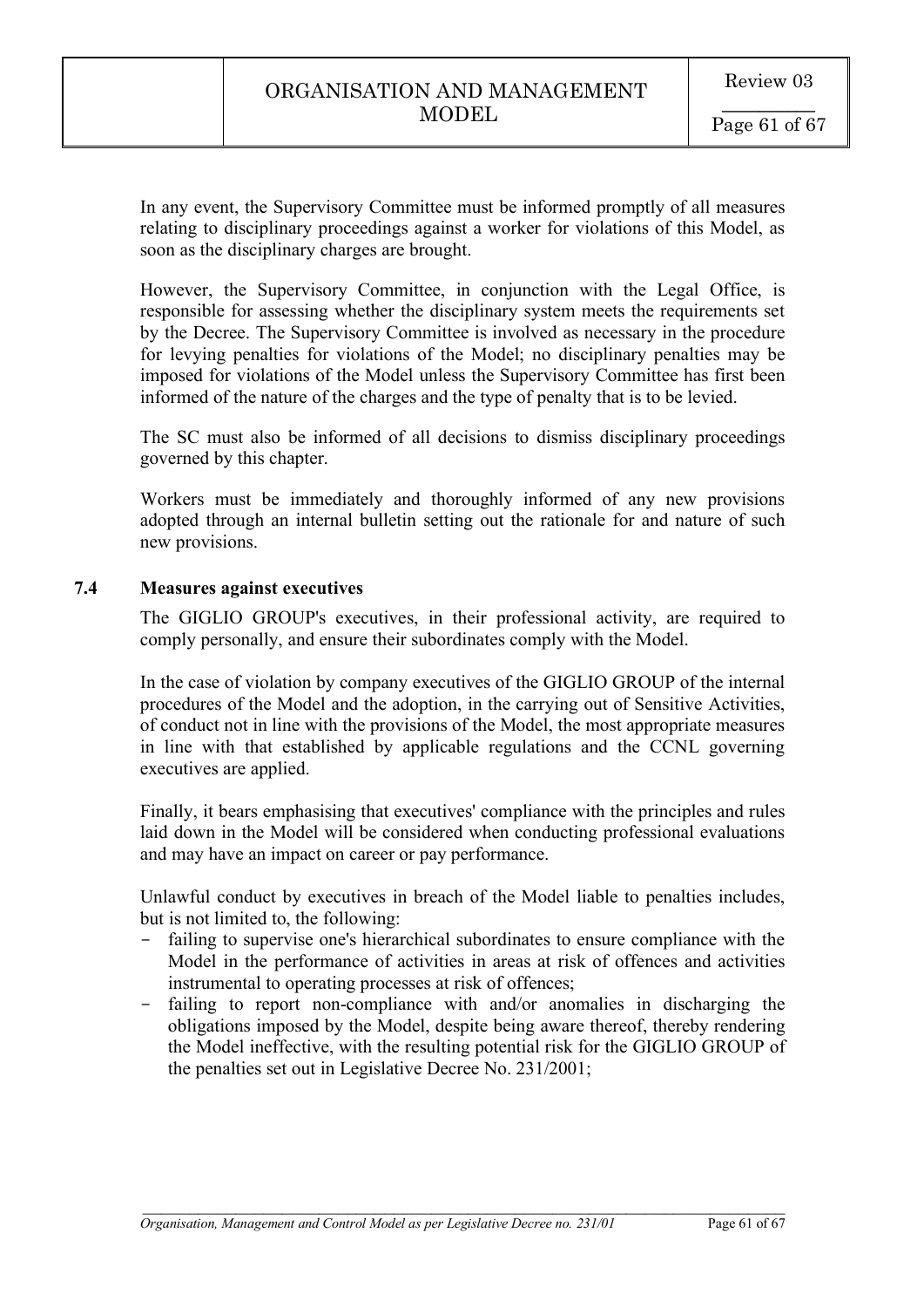In any event, the Supervisory Committee must be informed promptly of all measures relating to disciplinary proceedings against a worker for violations of this Model, as soon as the disciplinary charges are brought.

However, the Supervisory Committee, in conjunction with the Legal Office, is responsible for assessing whether the disciplinary system meets the requirements set by the Decree. The Supervisory Committee is involved as necessary in the procedure for levying penalties for violations of the Model; no disciplinary penalties may be imposed for violations of the Model unless the Supervisory Committee has first been informed of the nature of the charges and the type of penalty that is to be levied.

The SC must also be informed of all decisions to dismiss disciplinary proceedings governed by this chapter.

Workers must be immediately and thoroughly informed of any new provisions adopted through an internal bulletin setting out the rationale for and nature of such new provisions.

### 7.4 Measures against executives

The GIGLIO GROUP's executives, in their professional activity, are required to comply personally, and ensure their subordinates comply with the Model.

In the case of violation by company executives of the GIGLIO GROUP of the internal procedures of the Model and the adoption, in the carrying out of Sensitive Activities, of conduct not in line with the provisions of the Model, the most appropriate measures in line with that established by applicable regulations and the CCNL governing executives are applied.

Finally, it bears emphasising that executives' compliance with the principles and rules laid down in the Model will be considered when conducting professional evaluations and may have an impact on career or pay performance.

Unlawful conduct by executives in breach of the Model liable to penalties includes, but is not limited to, the following:

- failing to supervise one's hierarchical subordinates to ensure compliance with the Model in the performance of activities in areas at risk of offences and activities instrumental to operating processes at risk of offences;
- failing to report non-compliance with and/or anomalies in discharging the obligations imposed by the Model, despite being aware thereof, thereby rendering the Model ineffective, with the resulting potential risk for the GIGLIO GROUP of the penalties set out in Legislative Decree No. 231/2001;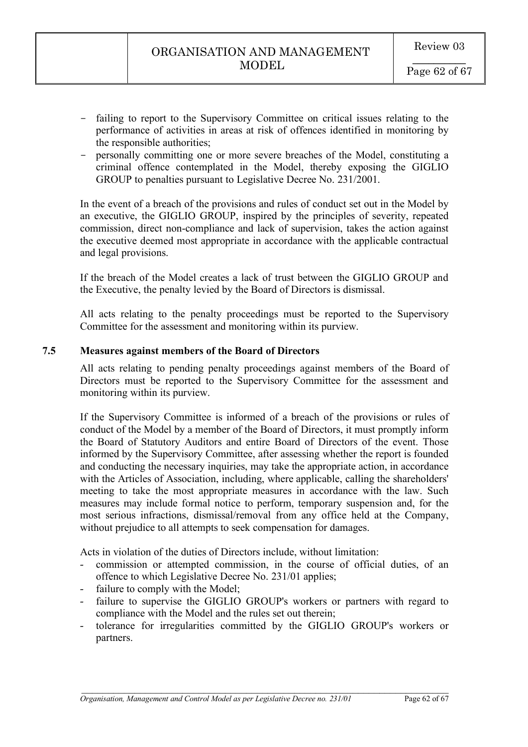- failing to report to the Supervisory Committee on critical issues relating to the performance of activities in areas at risk of offences identified in monitoring by the responsible authorities;
- personally committing one or more severe breaches of the Model, constituting a criminal offence contemplated in the Model, thereby exposing the GIGLIO GROUP to penalties pursuant to Legislative Decree No. 231/2001.

In the event of a breach of the provisions and rules of conduct set out in the Model by an executive, the GIGLIO GROUP, inspired by the principles of severity, repeated commission, direct non-compliance and lack of supervision, takes the action against the executive deemed most appropriate in accordance with the applicable contractual and legal provisions.

If the breach of the Model creates a lack of trust between the GIGLIO GROUP and the Executive, the penalty levied by the Board of Directors is dismissal.

All acts relating to the penalty proceedings must be reported to the Supervisory Committee for the assessment and monitoring within its purview.

### 7.5 Measures against members of the Board of Directors

All acts relating to pending penalty proceedings against members of the Board of Directors must be reported to the Supervisory Committee for the assessment and monitoring within its purview.

If the Supervisory Committee is informed of a breach of the provisions or rules of conduct of the Model by a member of the Board of Directors, it must promptly inform the Board of Statutory Auditors and entire Board of Directors of the event. Those informed by the Supervisory Committee, after assessing whether the report is founded and conducting the necessary inquiries, may take the appropriate action, in accordance with the Articles of Association, including, where applicable, calling the shareholders' meeting to take the most appropriate measures in accordance with the law. Such measures may include formal notice to perform, temporary suspension and, for the most serious infractions, dismissal/removal from any office held at the Company, without prejudice to all attempts to seek compensation for damages.

Acts in violation of the duties of Directors include, without limitation:

- commission or attempted commission, in the course of official duties, of an offence to which Legislative Decree No. 231/01 applies;
- failure to comply with the Model;
- failure to supervise the GIGLIO GROUP's workers or partners with regard to compliance with the Model and the rules set out therein;
- tolerance for irregularities committed by the GIGLIO GROUP's workers or partners.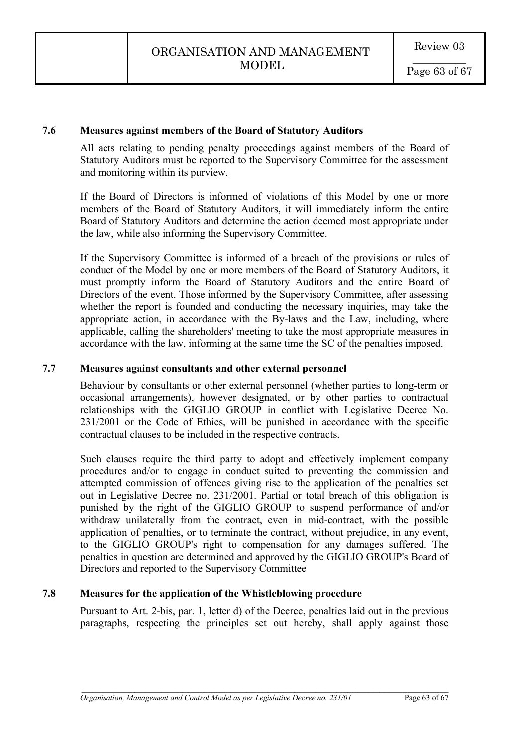### 7.6 Measures against members of the Board of Statutory Auditors

All acts relating to pending penalty proceedings against members of the Board of Statutory Auditors must be reported to the Supervisory Committee for the assessment and monitoring within its purview.

If the Board of Directors is informed of violations of this Model by one or more members of the Board of Statutory Auditors, it will immediately inform the entire Board of Statutory Auditors and determine the action deemed most appropriate under the law, while also informing the Supervisory Committee.

If the Supervisory Committee is informed of a breach of the provisions or rules of conduct of the Model by one or more members of the Board of Statutory Auditors, it must promptly inform the Board of Statutory Auditors and the entire Board of Directors of the event. Those informed by the Supervisory Committee, after assessing whether the report is founded and conducting the necessary inquiries, may take the appropriate action, in accordance with the By-laws and the Law, including, where applicable, calling the shareholders' meeting to take the most appropriate measures in accordance with the law, informing at the same time the SC of the penalties imposed.

### 7.7 Measures against consultants and other external personnel

Behaviour by consultants or other external personnel (whether parties to long-term or occasional arrangements), however designated, or by other parties to contractual relationships with the GIGLIO GROUP in conflict with Legislative Decree No. 231/2001 or the Code of Ethics, will be punished in accordance with the specific contractual clauses to be included in the respective contracts.

Such clauses require the third party to adopt and effectively implement company procedures and/or to engage in conduct suited to preventing the commission and attempted commission of offences giving rise to the application of the penalties set out in Legislative Decree no. 231/2001. Partial or total breach of this obligation is punished by the right of the GIGLIO GROUP to suspend performance of and/or withdraw unilaterally from the contract, even in mid-contract, with the possible application of penalties, or to terminate the contract, without prejudice, in any event, to the GIGLIO GROUP's right to compensation for any damages suffered. The penalties in question are determined and approved by the GIGLIO GROUP's Board of Directors and reported to the Supervisory Committee

### 7.8 Measures for the application of the Whistleblowing procedure

Pursuant to Art. 2-bis, par. 1, letter d) of the Decree, penalties laid out in the previous paragraphs, respecting the principles set out hereby, shall apply against those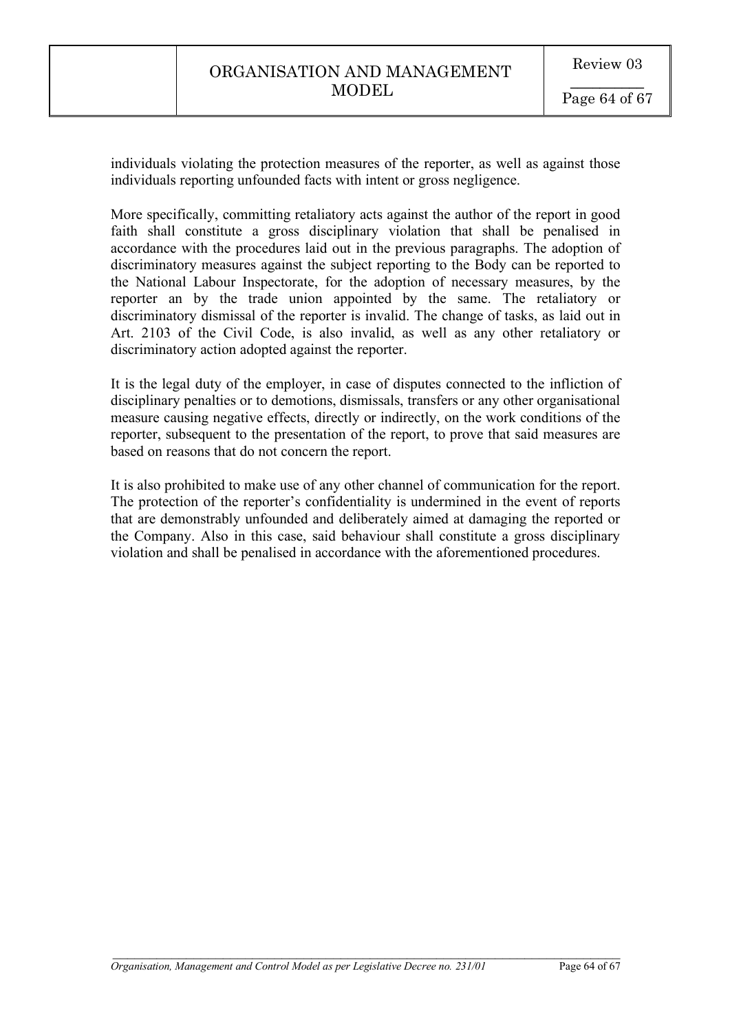individuals violating the protection measures of the reporter, as well as against those individuals reporting unfounded facts with intent or gross negligence.

More specifically, committing retaliatory acts against the author of the report in good faith shall constitute a gross disciplinary violation that shall be penalised in accordance with the procedures laid out in the previous paragraphs. The adoption of discriminatory measures against the subject reporting to the Body can be reported to the National Labour Inspectorate, for the adoption of necessary measures, by the reporter an by the trade union appointed by the same. The retaliatory or discriminatory dismissal of the reporter is invalid. The change of tasks, as laid out in Art. 2103 of the Civil Code, is also invalid, as well as any other retaliatory or discriminatory action adopted against the reporter.

It is the legal duty of the employer, in case of disputes connected to the infliction of disciplinary penalties or to demotions, dismissals, transfers or any other organisational measure causing negative effects, directly or indirectly, on the work conditions of the reporter, subsequent to the presentation of the report, to prove that said measures are based on reasons that do not concern the report.

It is also prohibited to make use of any other channel of communication for the report. The protection of the reporter's confidentiality is undermined in the event of reports that are demonstrably unfounded and deliberately aimed at damaging the reported or the Company. Also in this case, said behaviour shall constitute a gross disciplinary violation and shall be penalised in accordance with the aforementioned procedures.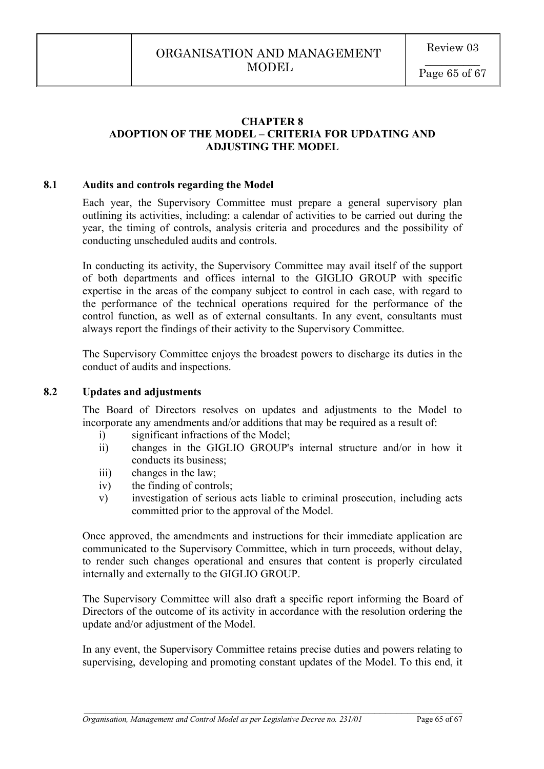# CHAPTER 8
# ADOPTION OF THE MODEL – CRITERIA FOR UPDATING AND ADJUSTING THE MODEL

## 8.1 Audits and controls regarding the Model

Each year, the Supervisory Committee must prepare a general supervisory plan outlining its activities, including: a calendar of activities to be carried out during the year, the timing of controls, analysis criteria and procedures and the possibility of conducting unscheduled audits and controls.

In conducting its activity, the Supervisory Committee may avail itself of the support of both departments and offices internal to the GIGLIO GROUP with specific expertise in the areas of the company subject to control in each case, with regard to the performance of the technical operations required for the performance of the control function, as well as of external consultants. In any event, consultants must always report the findings of their activity to the Supervisory Committee.

The Supervisory Committee enjoys the broadest powers to discharge its duties in the conduct of audits and inspections.

## 8.2 Updates and adjustments

The Board of Directors resolves on updates and adjustments to the Model to incorporate any amendments and/or additions that may be required as a result of:

i) significant infractions of the Model;
ii) changes in the GIGLIO GROUP's internal structure and/or in how it conducts its business;
iii) changes in the law;
iv) the finding of controls;
v) investigation of serious acts liable to criminal prosecution, including acts committed prior to the approval of the Model.

Once approved, the amendments and instructions for their immediate application are communicated to the Supervisory Committee, which in turn proceeds, without delay, to render such changes operational and ensures that content is properly circulated internally and externally to the GIGLIO GROUP.

The Supervisory Committee will also draft a specific report informing the Board of Directors of the outcome of its activity in accordance with the resolution ordering the update and/or adjustment of the Model.

In any event, the Supervisory Committee retains precise duties and powers relating to supervising, developing and promoting constant updates of the Model. To this end, it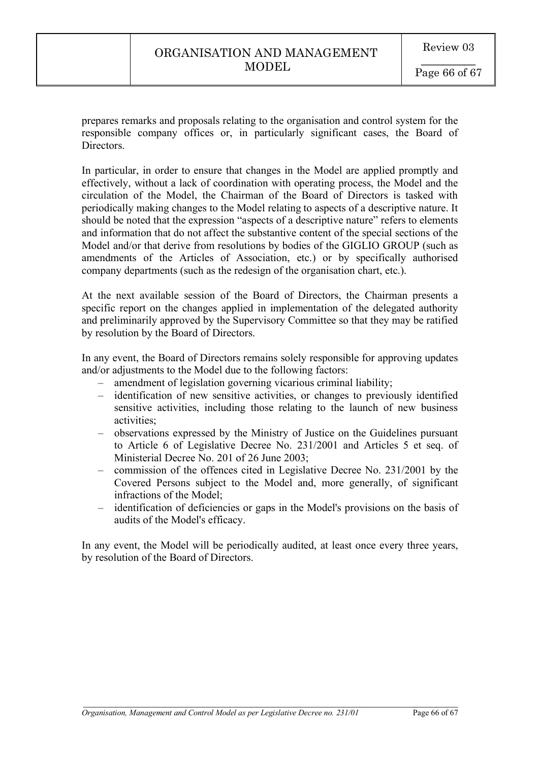prepares remarks and proposals relating to the organisation and control system for the responsible company offices or, in particularly significant cases, the Board of Directors.

In particular, in order to ensure that changes in the Model are applied promptly and effectively, without a lack of coordination with operating process, the Model and the circulation of the Model, the Chairman of the Board of Directors is tasked with periodically making changes to the Model relating to aspects of a descriptive nature. It should be noted that the expression "aspects of a descriptive nature" refers to elements and information that do not affect the substantive content of the special sections of the Model and/or that derive from resolutions by bodies of the GIGLIO GROUP (such as amendments of the Articles of Association, etc.) or by specifically authorised company departments (such as the redesign of the organisation chart, etc.).

At the next available session of the Board of Directors, the Chairman presents a specific report on the changes applied in implementation of the delegated authority and preliminarily approved by the Supervisory Committee so that they may be ratified by resolution by the Board of Directors.

In any event, the Board of Directors remains solely responsible for approving updates and/or adjustments to the Model due to the following factors:

- amendment of legislation governing vicarious criminal liability;
- identification of new sensitive activities, or changes to previously identified sensitive activities, including those relating to the launch of new business activities;
- observations expressed by the Ministry of Justice on the Guidelines pursuant to Article 6 of Legislative Decree No. 231/2001 and Articles 5 et seq. of Ministerial Decree No. 201 of 26 June 2003;
- commission of the offences cited in Legislative Decree No. 231/2001 by the Covered Persons subject to the Model and, more generally, of significant infractions of the Model;
- identification of deficiencies or gaps in the Model's provisions on the basis of audits of the Model's efficacy.

In any event, the Model will be periodically audited, at least once every three years, by resolution of the Board of Directors.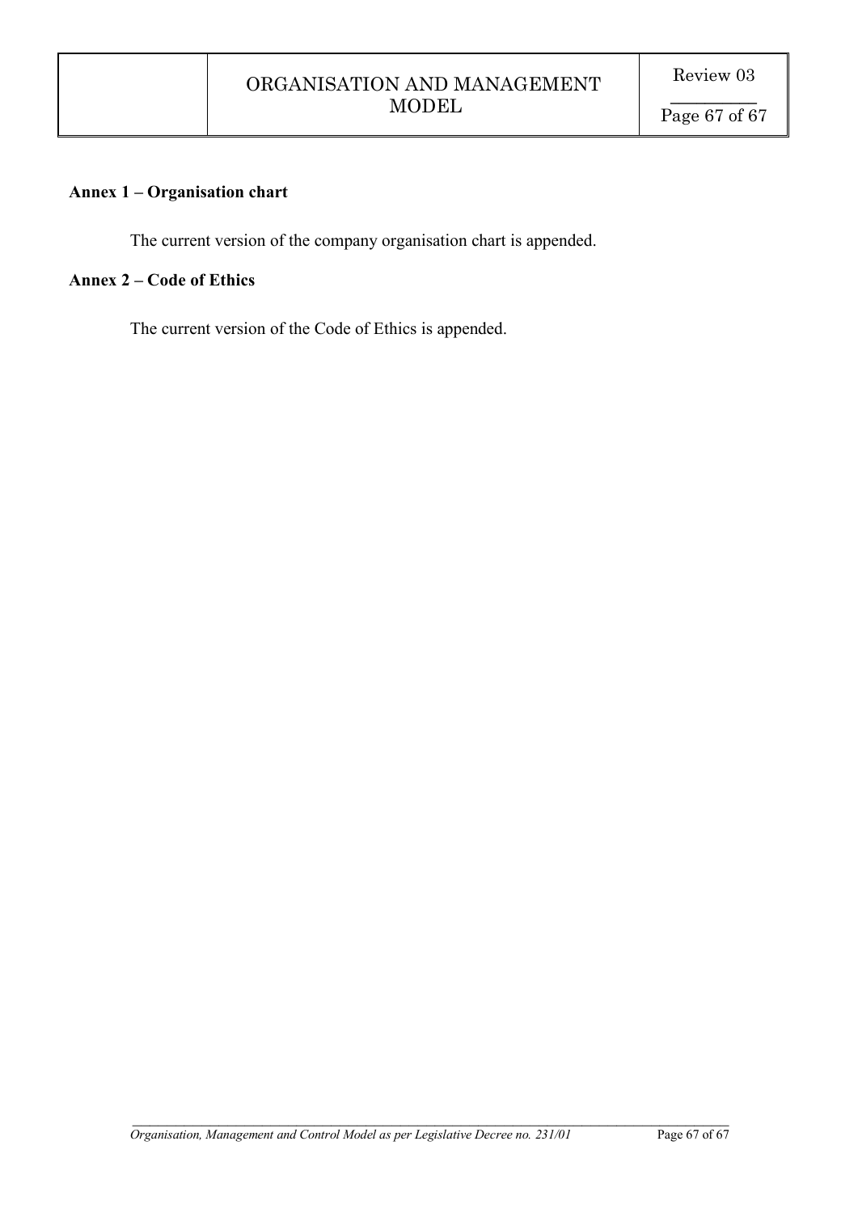**Annex 1 – Organisation chart**

The current version of the company organisation chart is appended.

**Annex 2 – Code of Ethics**

The current version of the Code of Ethics is appended.